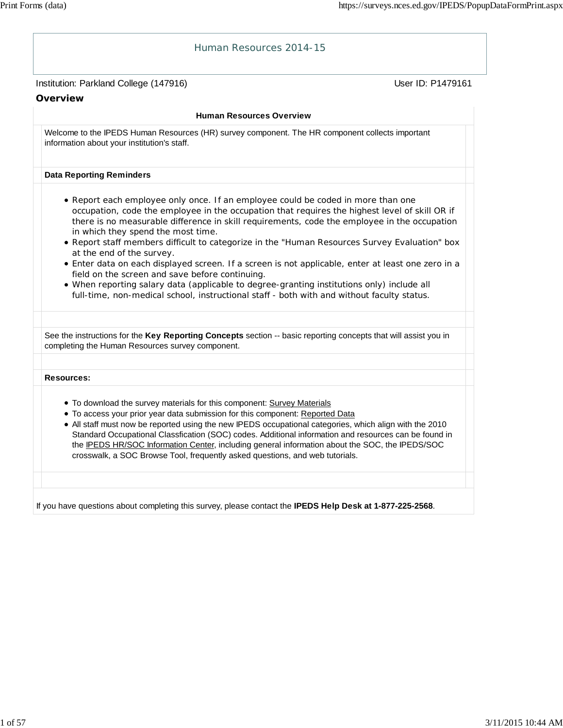# Human Resources 2014-15

Institution: Parkland College (147916)    User ID: P1479161

## Overview

### Human Resources Overview

Welcome to the IPEDS Human Resources (HR) survey component. The HR component collects important information about your institution's staff.

**Data Reporting Reminders**

- Report each employee only once. If an employee could be coded in more than one occupation, code the employee in the occupation that requires the highest level of skill OR if there is no measurable difference in skill requirements, code the employee in the occupation in which they spend the most time.
- Report staff members difficult to categorize in the "Human Resources Survey Evaluation" box at the end of the survey.
- Enter data on each displayed screen. If a screen is not applicable, enter at least one zero in a field on the screen and save before continuing.
- When reporting salary data (applicable to degree-granting institutions only) include all full-time, non-medical school, instructional staff - both with and without faculty status.

See the instructions for the **Key Reporting Concepts** section -- basic reporting concepts that will assist you in completing the Human Resources survey component.

**Resources:**

- To download the survey materials for this component: Survey Materials
- To access your prior year data submission for this component: Reported Data
- All staff must now be reported using the new IPEDS occupational categories, which align with the 2010 Standard Occupational Classfication (SOC) codes. Additional information and resources can be found in the IPEDS HR/SOC Information Center, including general information about the SOC, the IPEDS/SOC crosswalk, a SOC Browse Tool, frequently asked questions, and web tutorials.

If you have questions about completing this survey, please contact the **IPEDS Help Desk at 1-877-225-2568**.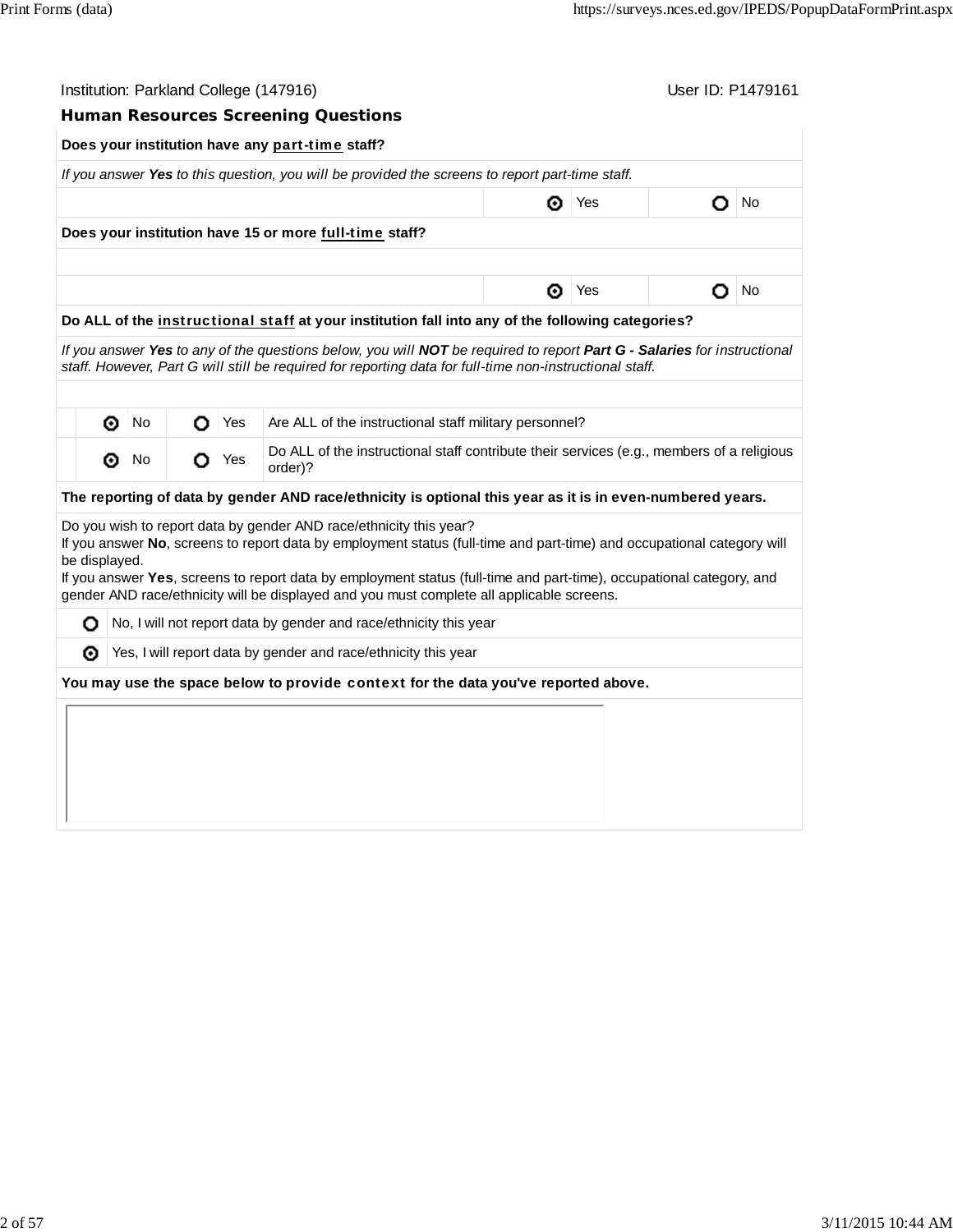Institution: Parkland College (147916) User ID: P1479161

## Human Resources Screening Questions

**Does your institution have any part-time staff?**

*If you answer **Yes** to this question, you will be provided the screens to report part-time staff.*

| | | |
|---|---|---|
| | (selected) Yes | ( ) No |

**Does your institution have 15 or more full-time staff?**

| | | |
|---|---|---|
| | (selected) Yes | ( ) No |

**Do ALL of the instructional staff at your institution fall into any of the following categories?**

*If you answer **Yes** to any of the questions below, you will **NOT** be required to report **Part G - Salaries** for instructional staff. However, Part G will still be required for reporting data for full-time non-instructional staff.*

| No | Yes | Question |
|---|---|---|
| (selected) No | ( ) Yes | Are ALL of the instructional staff military personnel? |
| (selected) No | ( ) Yes | Do ALL of the instructional staff contribute their services (e.g., members of a religious order)? |

**The reporting of data by gender AND race/ethnicity is optional this year as it is in even-numbered years.**

Do you wish to report data by gender AND race/ethnicity this year?
If you answer **No**, screens to report data by employment status (full-time and part-time) and occupational category will be displayed.
If you answer **Yes**, screens to report data by employment status (full-time and part-time), occupational category, and gender AND race/ethnicity will be displayed and you must complete all applicable screens.

- ( ) No, I will not report data by gender and race/ethnicity this year
- (selected) Yes, I will report data by gender and race/ethnicity this year

**You may use the space below to provide context for the data you've reported above.**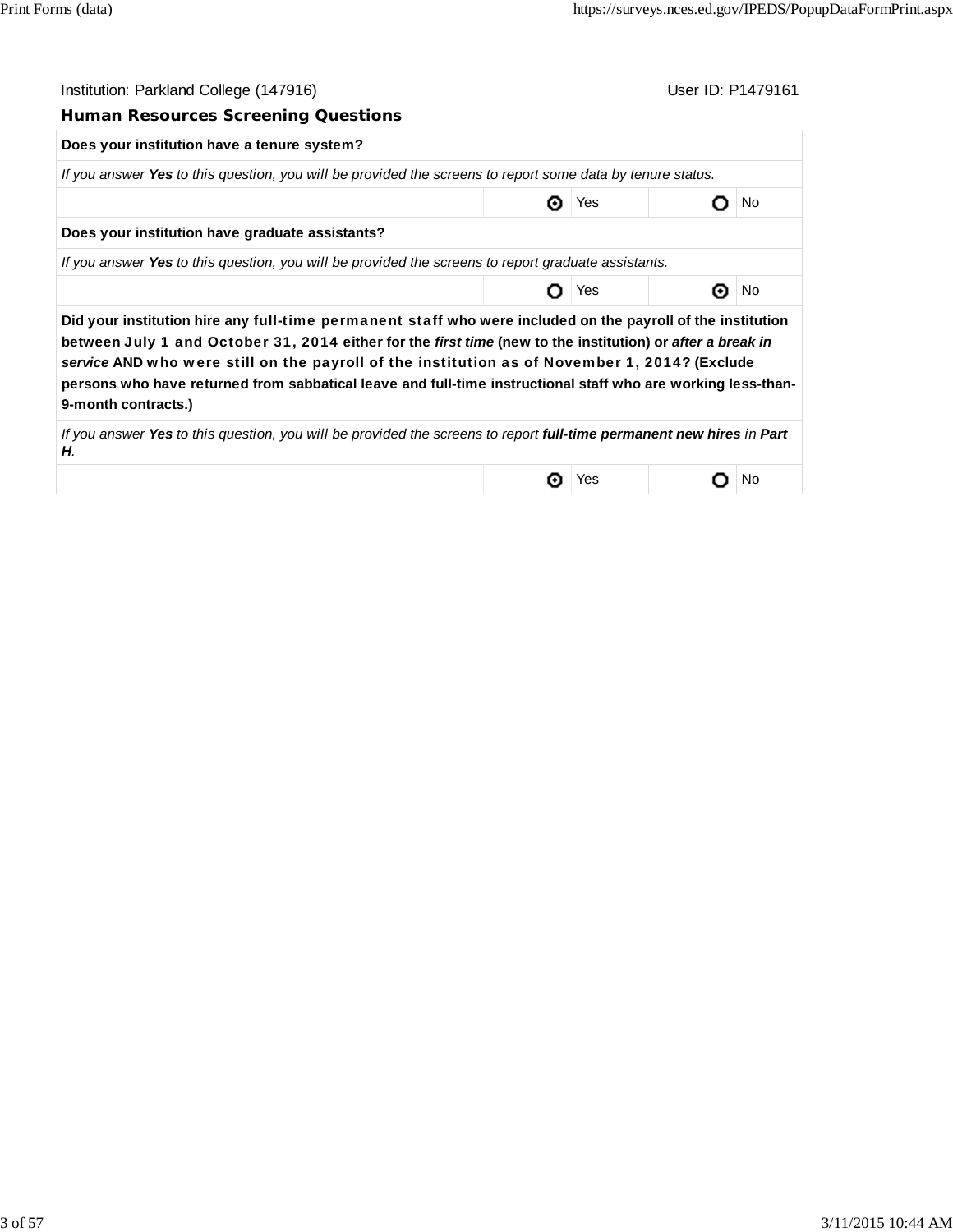Institution: Parkland College (147916) User ID: P1479161

### Human Resources Screening Questions

| | | | | |
|---|---|---|---|---|
| **Does your institution have a tenure system?** | | | | |
| *If you answer **Yes** to this question, you will be provided the screens to report some data by tenure status.* | | | | |
| | ◉ | Yes | ○ | No |
| **Does your institution have graduate assistants?** | | | | |
| *If you answer **Yes** to this question, you will be provided the screens to report graduate assistants.* | | | | |
| | ○ | Yes | ◉ | No |
| **Did your institution hire any full-time permanent staff who were included on the payroll of the institution between July 1 and October 31, 2014 either for the *first time* (new to the institution) or *after a break in service* AND who were still on the payroll of the institution as of November 1, 2014? (Exclude persons who have returned from sabbatical leave and full-time instructional staff who are working less-than-9-month contracts.)** | | | | |
| *If you answer **Yes** to this question, you will be provided the screens to report **full-time permanent new hires** in **Part H**.* | | | | |
| | ◉ | Yes | ○ | No |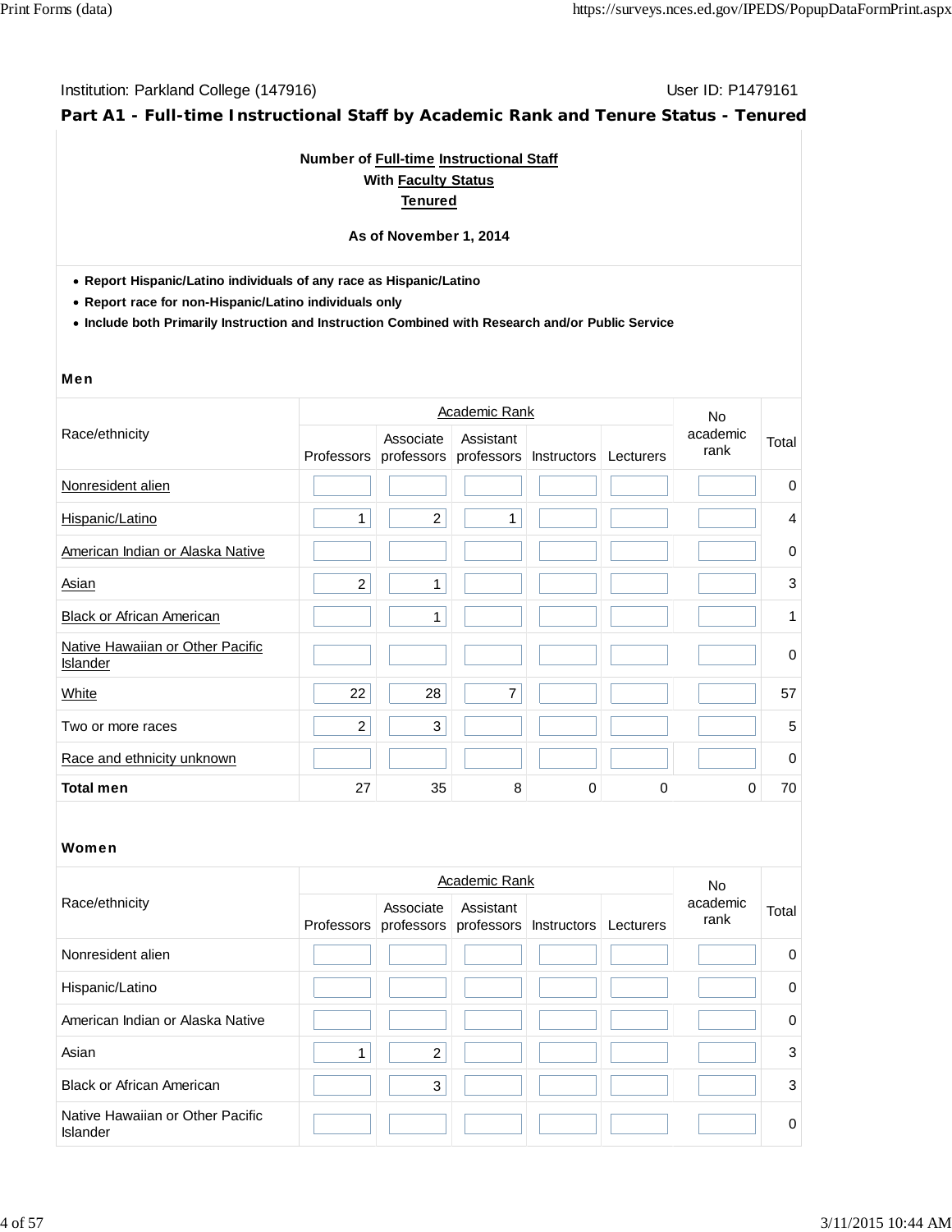Institution: Parkland College (147916) User ID: P1479161

## Part A1 - Full-time Instructional Staff by Academic Rank and Tenure Status - Tenured

**Number of Full-time Instructional Staff**
**With Faculty Status**
**Tenured**

**As of November 1, 2014**

- **Report Hispanic/Latino individuals of any race as Hispanic/Latino**
- **Report race for non-Hispanic/Latino individuals only**
- **Include both Primarily Instruction and Instruction Combined with Research and/or Public Service**

### Men

| Race/ethnicity | Academic Rank | | | | | No academic rank | Total |
|---|---|---|---|---|---|---|---|
| | Professors | Associate professors | Assistant professors | Instructors | Lecturers | | |
| Nonresident alien | | | | | | | 0 |
| Hispanic/Latino | 1 | 2 | 1 | | | | 4 |
| American Indian or Alaska Native | | | | | | | 0 |
| Asian | 2 | 1 | | | | | 3 |
| Black or African American | | 1 | | | | | 1 |
| Native Hawaiian or Other Pacific Islander | | | | | | | 0 |
| White | 22 | 28 | 7 | | | | 57 |
| Two or more races | 2 | 3 | | | | | 5 |
| Race and ethnicity unknown | | | | | | | 0 |
| **Total men** | 27 | 35 | 8 | 0 | 0 | 0 | 70 |

### Women

| Race/ethnicity | Academic Rank | | | | | No academic rank | Total |
|---|---|---|---|---|---|---|---|
| | Professors | Associate professors | Assistant professors | Instructors | Lecturers | | |
| Nonresident alien | | | | | | | 0 |
| Hispanic/Latino | | | | | | | 0 |
| American Indian or Alaska Native | | | | | | | 0 |
| Asian | 1 | 2 | | | | | 3 |
| Black or African American | | 3 | | | | | 3 |
| Native Hawaiian or Other Pacific Islander | | | | | | | 0 |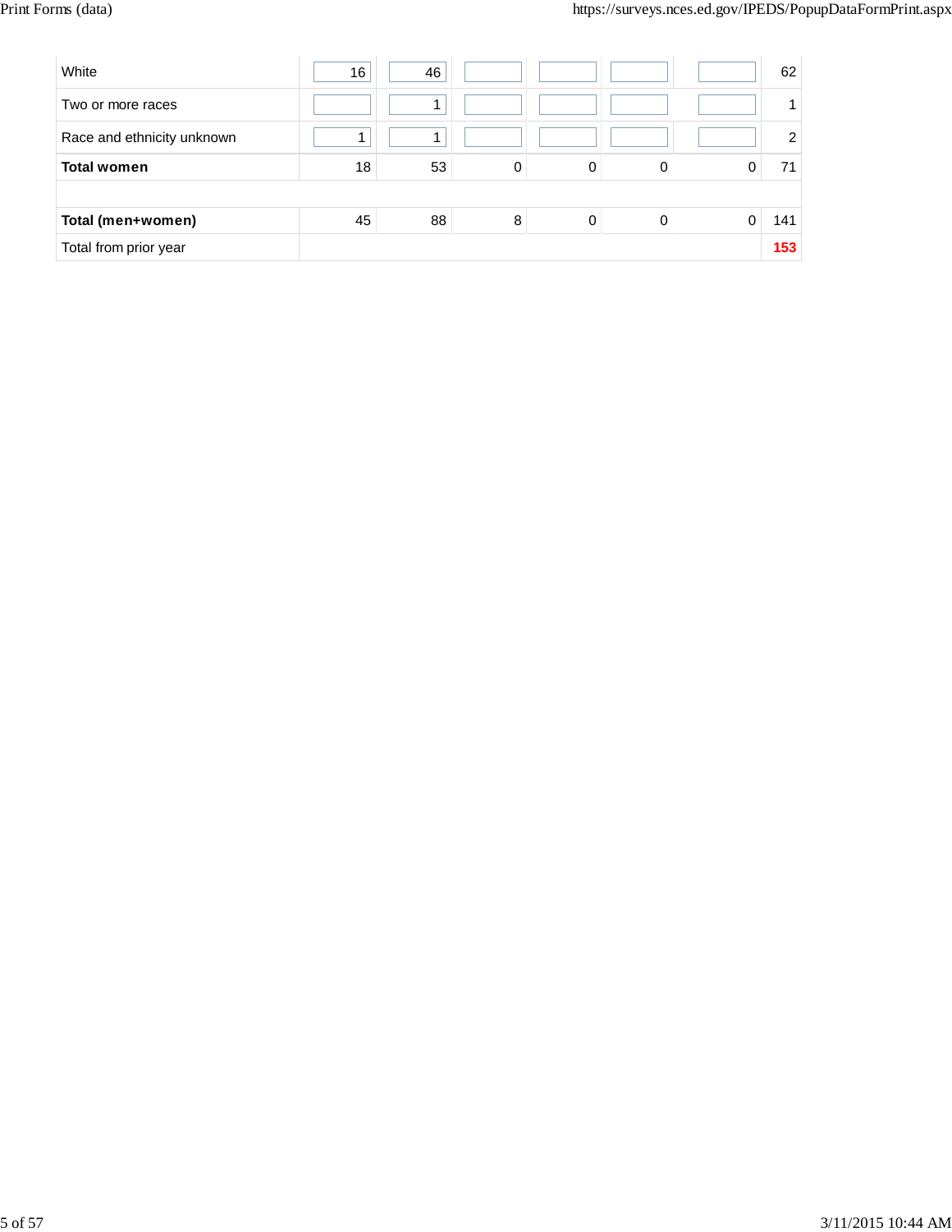| | | | | | | | |
|---|---|---|---|---|---|---|---|
| White | 16 | 46 | | | | | 62 |
| Two or more races | | 1 | | | | | 1 |
| Race and ethnicity unknown | 1 | 1 | | | | | 2 |
| **Total women** | 18 | 53 | 0 | 0 | 0 | 0 | 71 |
| | | | | | | | |
| **Total (men+women)** | 45 | 88 | 8 | 0 | 0 | 0 | 141 |
| Total from prior year | | | | | | | **153** |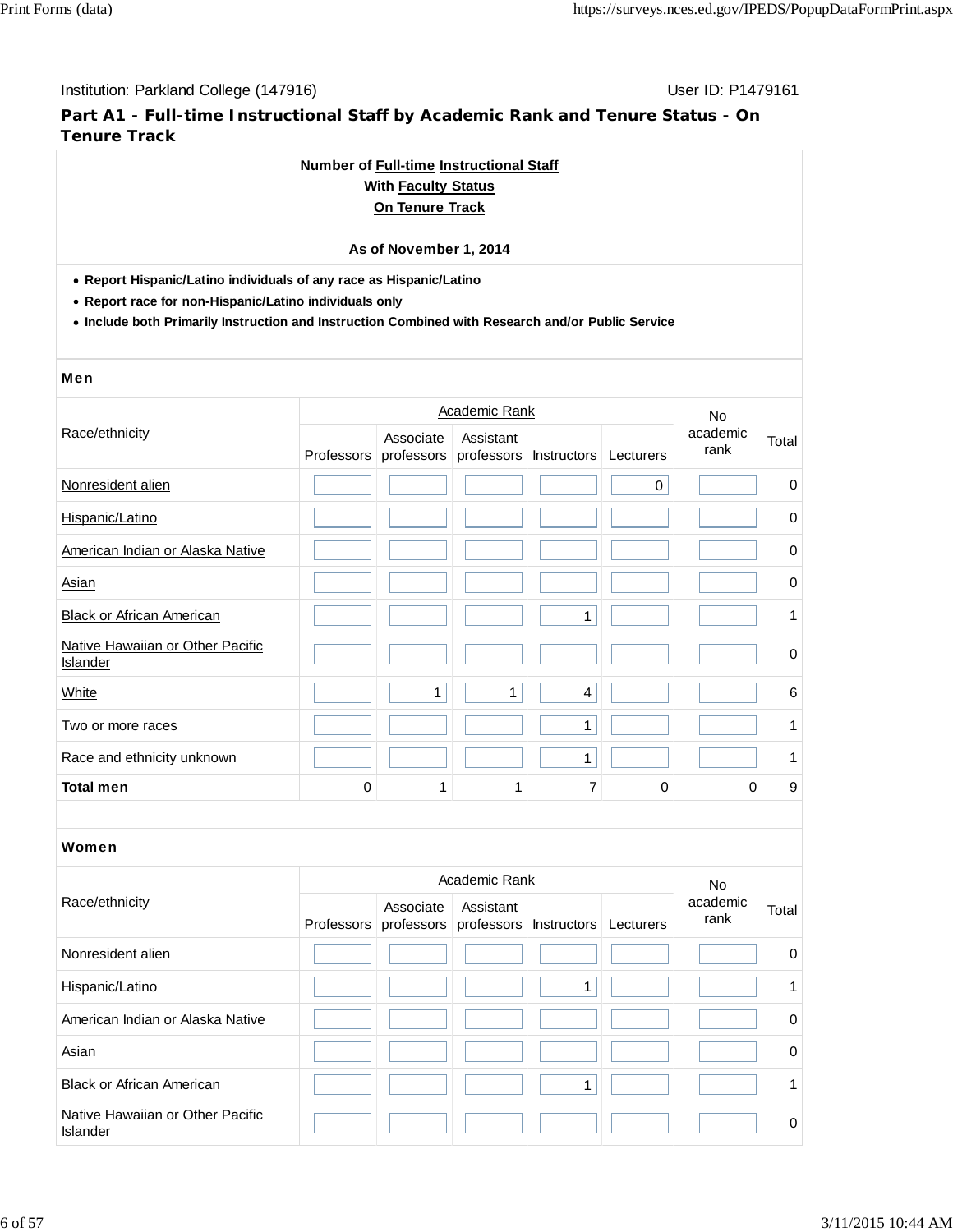Institution: Parkland College (147916)

User ID: P1479161

## Part A1 - Full-time Instructional Staff by Academic Rank and Tenure Status - On Tenure Track

**Number of Full-time Instructional Staff**
**With Faculty Status**
**On Tenure Track**

**As of November 1, 2014**

- **Report Hispanic/Latino individuals of any race as Hispanic/Latino**
- **Report race for non-Hispanic/Latino individuals only**
- **Include both Primarily Instruction and Instruction Combined with Research and/or Public Service**

### Men

| Race/ethnicity | Academic Rank | | | | | No academic rank | Total |
|---|---|---|---|---|---|---|---|
| | Professors | Associate professors | Assistant professors | Instructors | Lecturers | | |
| Nonresident alien | | | | | 0 | | 0 |
| Hispanic/Latino | | | | | | | 0 |
| American Indian or Alaska Native | | | | | | | 0 |
| Asian | | | | | | | 0 |
| Black or African American | | | | 1 | | | 1 |
| Native Hawaiian or Other Pacific Islander | | | | | | | 0 |
| White | | 1 | 1 | 4 | | | 6 |
| Two or more races | | | | 1 | | | 1 |
| Race and ethnicity unknown | | | | 1 | | | 1 |
| **Total men** | 0 | 1 | 1 | 7 | 0 | 0 | 9 |

### Women

| Race/ethnicity | Academic Rank | | | | | No academic rank | Total |
|---|---|---|---|---|---|---|---|
| | Professors | Associate professors | Assistant professors | Instructors | Lecturers | | |
| Nonresident alien | | | | | | | 0 |
| Hispanic/Latino | | | | 1 | | | 1 |
| American Indian or Alaska Native | | | | | | | 0 |
| Asian | | | | | | | 0 |
| Black or African American | | | | 1 | | | 1 |
| Native Hawaiian or Other Pacific Islander | | | | | | | 0 |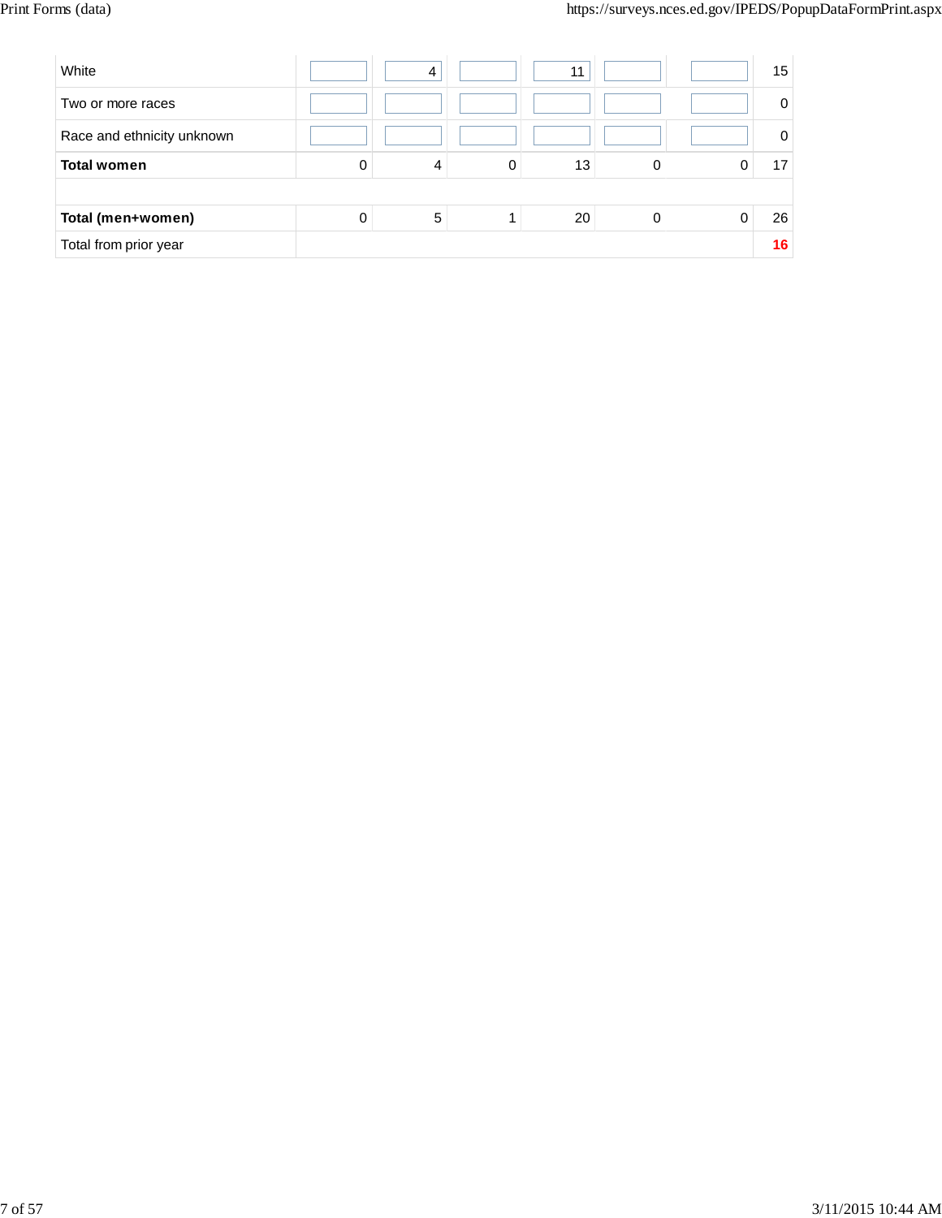| | | | | | | | |
|---|---|---|---|---|---|---|---|
| White | | 4 | | 11 | | | 15 |
| Two or more races | | | | | | | 0 |
| Race and ethnicity unknown | | | | | | | 0 |
| **Total women** | 0 | 4 | 0 | 13 | 0 | 0 | 17 |
| | | | | | | | |
| **Total (men+women)** | 0 | 5 | 1 | 20 | 0 | 0 | 26 |
| Total from prior year | | | | | | | **16** |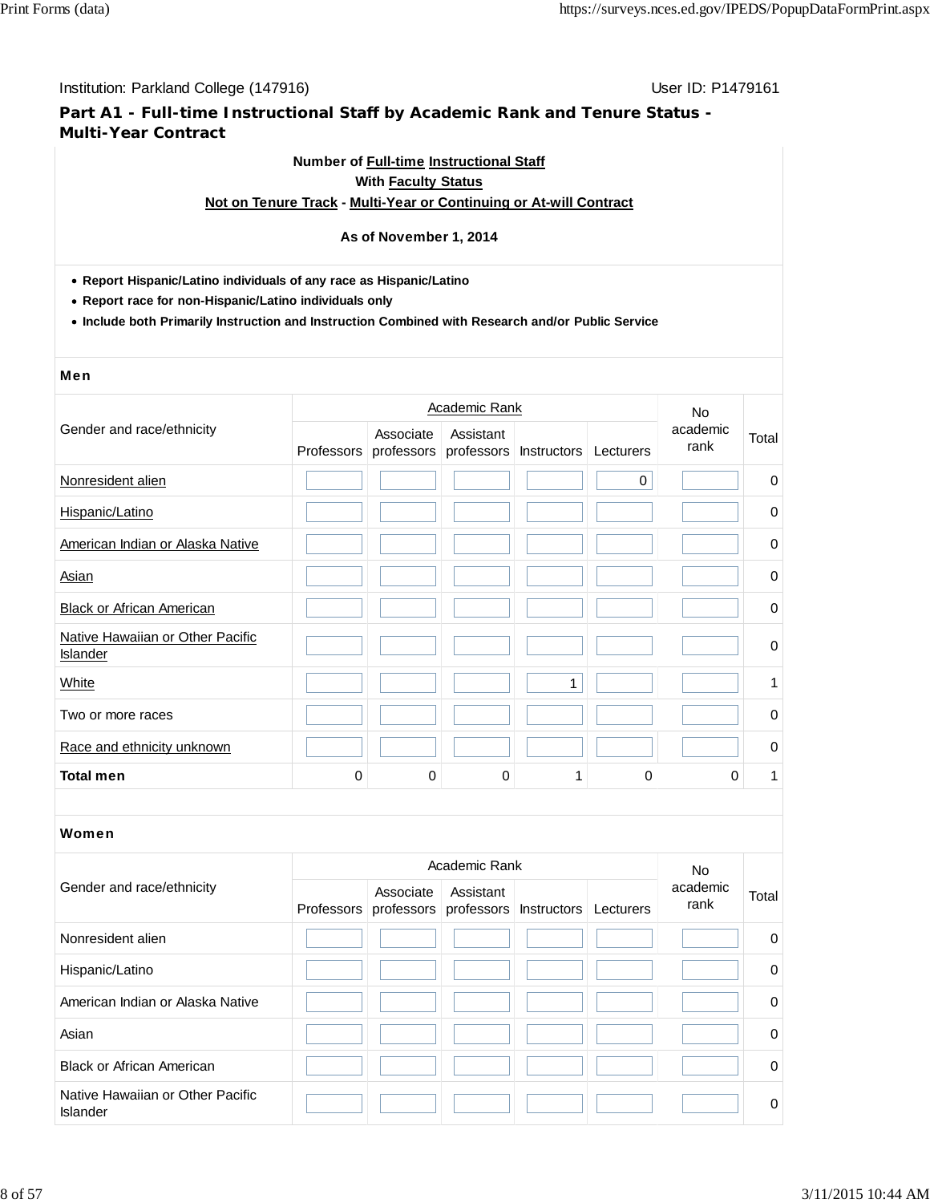Institution: Parkland College (147916) User ID: P1479161

## Part A1 - Full-time Instructional Staff by Academic Rank and Tenure Status - Multi-Year Contract

**Number of Full-time Instructional Staff**
**With Faculty Status**
**Not on Tenure Track - Multi-Year or Continuing or At-will Contract**

**As of November 1, 2014**

- **Report Hispanic/Latino individuals of any race as Hispanic/Latino**
- **Report race for non-Hispanic/Latino individuals only**
- **Include both Primarily Instruction and Instruction Combined with Research and/or Public Service**

### Men

| Gender and race/ethnicity | Academic Rank | | | | | No academic rank | Total |
|---|---|---|---|---|---|---|---|
| | Professors | Associate professors | Assistant professors | Instructors | Lecturers | | |
| Nonresident alien | | | | | 0 | | 0 |
| Hispanic/Latino | | | | | | | 0 |
| American Indian or Alaska Native | | | | | | | 0 |
| Asian | | | | | | | 0 |
| Black or African American | | | | | | | 0 |
| Native Hawaiian or Other Pacific Islander | | | | | | | 0 |
| White | | | | 1 | | | 1 |
| Two or more races | | | | | | | 0 |
| Race and ethnicity unknown | | | | | | | 0 |
| **Total men** | 0 | 0 | 0 | 1 | 0 | 0 | 1 |

### Women

| Gender and race/ethnicity | Academic Rank | | | | | No academic rank | Total |
|---|---|---|---|---|---|---|---|
| | Professors | Associate professors | Assistant professors | Instructors | Lecturers | | |
| Nonresident alien | | | | | | | 0 |
| Hispanic/Latino | | | | | | | 0 |
| American Indian or Alaska Native | | | | | | | 0 |
| Asian | | | | | | | 0 |
| Black or African American | | | | | | | 0 |
| Native Hawaiian or Other Pacific Islander | | | | | | | 0 |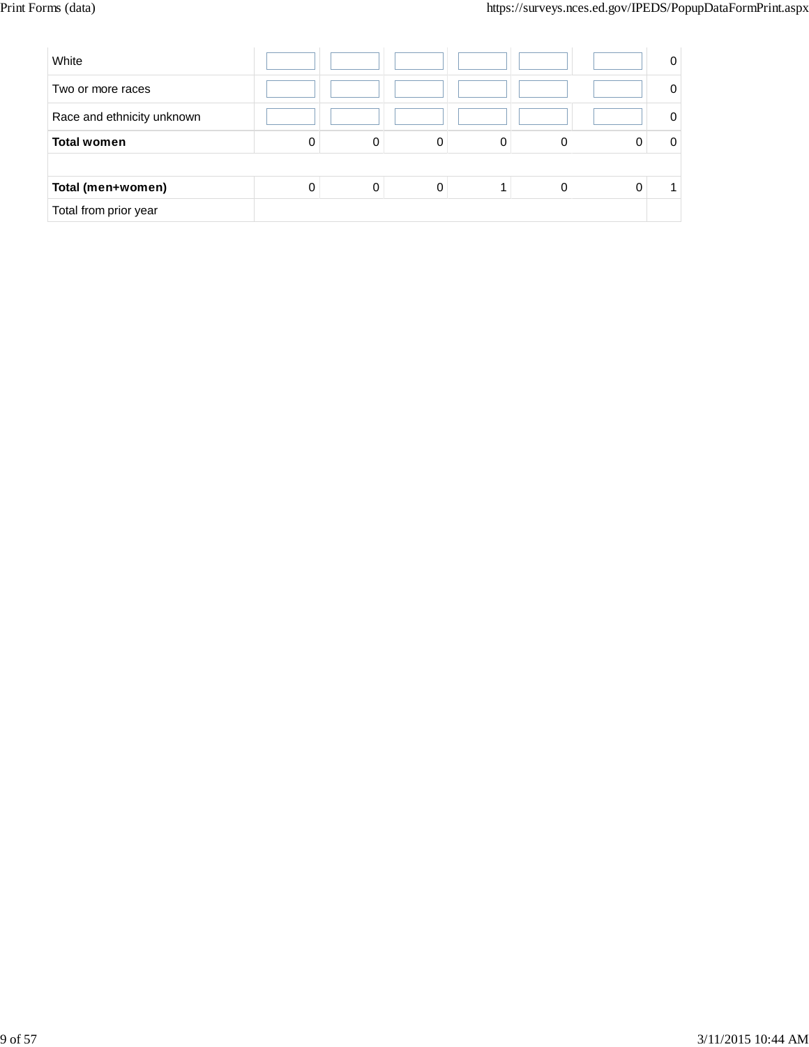| | | | | | | | |
|---|---|---|---|---|---|---|---|
| White | | | | | | | 0 |
| Two or more races | | | | | | | 0 |
| Race and ethnicity unknown | | | | | | | 0 |
| **Total women** | 0 | 0 | 0 | 0 | 0 | 0 | 0 |
| | | | | | | | |
| **Total (men+women)** | 0 | 0 | 0 | 1 | 0 | 0 | 1 |
| Total from prior year | | | | | | | |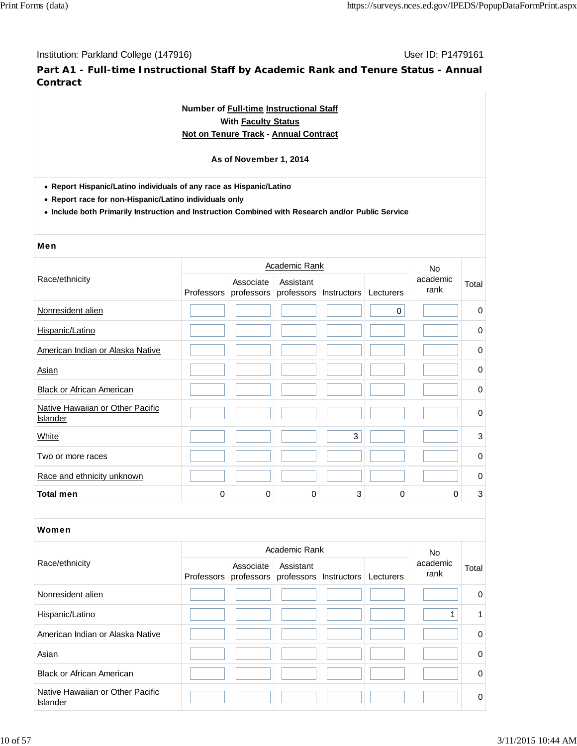Institution: Parkland College (147916)

User ID: P1479161

## Part A1 - Full-time Instructional Staff by Academic Rank and Tenure Status - Annual Contract

**Number of Full-time Instructional Staff**
**With Faculty Status**
**Not on Tenure Track - Annual Contract**

**As of November 1, 2014**

- **Report Hispanic/Latino individuals of any race as Hispanic/Latino**
- **Report race for non-Hispanic/Latino individuals only**
- **Include both Primarily Instruction and Instruction Combined with Research and/or Public Service**

### Men

| Race/ethnicity | Academic Rank | | | | | No academic rank | Total |
|---|---|---|---|---|---|---|---|
| | Professors | Associate professors | Assistant professors | Instructors | Lecturers | | |
| Nonresident alien | | | | | 0 | | 0 |
| Hispanic/Latino | | | | | | | 0 |
| American Indian or Alaska Native | | | | | | | 0 |
| Asian | | | | | | | 0 |
| Black or African American | | | | | | | 0 |
| Native Hawaiian or Other Pacific Islander | | | | | | | 0 |
| White | | | | 3 | | | 3 |
| Two or more races | | | | | | | 0 |
| Race and ethnicity unknown | | | | | | | 0 |
| **Total men** | 0 | 0 | 0 | 3 | 0 | 0 | 3 |

### Women

| Race/ethnicity | Academic Rank | | | | | No academic rank | Total |
|---|---|---|---|---|---|---|---|
| | Professors | Associate professors | Assistant professors | Instructors | Lecturers | | |
| Nonresident alien | | | | | | | 0 |
| Hispanic/Latino | | | | | | 1 | 1 |
| American Indian or Alaska Native | | | | | | | 0 |
| Asian | | | | | | | 0 |
| Black or African American | | | | | | | 0 |
| Native Hawaiian or Other Pacific Islander | | | | | | | 0 |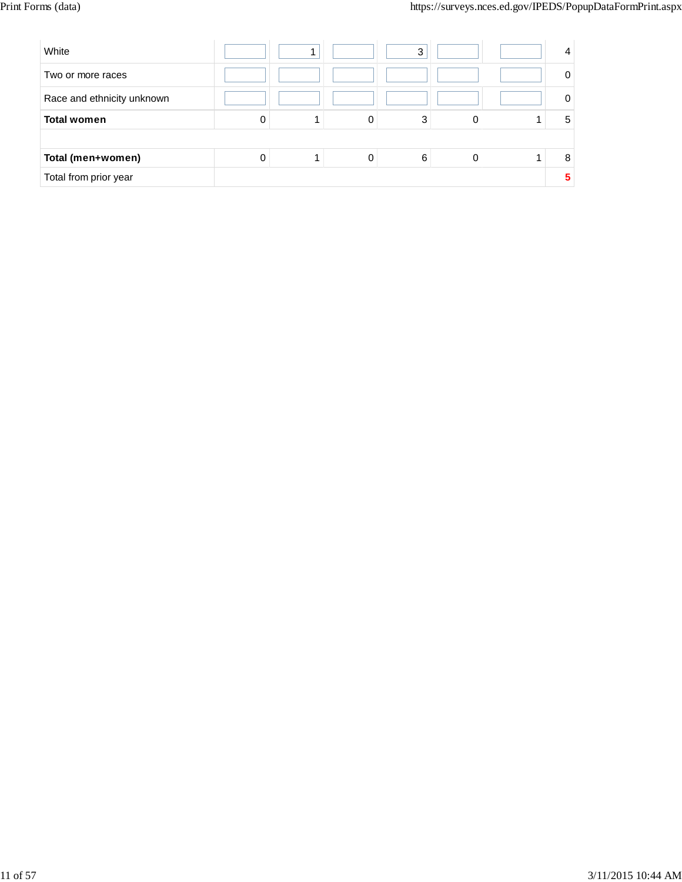| | | | | | | | |
|---|---|---|---|---|---|---|---|
| White | | 1 | | 3 | | | 4 |
| Two or more races | | | | | | | 0 |
| Race and ethnicity unknown | | | | | | | 0 |
| **Total women** | 0 | 1 | 0 | 3 | 0 | 1 | 5 |
| | | | | | | | |
| **Total (men+women)** | 0 | 1 | 0 | 6 | 0 | 1 | 8 |
| Total from prior year | | | | | | | **5** |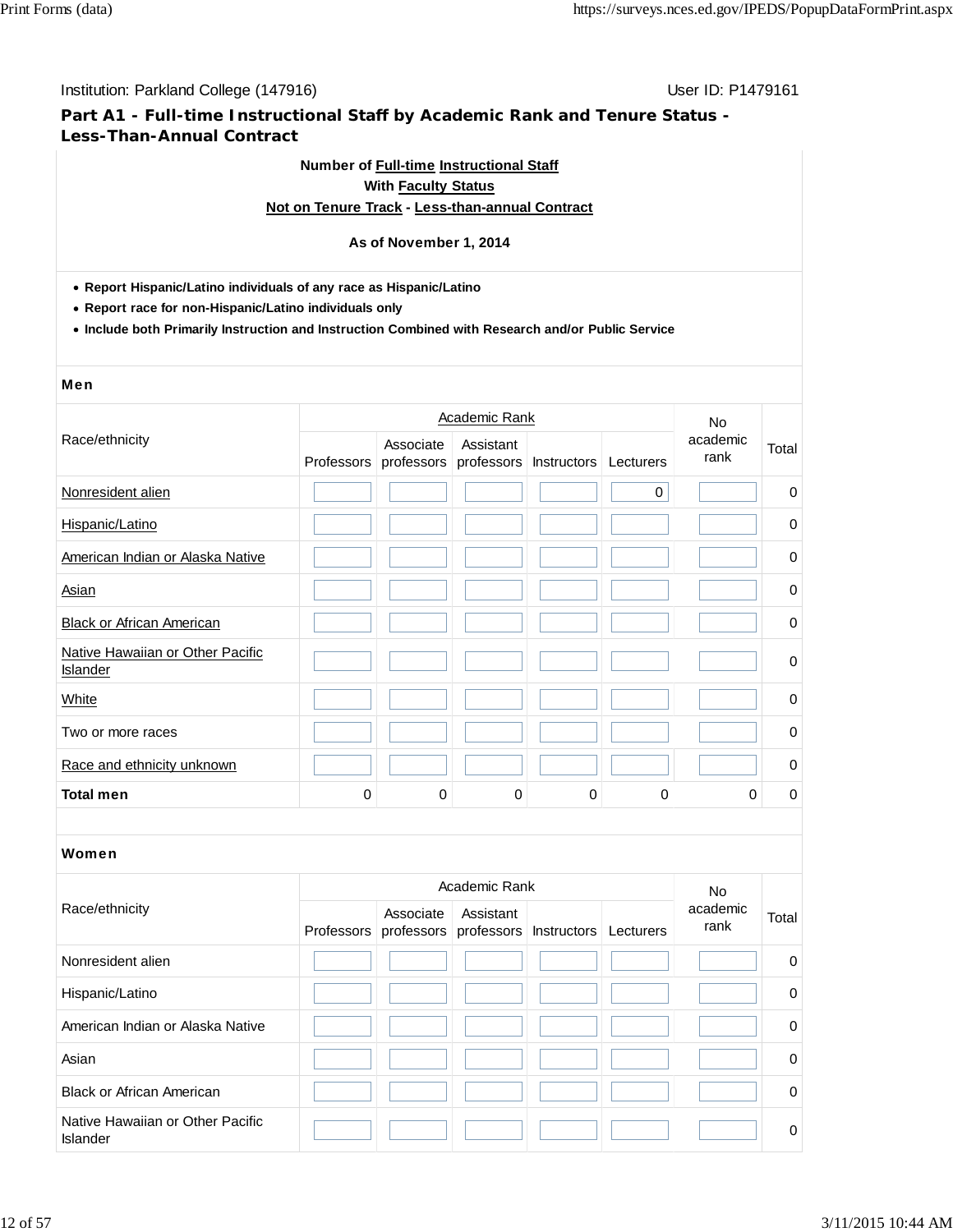Institution: Parkland College (147916) User ID: P1479161

## Part A1 - Full-time Instructional Staff by Academic Rank and Tenure Status - Less-Than-Annual Contract

**Number of Full-time Instructional Staff**
**With Faculty Status**
**Not on Tenure Track - Less-than-annual Contract**

**As of November 1, 2014**

- **Report Hispanic/Latino individuals of any race as Hispanic/Latino**
- **Report race for non-Hispanic/Latino individuals only**
- **Include both Primarily Instruction and Instruction Combined with Research and/or Public Service**

### Men

| Race/ethnicity | Academic Rank | | | | | No academic rank | Total |
|---|---|---|---|---|---|---|---|
| | Professors | Associate professors | Assistant professors | Instructors | Lecturers | | |
| Nonresident alien | | | | | 0 | | 0 |
| Hispanic/Latino | | | | | | | 0 |
| American Indian or Alaska Native | | | | | | | 0 |
| Asian | | | | | | | 0 |
| Black or African American | | | | | | | 0 |
| Native Hawaiian or Other Pacific Islander | | | | | | | 0 |
| White | | | | | | | 0 |
| Two or more races | | | | | | | 0 |
| Race and ethnicity unknown | | | | | | | 0 |
| **Total men** | 0 | 0 | 0 | 0 | 0 | 0 | 0 |

### Women

| Race/ethnicity | Academic Rank | | | | | No academic rank | Total |
|---|---|---|---|---|---|---|---|
| | Professors | Associate professors | Assistant professors | Instructors | Lecturers | | |
| Nonresident alien | | | | | | | 0 |
| Hispanic/Latino | | | | | | | 0 |
| American Indian or Alaska Native | | | | | | | 0 |
| Asian | | | | | | | 0 |
| Black or African American | | | | | | | 0 |
| Native Hawaiian or Other Pacific Islander | | | | | | | 0 |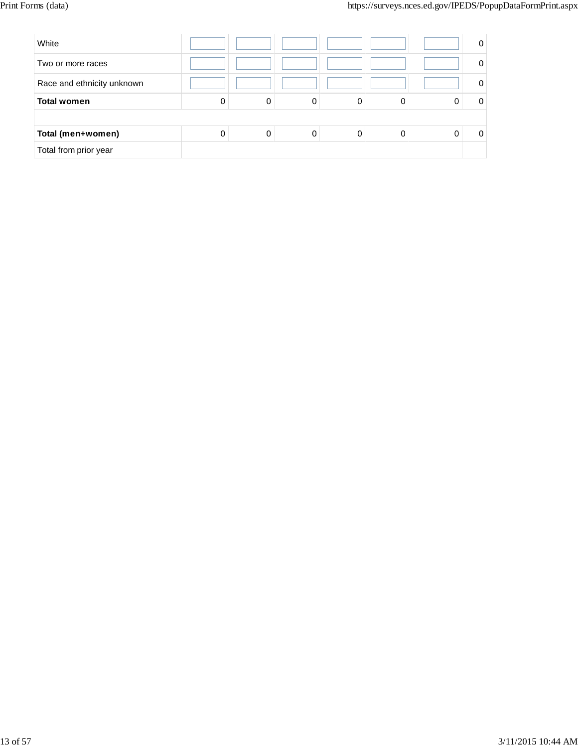| | | | | | | | |
|---|---|---|---|---|---|---|---|
| White | | | | | | | 0 |
| Two or more races | | | | | | | 0 |
| Race and ethnicity unknown | | | | | | | 0 |
| **Total women** | 0 | 0 | 0 | 0 | 0 | 0 | 0 |
| | | | | | | | |
| **Total (men+women)** | 0 | 0 | 0 | 0 | 0 | 0 | 0 |
| Total from prior year | | | | | | | |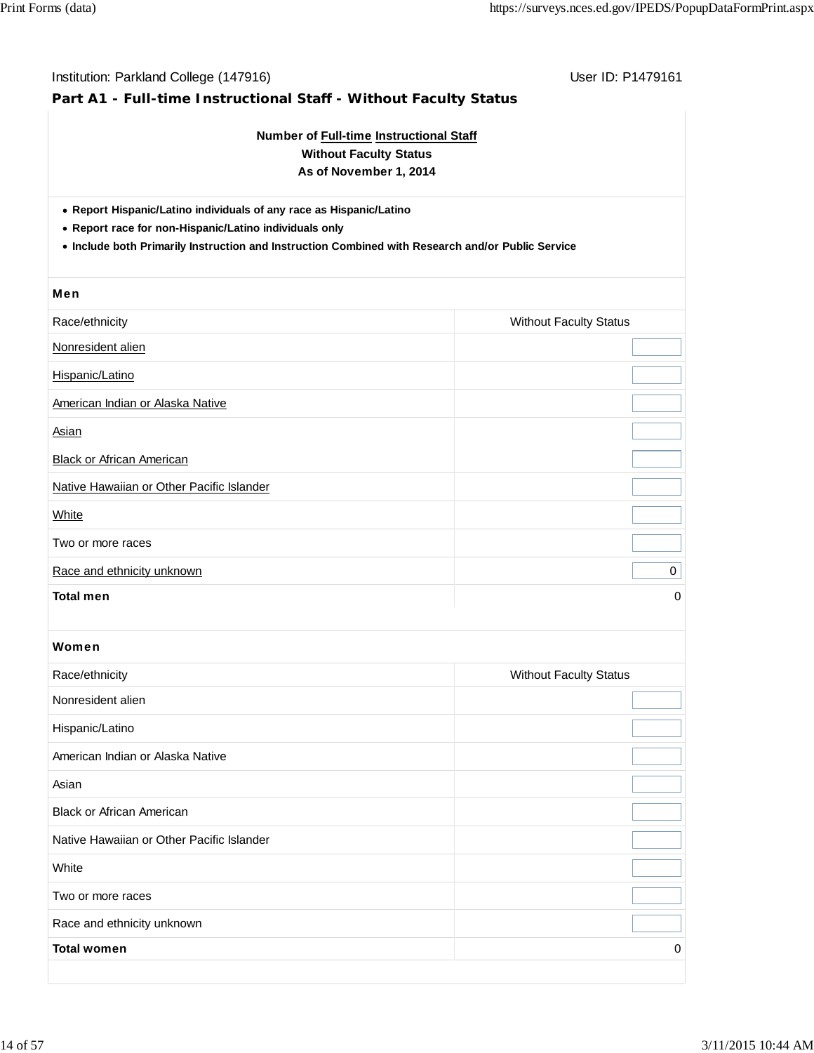Institution: Parkland College (147916) User ID: P1479161

## Part A1 - Full-time Instructional Staff - Without Faculty Status

**Number of Full-time Instructional Staff**
**Without Faculty Status**
**As of November 1, 2014**

- **Report Hispanic/Latino individuals of any race as Hispanic/Latino**
- **Report race for non-Hispanic/Latino individuals only**
- **Include both Primarily Instruction and Instruction Combined with Research and/or Public Service**

**Men**

| Race/ethnicity | Without Faculty Status |
|---|---|
| Nonresident alien | |
| Hispanic/Latino | |
| American Indian or Alaska Native | |
| Asian | |
| Black or African American | |
| Native Hawaiian or Other Pacific Islander | |
| White | |
| Two or more races | |
| Race and ethnicity unknown | 0 |
| **Total men** | 0 |

**Women**

| Race/ethnicity | Without Faculty Status |
|---|---|
| Nonresident alien | |
| Hispanic/Latino | |
| American Indian or Alaska Native | |
| Asian | |
| Black or African American | |
| Native Hawaiian or Other Pacific Islander | |
| White | |
| Two or more races | |
| Race and ethnicity unknown | |
| **Total women** | 0 |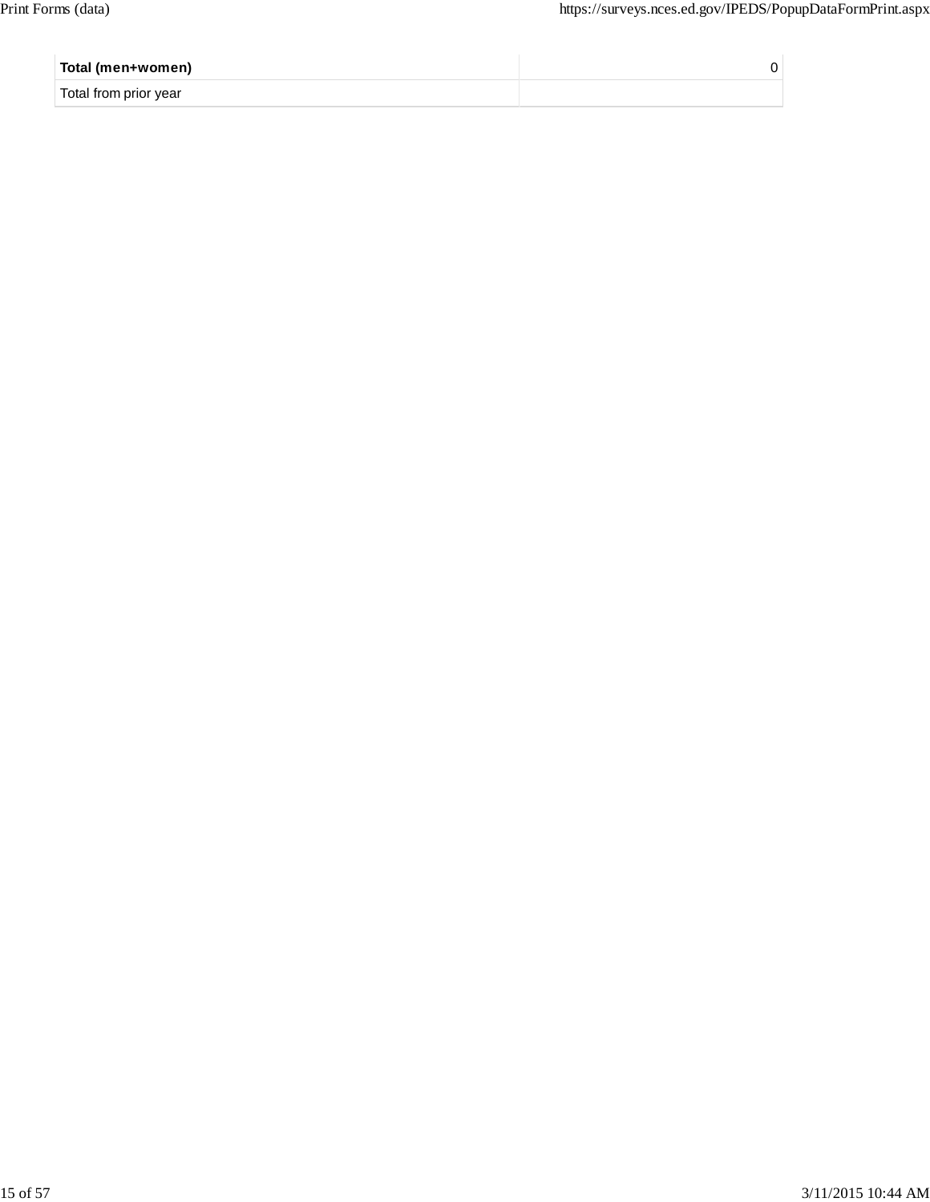| | |
|---|---|
| **Total (men+women)** | 0 |
| Total from prior year | |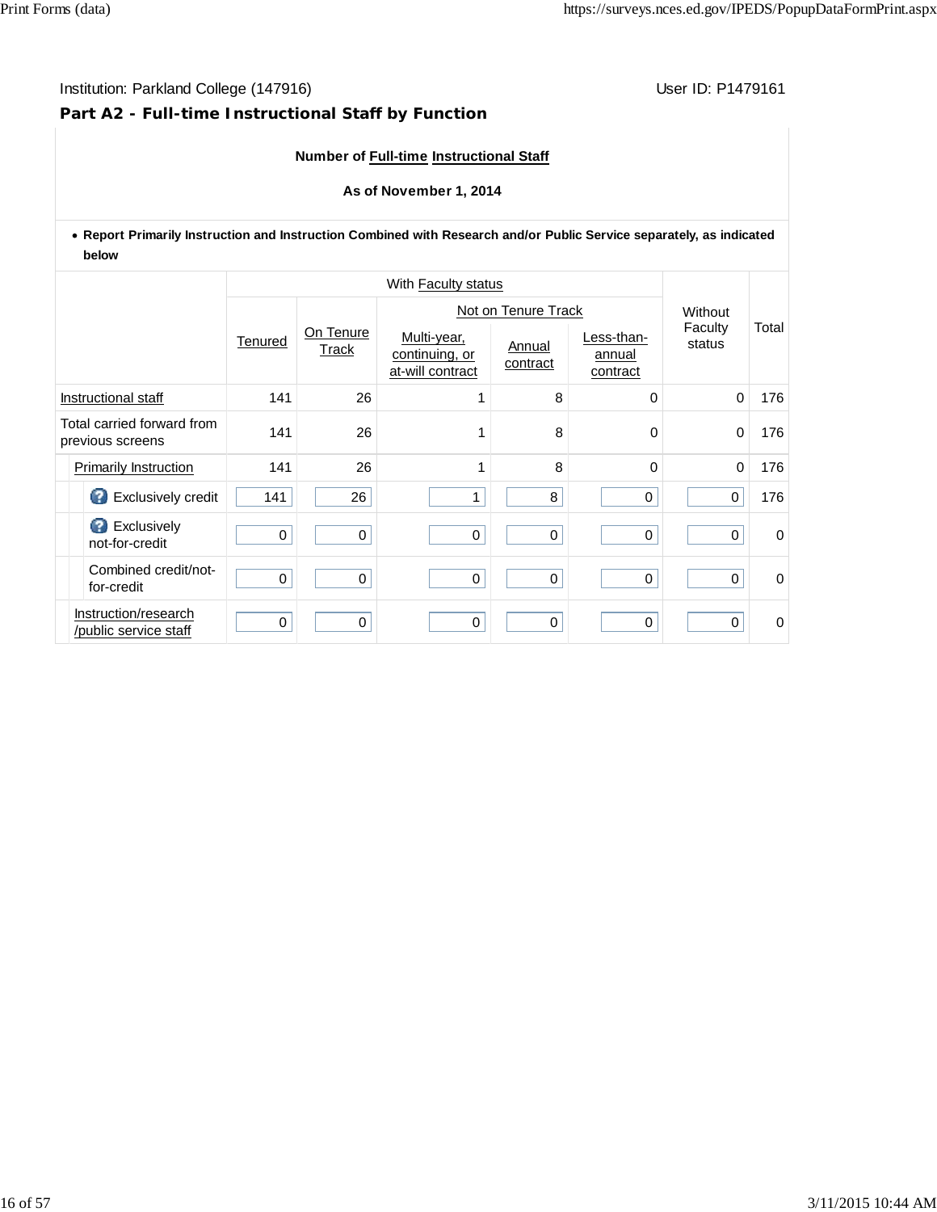Institution: Parkland College (147916) User ID: P1479161

## Part A2 - Full-time Instructional Staff by Function

**Number of Full-time Instructional Staff**

**As of November 1, 2014**

- **Report Primarily Instruction and Instruction Combined with Research and/or Public Service separately, as indicated below**

| | With Faculty status | | | | | Without Faculty status | Total |
|---|---|---|---|---|---|---|---|
| | | | Not on Tenure Track | | | | |
| | Tenured | On Tenure Track | Multi-year, continuing, or at-will contract | Annual contract | Less-than-annual contract | | |
| Instructional staff | 141 | 26 | 1 | 8 | 0 | 0 | 176 |
| Total carried forward from previous screens | 141 | 26 | 1 | 8 | 0 | 0 | 176 |
| Primarily Instruction | 141 | 26 | 1 | 8 | 0 | 0 | 176 |
| Exclusively credit | 141 | 26 | 1 | 8 | 0 | 0 | 176 |
| Exclusively not-for-credit | 0 | 0 | 0 | 0 | 0 | 0 | 0 |
| Combined credit/not-for-credit | 0 | 0 | 0 | 0 | 0 | 0 | 0 |
| Instruction/research /public service staff | 0 | 0 | 0 | 0 | 0 | 0 | 0 |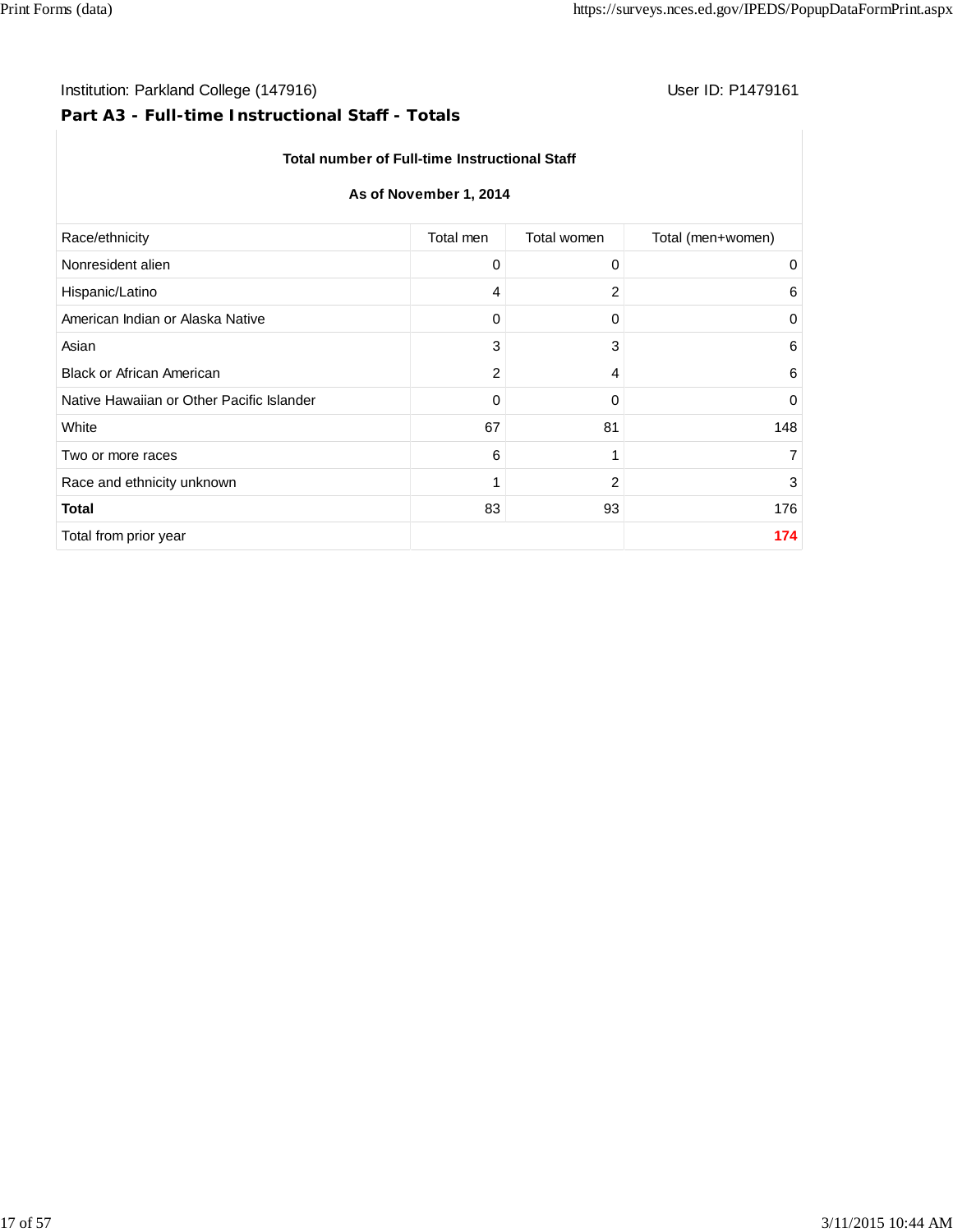Institution: Parkland College (147916)

User ID: P1479161

## Part A3 - Full-time Instructional Staff - Totals

**Total number of Full-time Instructional Staff**

**As of November 1, 2014**

| Race/ethnicity | Total men | Total women | Total (men+women) |
|---|---|---|---|
| Nonresident alien | 0 | 0 | 0 |
| Hispanic/Latino | 4 | 2 | 6 |
| American Indian or Alaska Native | 0 | 0 | 0 |
| Asian | 3 | 3 | 6 |
| Black or African American | 2 | 4 | 6 |
| Native Hawaiian or Other Pacific Islander | 0 | 0 | 0 |
| White | 67 | 81 | 148 |
| Two or more races | 6 | 1 | 7 |
| Race and ethnicity unknown | 1 | 2 | 3 |
| **Total** | 83 | 93 | 176 |
| Total from prior year | | | **174** |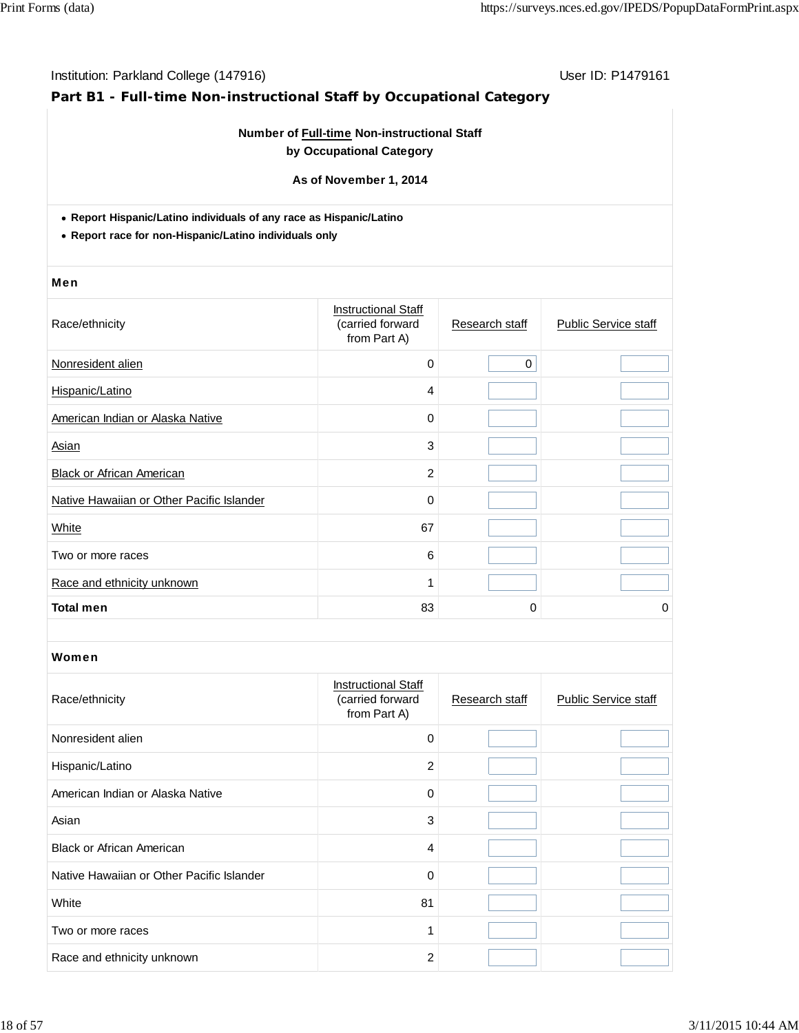Institution: Parkland College (147916) User ID: P1479161

## Part B1 - Full-time Non-instructional Staff by Occupational Category

**Number of Full-time Non-instructional Staff by Occupational Category**

**As of November 1, 2014**

- **Report Hispanic/Latino individuals of any race as Hispanic/Latino**
- **Report race for non-Hispanic/Latino individuals only**

**Men**

| Race/ethnicity | Instructional Staff (carried forward from Part A) | Research staff | Public Service staff |
|---|---|---|---|
| Nonresident alien | 0 | 0 | |
| Hispanic/Latino | 4 | | |
| American Indian or Alaska Native | 0 | | |
| Asian | 3 | | |
| Black or African American | 2 | | |
| Native Hawaiian or Other Pacific Islander | 0 | | |
| White | 67 | | |
| Two or more races | 6 | | |
| Race and ethnicity unknown | 1 | | |
| **Total men** | 83 | 0 | 0 |

**Women**

| Race/ethnicity | Instructional Staff (carried forward from Part A) | Research staff | Public Service staff |
|---|---|---|---|
| Nonresident alien | 0 | | |
| Hispanic/Latino | 2 | | |
| American Indian or Alaska Native | 0 | | |
| Asian | 3 | | |
| Black or African American | 4 | | |
| Native Hawaiian or Other Pacific Islander | 0 | | |
| White | 81 | | |
| Two or more races | 1 | | |
| Race and ethnicity unknown | 2 | | |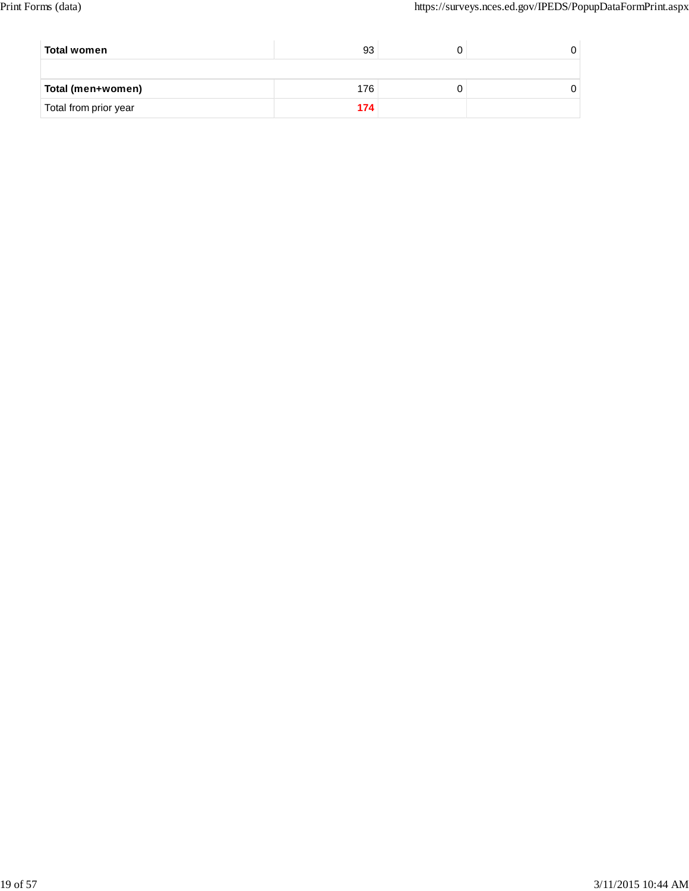| | | | |
|---|---|---|---|
| **Total women** | 93 | 0 | 0 |
| | | | |
| **Total (men+women)** | 176 | 0 | 0 |
| Total from prior year | **174** | | |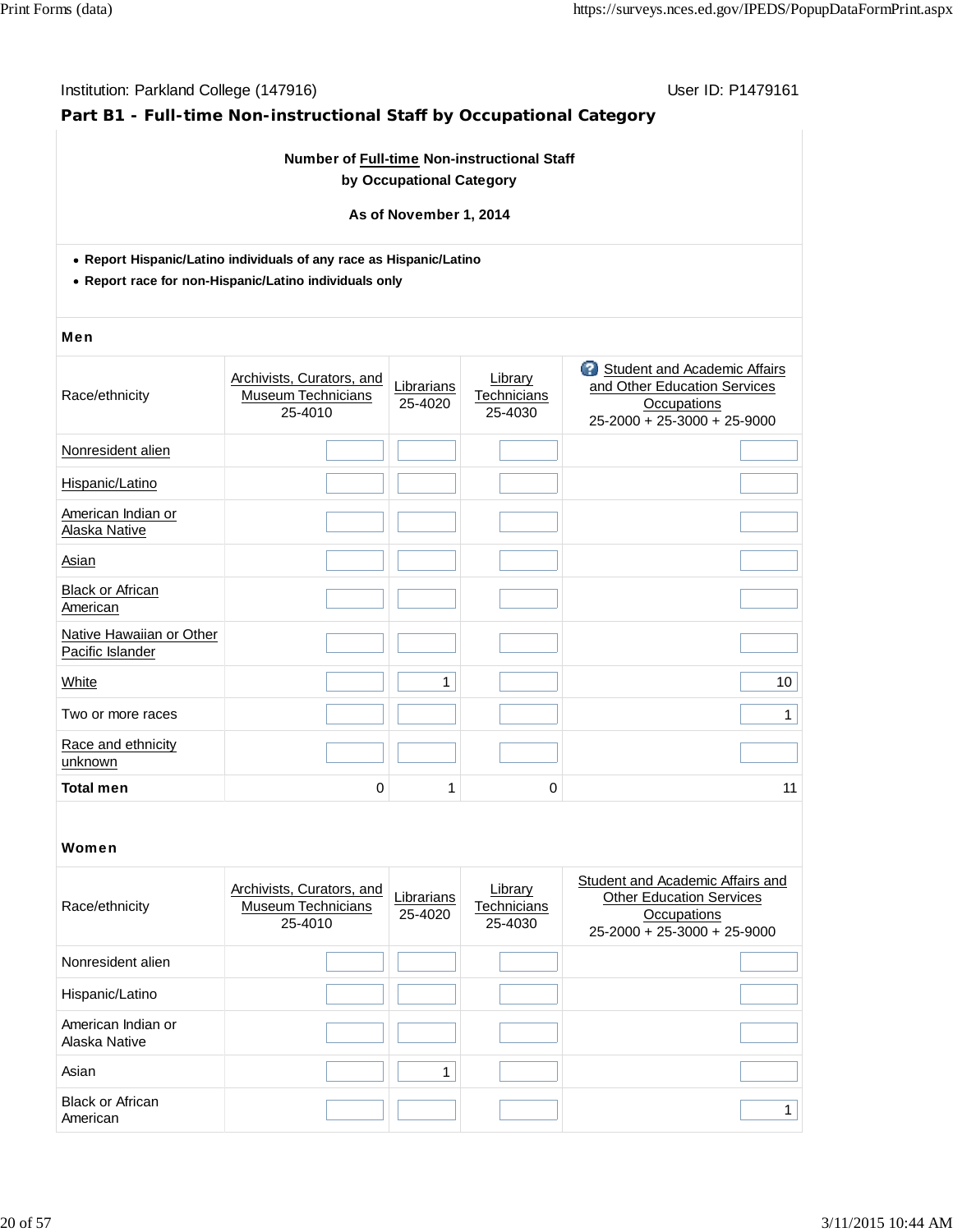Institution: Parkland College (147916) User ID: P1479161

## Part B1 - Full-time Non-instructional Staff by Occupational Category

**Number of Full-time Non-instructional Staff by Occupational Category**

**As of November 1, 2014**

- **Report Hispanic/Latino individuals of any race as Hispanic/Latino**
- **Report race for non-Hispanic/Latino individuals only**

### Men

| Race/ethnicity | Archivists, Curators, and Museum Technicians 25-4010 | Librarians 25-4020 | Library Technicians 25-4030 | Student and Academic Affairs and Other Education Services Occupations 25-2000 + 25-3000 + 25-9000 |
|---|---|---|---|---|
| Nonresident alien | | | | |
| Hispanic/Latino | | | | |
| American Indian or Alaska Native | | | | |
| Asian | | | | |
| Black or African American | | | | |
| Native Hawaiian or Other Pacific Islander | | | | |
| White | | 1 | | 10 |
| Two or more races | | | | 1 |
| Race and ethnicity unknown | | | | |
| **Total men** | 0 | 1 | 0 | 11 |

### Women

| Race/ethnicity | Archivists, Curators, and Museum Technicians 25-4010 | Librarians 25-4020 | Library Technicians 25-4030 | Student and Academic Affairs and Other Education Services Occupations 25-2000 + 25-3000 + 25-9000 |
|---|---|---|---|---|
| Nonresident alien | | | | |
| Hispanic/Latino | | | | |
| American Indian or Alaska Native | | | | |
| Asian | | 1 | | |
| Black or African American | | | | 1 |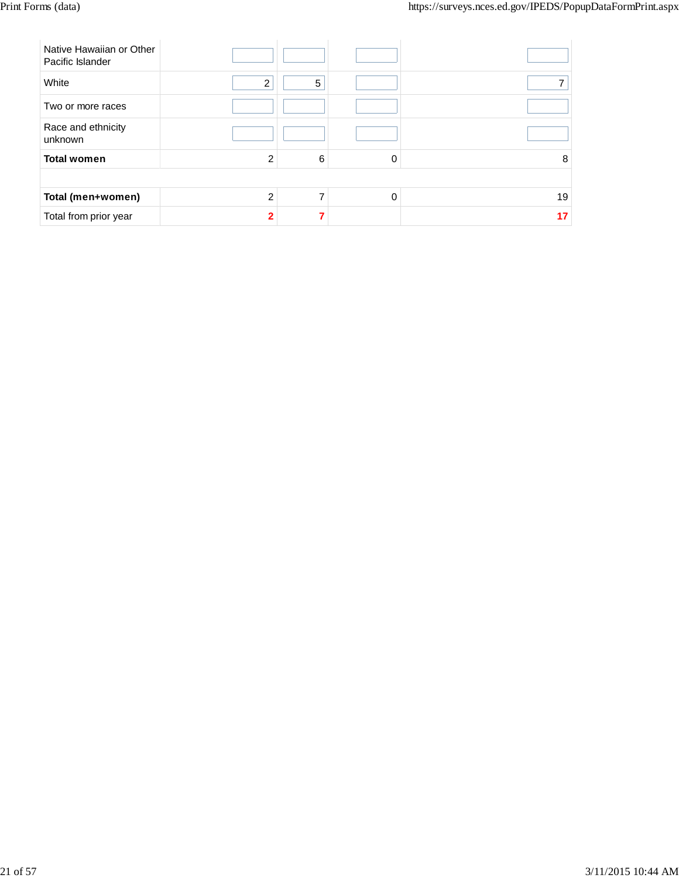| | | | | |
|---|---|---|---|---|
| Native Hawaiian or Other Pacific Islander | | | | |
| White | 2 | 5 | | 7 |
| Two or more races | | | | |
| Race and ethnicity unknown | | | | |
| **Total women** | 2 | 6 | 0 | 8 |
| | | | | |
| **Total (men+women)** | 2 | 7 | 0 | 19 |
| Total from prior year | **2** | **7** | | **17** |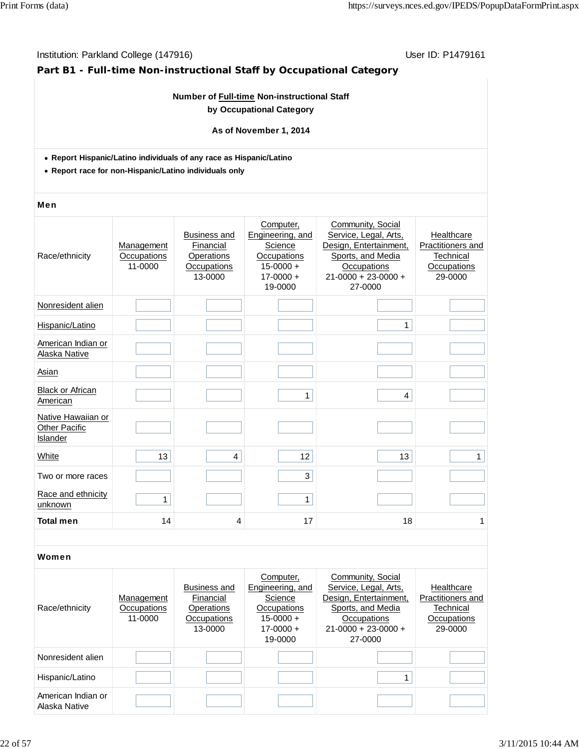Institution: Parkland College (147916) User ID: P1479161

## Part B1 - Full-time Non-instructional Staff by Occupational Category

**Number of Full-time Non-instructional Staff by Occupational Category**

**As of November 1, 2014**

- **Report Hispanic/Latino individuals of any race as Hispanic/Latino**
- **Report race for non-Hispanic/Latino individuals only**

### Men

| Race/ethnicity | Management Occupations 11-0000 | Business and Financial Operations Occupations 13-0000 | Computer, Engineering, and Science Occupations 15-0000 + 17-0000 + 19-0000 | Community, Social Service, Legal, Arts, Design, Entertainment, Sports, and Media Occupations 21-0000 + 23-0000 + 27-0000 | Healthcare Practitioners and Technical Occupations 29-0000 |
|---|---|---|---|---|---|
| Nonresident alien | | | | | |
| Hispanic/Latino | | | | 1 | |
| American Indian or Alaska Native | | | | | |
| Asian | | | | | |
| Black or African American | | | 1 | 4 | |
| Native Hawaiian or Other Pacific Islander | | | | | |
| White | 13 | 4 | 12 | 13 | 1 |
| Two or more races | | | 3 | | |
| Race and ethnicity unknown | 1 | | 1 | | |
| **Total men** | 14 | 4 | 17 | 18 | 1 |

### Women

| Race/ethnicity | Management Occupations 11-0000 | Business and Financial Operations Occupations 13-0000 | Computer, Engineering, and Science Occupations 15-0000 + 17-0000 + 19-0000 | Community, Social Service, Legal, Arts, Design, Entertainment, Sports, and Media Occupations 21-0000 + 23-0000 + 27-0000 | Healthcare Practitioners and Technical Occupations 29-0000 |
|---|---|---|---|---|---|
| Nonresident alien | | | | | |
| Hispanic/Latino | | | | 1 | |
| American Indian or Alaska Native | | | | | |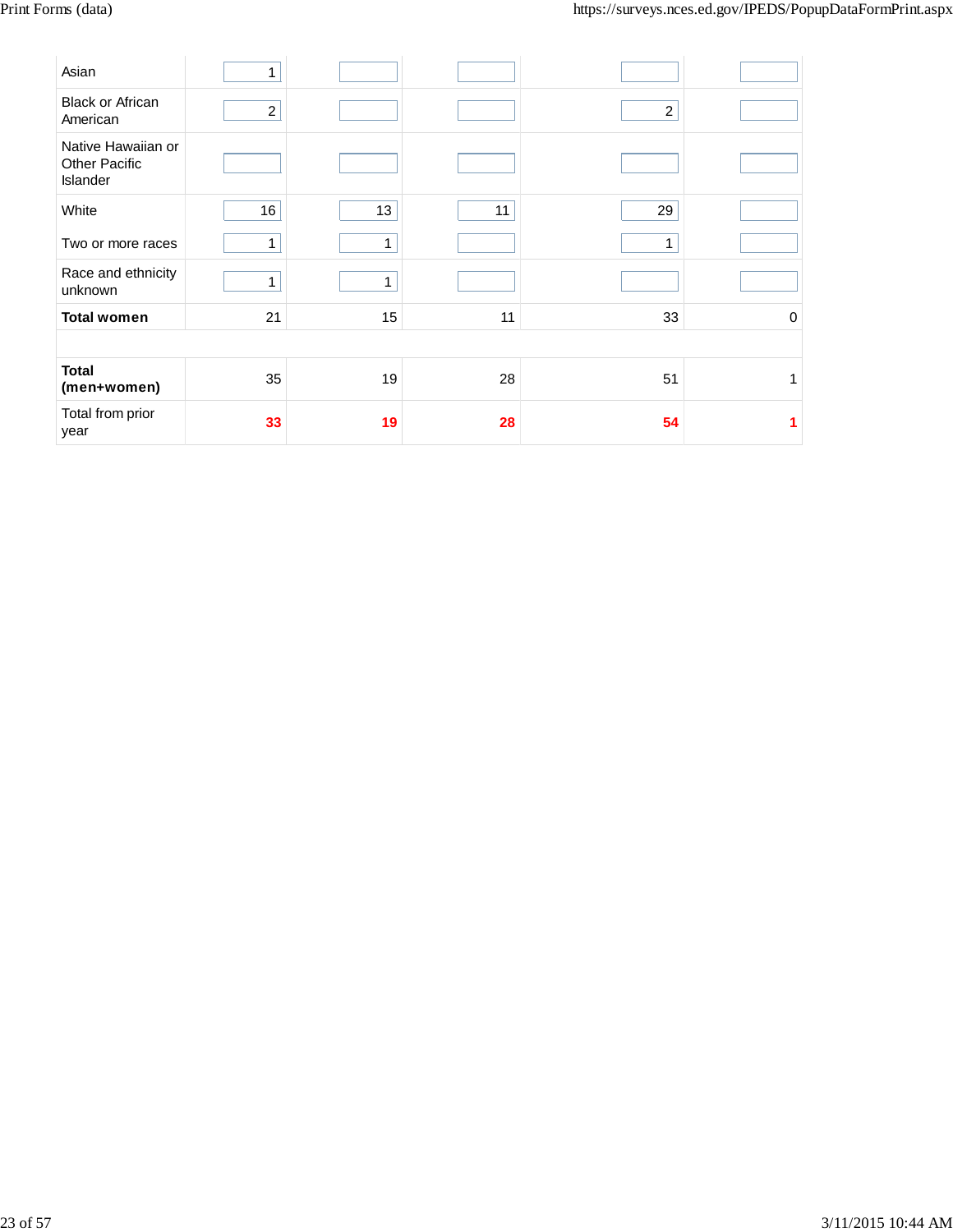| | | | | | |
|---|---|---|---|---|---|
| Asian | 1 | | | | |
| Black or African American | 2 | | | 2 | |
| Native Hawaiian or Other Pacific Islander | | | | | |
| White | 16 | 13 | 11 | 29 | |
| Two or more races | 1 | 1 | | 1 | |
| Race and ethnicity unknown | 1 | 1 | | | |
| **Total women** | 21 | 15 | 11 | 33 | 0 |
| | | | | | |
| **Total (men+women)** | 35 | 19 | 28 | 51 | 1 |
| Total from prior year | **33** | **19** | **28** | **54** | **1** |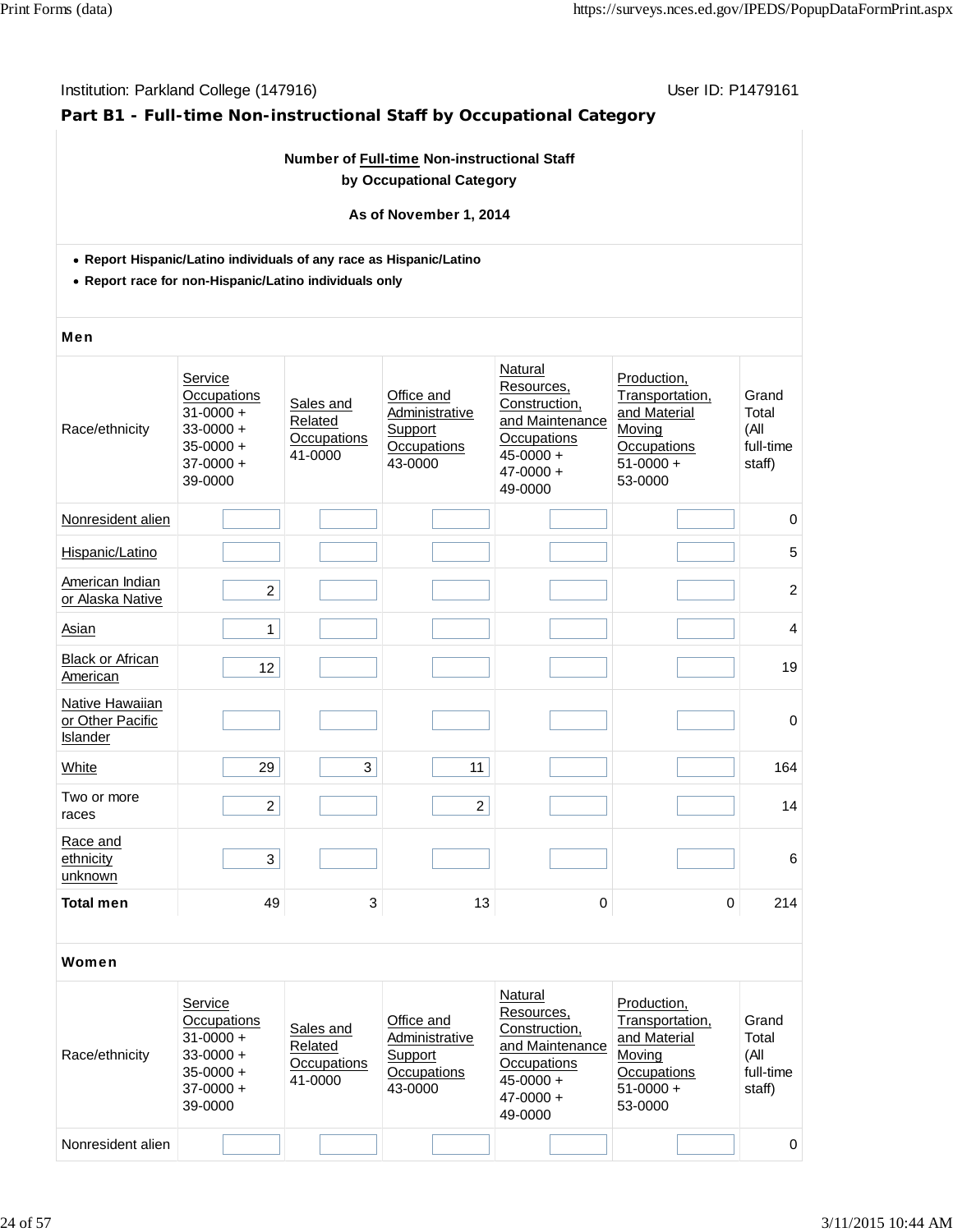Institution: Parkland College (147916) User ID: P1479161

## Part B1 - Full-time Non-instructional Staff by Occupational Category

**Number of Full-time Non-instructional Staff by Occupational Category**

**As of November 1, 2014**

- **Report Hispanic/Latino individuals of any race as Hispanic/Latino**
- **Report race for non-Hispanic/Latino individuals only**

**Men**

| Race/ethnicity | Service Occupations 31-0000 + 33-0000 + 35-0000 + 37-0000 + 39-0000 | Sales and Related Occupations 41-0000 | Office and Administrative Support Occupations 43-0000 | Natural Resources, Construction, and Maintenance Occupations 45-0000 + 47-0000 + 49-0000 | Production, Transportation, and Material Moving Occupations 51-0000 + 53-0000 | Grand Total (All full-time staff) |
|---|---|---|---|---|---|---|
| Nonresident alien | | | | | | 0 |
| Hispanic/Latino | | | | | | 5 |
| American Indian or Alaska Native | 2 | | | | | 2 |
| Asian | 1 | | | | | 4 |
| Black or African American | 12 | | | | | 19 |
| Native Hawaiian or Other Pacific Islander | | | | | | 0 |
| White | 29 | 3 | 11 | | | 164 |
| Two or more races | 2 | | 2 | | | 14 |
| Race and ethnicity unknown | 3 | | | | | 6 |
| **Total men** | 49 | 3 | 13 | 0 | 0 | 214 |

**Women**

| Race/ethnicity | Service Occupations 31-0000 + 33-0000 + 35-0000 + 37-0000 + 39-0000 | Sales and Related Occupations 41-0000 | Office and Administrative Support Occupations 43-0000 | Natural Resources, Construction, and Maintenance Occupations 45-0000 + 47-0000 + 49-0000 | Production, Transportation, and Material Moving Occupations 51-0000 + 53-0000 | Grand Total (All full-time staff) |
|---|---|---|---|---|---|---|
| Nonresident alien | | | | | | 0 |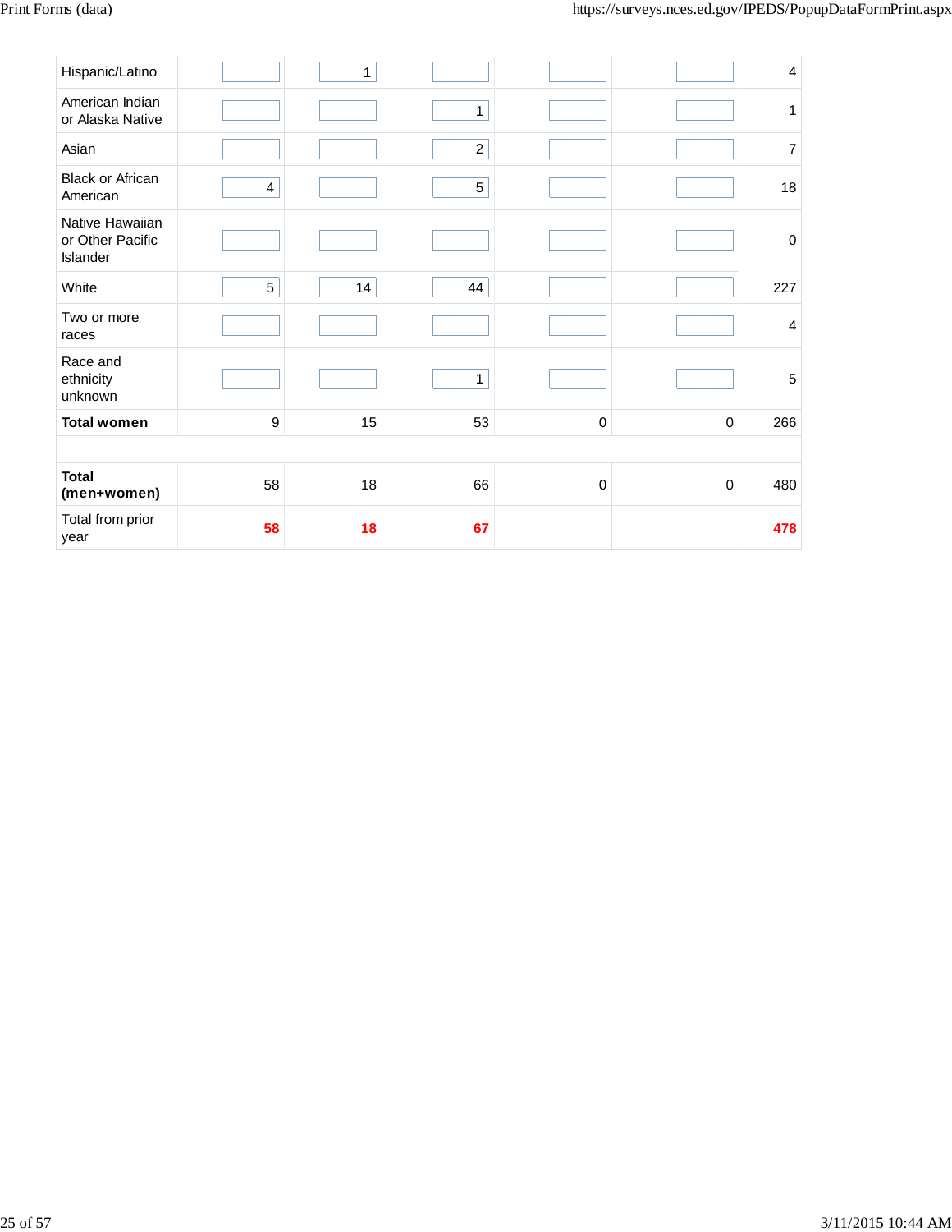| | | | | | | |
|---|---|---|---|---|---|---|
| Hispanic/Latino | | 1 | | | | 4 |
| American Indian or Alaska Native | | | 1 | | | 1 |
| Asian | | | 2 | | | 7 |
| Black or African American | 4 | | 5 | | | 18 |
| Native Hawaiian or Other Pacific Islander | | | | | | 0 |
| White | 5 | 14 | 44 | | | 227 |
| Two or more races | | | | | | 4 |
| Race and ethnicity unknown | | | 1 | | | 5 |
| **Total women** | 9 | 15 | 53 | 0 | 0 | 266 |
| | | | | | | |
| **Total (men+women)** | 58 | 18 | 66 | 0 | 0 | 480 |
| Total from prior year | **58** | **18** | **67** | | | **478** |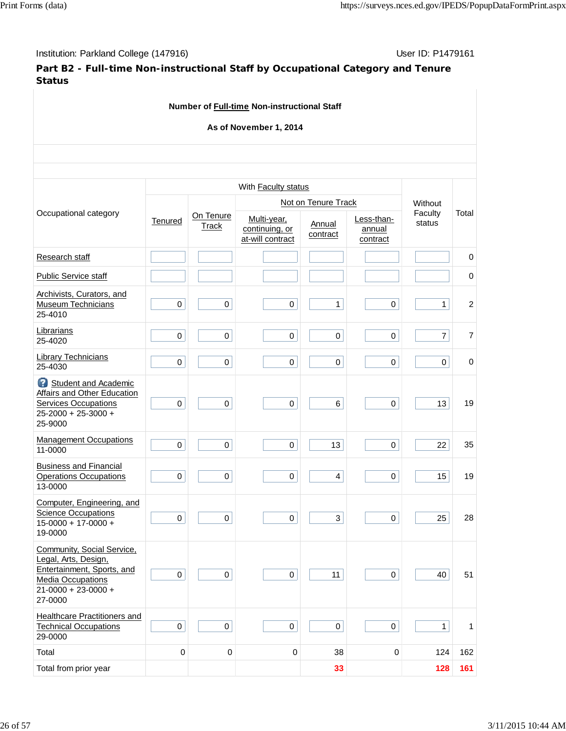Institution: Parkland College (147916) User ID: P1479161

**Part B2 - Full-time Non-instructional Staff by Occupational Category and Tenure Status**

**Number of Full-time Non-instructional Staff**

**As of November 1, 2014**

| Occupational category | With Faculty status | | | | | Without Faculty status | Total |
|---|---|---|---|---|---|---|---|
| | Tenured | On Tenure Track | Not on Tenure Track | | | | |
| | | | Multi-year, continuing, or at-will contract | Annual contract | Less-than-annual contract | | |
| Research staff | | | | | | | 0 |
| Public Service staff | | | | | | | 0 |
| Archivists, Curators, and Museum Technicians 25-4010 | 0 | 0 | 0 | 1 | 0 | 1 | 2 |
| Librarians 25-4020 | 0 | 0 | 0 | 0 | 0 | 7 | 7 |
| Library Technicians 25-4030 | 0 | 0 | 0 | 0 | 0 | 0 | 0 |
| Student and Academic Affairs and Other Education Services Occupations 25-2000 + 25-3000 + 25-9000 | 0 | 0 | 0 | 6 | 0 | 13 | 19 |
| Management Occupations 11-0000 | 0 | 0 | 0 | 13 | 0 | 22 | 35 |
| Business and Financial Operations Occupations 13-0000 | 0 | 0 | 0 | 4 | 0 | 15 | 19 |
| Computer, Engineering, and Science Occupations 15-0000 + 17-0000 + 19-0000 | 0 | 0 | 0 | 3 | 0 | 25 | 28 |
| Community, Social Service, Legal, Arts, Design, Entertainment, Sports, and Media Occupations 21-0000 + 23-0000 + 27-0000 | 0 | 0 | 0 | 11 | 0 | 40 | 51 |
| Healthcare Practitioners and Technical Occupations 29-0000 | 0 | 0 | 0 | 0 | 0 | 1 | 1 |
| Total | 0 | 0 | 0 | 38 | 0 | 124 | 162 |
| Total from prior year | | | | 33 | | 128 | 161 |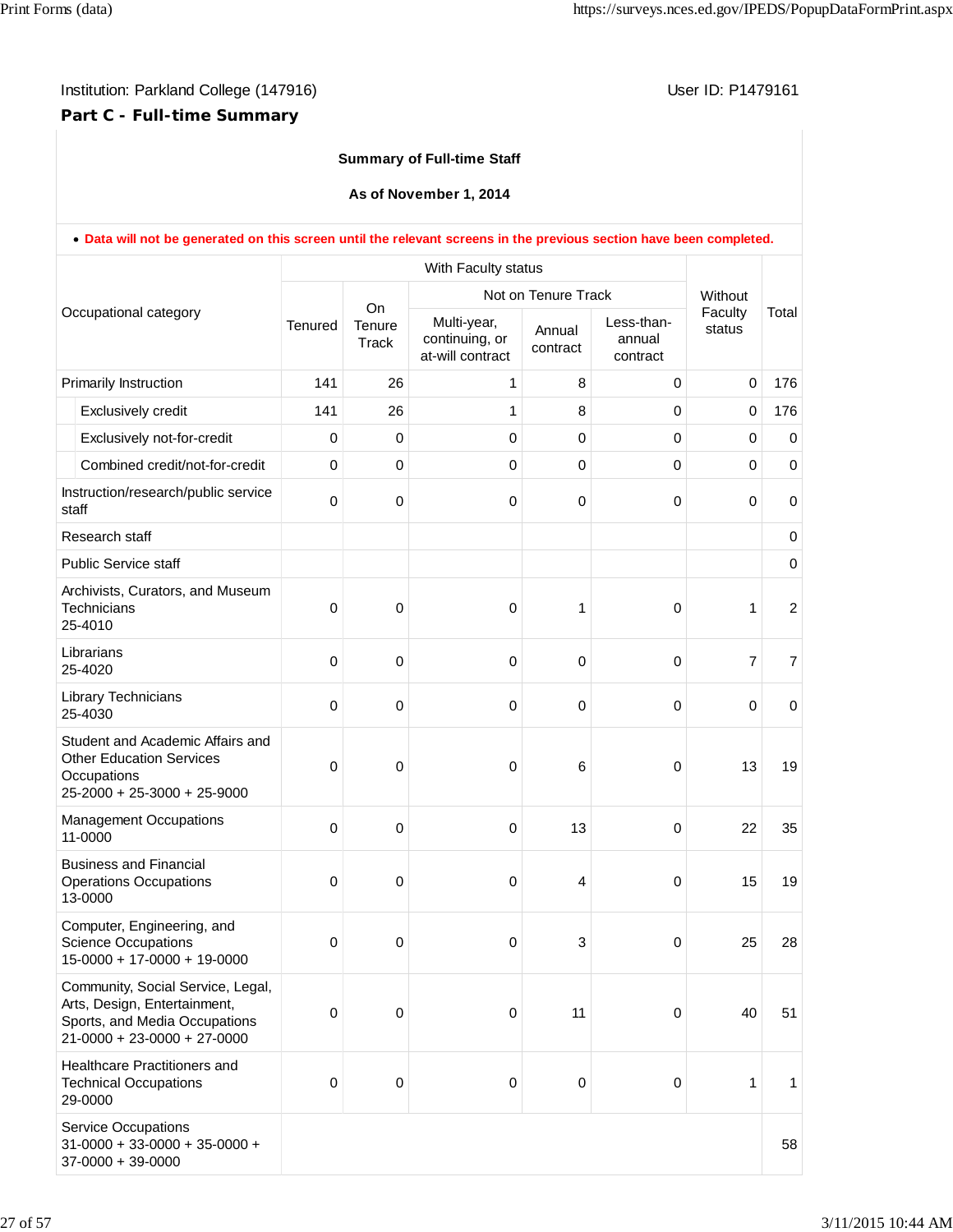Institution: Parkland College (147916)

User ID: P1479161

## Part C - Full-time Summary

**Summary of Full-time Staff**

**As of November 1, 2014**

- **Data will not be generated on this screen until the relevant screens in the previous section have been completed.**

| Occupational category | With Faculty status | | | | | Without Faculty status | Total |
|---|---|---|---|---|---|---|---|
| | Tenured | On Tenure Track | Not on Tenure Track | | | | |
| | | | Multi-year, continuing, or at-will contract | Annual contract | Less-than-annual contract | | |
| Primarily Instruction | 141 | 26 | 1 | 8 | 0 | 0 | 176 |
| Exclusively credit | 141 | 26 | 1 | 8 | 0 | 0 | 176 |
| Exclusively not-for-credit | 0 | 0 | 0 | 0 | 0 | 0 | 0 |
| Combined credit/not-for-credit | 0 | 0 | 0 | 0 | 0 | 0 | 0 |
| Instruction/research/public service staff | 0 | 0 | 0 | 0 | 0 | 0 | 0 |
| Research staff | | | | | | | 0 |
| Public Service staff | | | | | | | 0 |
| Archivists, Curators, and Museum Technicians 25-4010 | 0 | 0 | 0 | 1 | 0 | 1 | 2 |
| Librarians 25-4020 | 0 | 0 | 0 | 0 | 0 | 7 | 7 |
| Library Technicians 25-4030 | 0 | 0 | 0 | 0 | 0 | 0 | 0 |
| Student and Academic Affairs and Other Education Services Occupations 25-2000 + 25-3000 + 25-9000 | 0 | 0 | 0 | 6 | 0 | 13 | 19 |
| Management Occupations 11-0000 | 0 | 0 | 0 | 13 | 0 | 22 | 35 |
| Business and Financial Operations Occupations 13-0000 | 0 | 0 | 0 | 4 | 0 | 15 | 19 |
| Computer, Engineering, and Science Occupations 15-0000 + 17-0000 + 19-0000 | 0 | 0 | 0 | 3 | 0 | 25 | 28 |
| Community, Social Service, Legal, Arts, Design, Entertainment, Sports, and Media Occupations 21-0000 + 23-0000 + 27-0000 | 0 | 0 | 0 | 11 | 0 | 40 | 51 |
| Healthcare Practitioners and Technical Occupations 29-0000 | 0 | 0 | 0 | 0 | 0 | 1 | 1 |
| Service Occupations 31-0000 + 33-0000 + 35-0000 + 37-0000 + 39-0000 | | | | | | | 58 |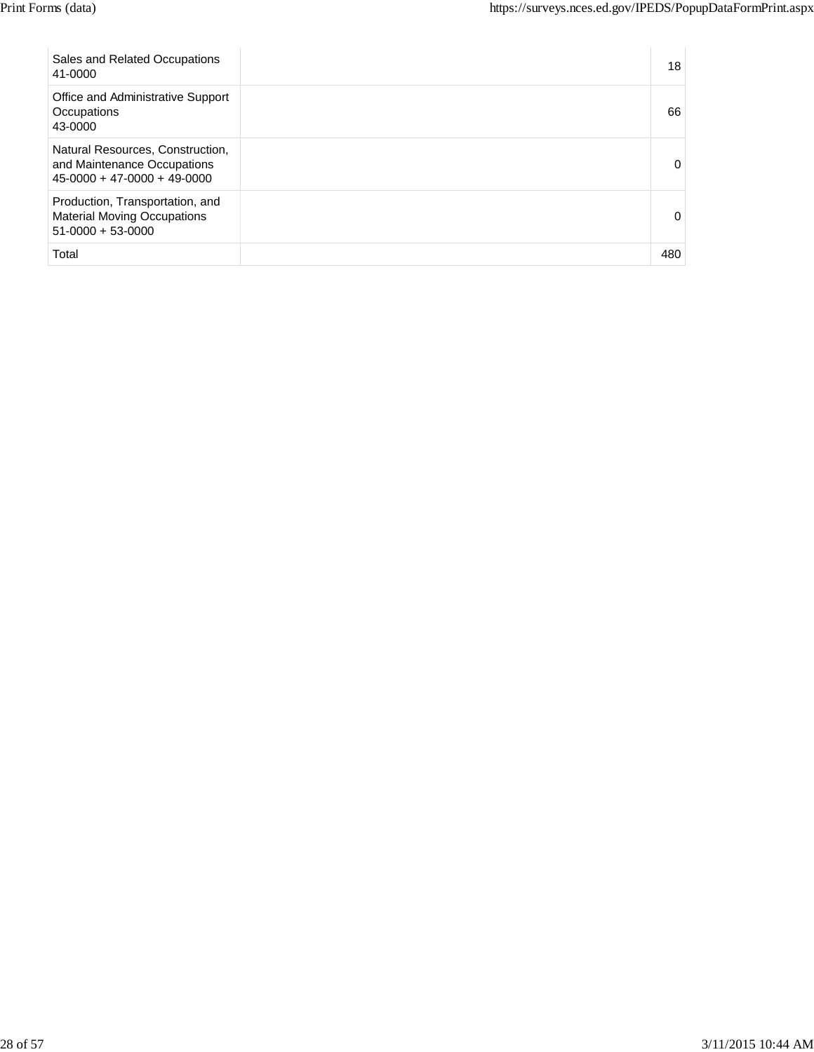| | | |
|---|---|---|
| Sales and Related Occupations<br>41-0000 | | 18 |
| Office and Administrative Support Occupations<br>43-0000 | | 66 |
| Natural Resources, Construction, and Maintenance Occupations<br>45-0000 + 47-0000 + 49-0000 | | 0 |
| Production, Transportation, and Material Moving Occupations<br>51-0000 + 53-0000 | | 0 |
| Total | | 480 |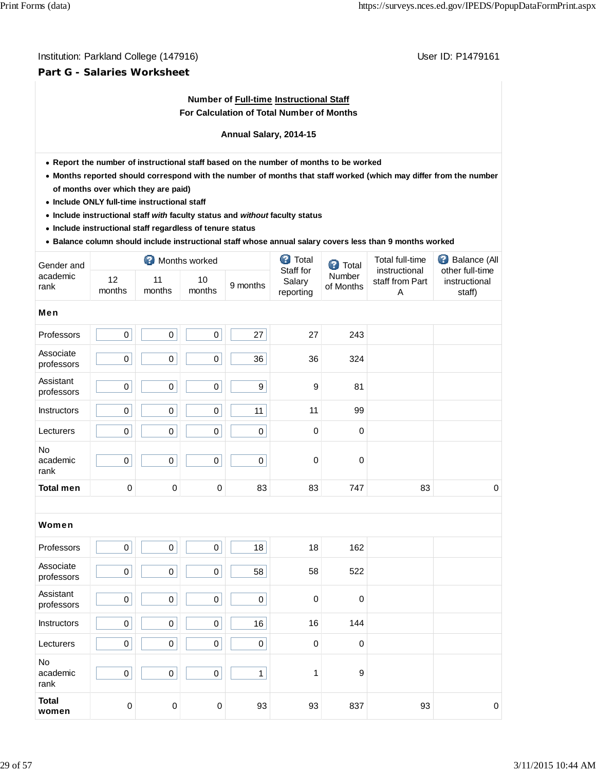Institution: Parkland College (147916)

User ID: P1479161

## Part G - Salaries Worksheet

**Number of Full-time Instructional Staff**
**For Calculation of Total Number of Months**

**Annual Salary, 2014-15**

- **Report the number of instructional staff based on the number of months to be worked**
- **Months reported should correspond with the number of months that staff worked (which may differ from the number of months over which they are paid)**
- **Include ONLY full-time instructional staff**
- **Include instructional staff *with* faculty status and *without* faculty status**
- **Include instructional staff regardless of tenure status**
- **Balance column should include instructional staff whose annual salary covers less than 9 months worked**

| Gender and academic rank | Months worked | | | | Total Staff for Salary reporting | Total Number of Months | Total full-time instructional staff from Part A | Balance (All other full-time instructional staff) |
|---|---|---|---|---|---|---|---|---|
| | 12 months | 11 months | 10 months | 9 months | | | | |
| **Men** | | | | | | | | |
| Professors | 0 | 0 | 0 | 27 | 27 | 243 | | |
| Associate professors | 0 | 0 | 0 | 36 | 36 | 324 | | |
| Assistant professors | 0 | 0 | 0 | 9 | 9 | 81 | | |
| Instructors | 0 | 0 | 0 | 11 | 11 | 99 | | |
| Lecturers | 0 | 0 | 0 | 0 | 0 | 0 | | |
| No academic rank | 0 | 0 | 0 | 0 | 0 | 0 | | |
| **Total men** | 0 | 0 | 0 | 83 | 83 | 747 | 83 | 0 |
| **Women** | | | | | | | | |
| Professors | 0 | 0 | 0 | 18 | 18 | 162 | | |
| Associate professors | 0 | 0 | 0 | 58 | 58 | 522 | | |
| Assistant professors | 0 | 0 | 0 | 0 | 0 | 0 | | |
| Instructors | 0 | 0 | 0 | 16 | 16 | 144 | | |
| Lecturers | 0 | 0 | 0 | 0 | 0 | 0 | | |
| No academic rank | 0 | 0 | 0 | 1 | 1 | 9 | | |
| **Total women** | 0 | 0 | 0 | 93 | 93 | 837 | 93 | 0 |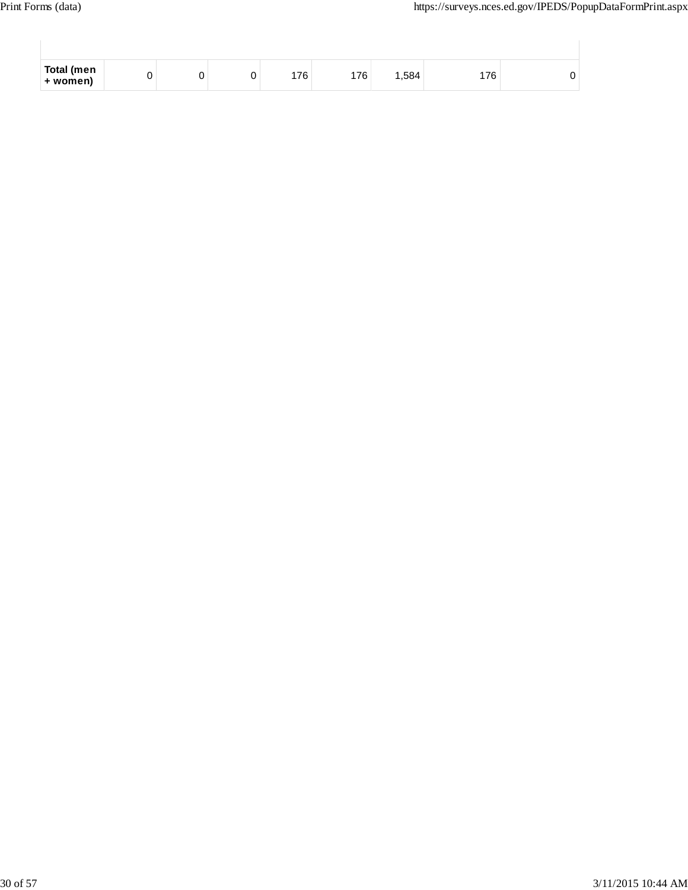| | | | | | | | | |
|---|---|---|---|---|---|---|---|---|
| **Total (men + women)** | 0 | 0 | 0 | 176 | 176 | 1,584 | 176 | 0 |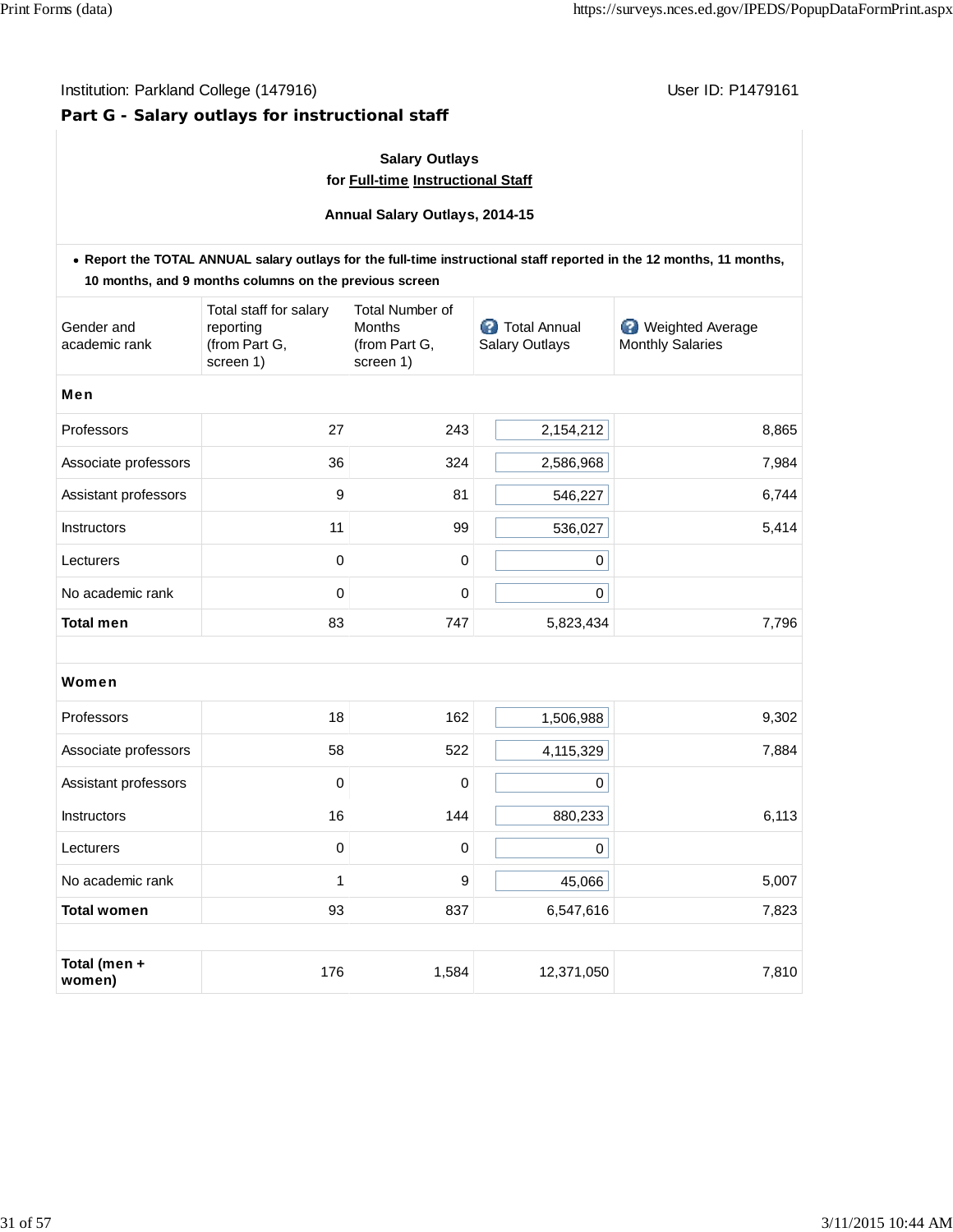Institution: Parkland College (147916)

User ID: P1479161

## Part G - Salary outlays for instructional staff

**Salary Outlays**
**for Full-time Instructional Staff**

**Annual Salary Outlays, 2014-15**

- **Report the TOTAL ANNUAL salary outlays for the full-time instructional staff reported in the 12 months, 11 months, 10 months, and 9 months columns on the previous screen**

| Gender and academic rank | Total staff for salary reporting (from Part G, screen 1) | Total Number of Months (from Part G, screen 1) | Total Annual Salary Outlays | Weighted Average Monthly Salaries |
|---|---|---|---|---|
| **Men** | | | | |
| Professors | 27 | 243 | 2,154,212 | 8,865 |
| Associate professors | 36 | 324 | 2,586,968 | 7,984 |
| Assistant professors | 9 | 81 | 546,227 | 6,744 |
| Instructors | 11 | 99 | 536,027 | 5,414 |
| Lecturers | 0 | 0 | 0 | |
| No academic rank | 0 | 0 | 0 | |
| **Total men** | 83 | 747 | 5,823,434 | 7,796 |
| **Women** | | | | |
| Professors | 18 | 162 | 1,506,988 | 9,302 |
| Associate professors | 58 | 522 | 4,115,329 | 7,884 |
| Assistant professors | 0 | 0 | 0 | |
| Instructors | 16 | 144 | 880,233 | 6,113 |
| Lecturers | 0 | 0 | 0 | |
| No academic rank | 1 | 9 | 45,066 | 5,007 |
| **Total women** | 93 | 837 | 6,547,616 | 7,823 |
| **Total (men + women)** | 176 | 1,584 | 12,371,050 | 7,810 |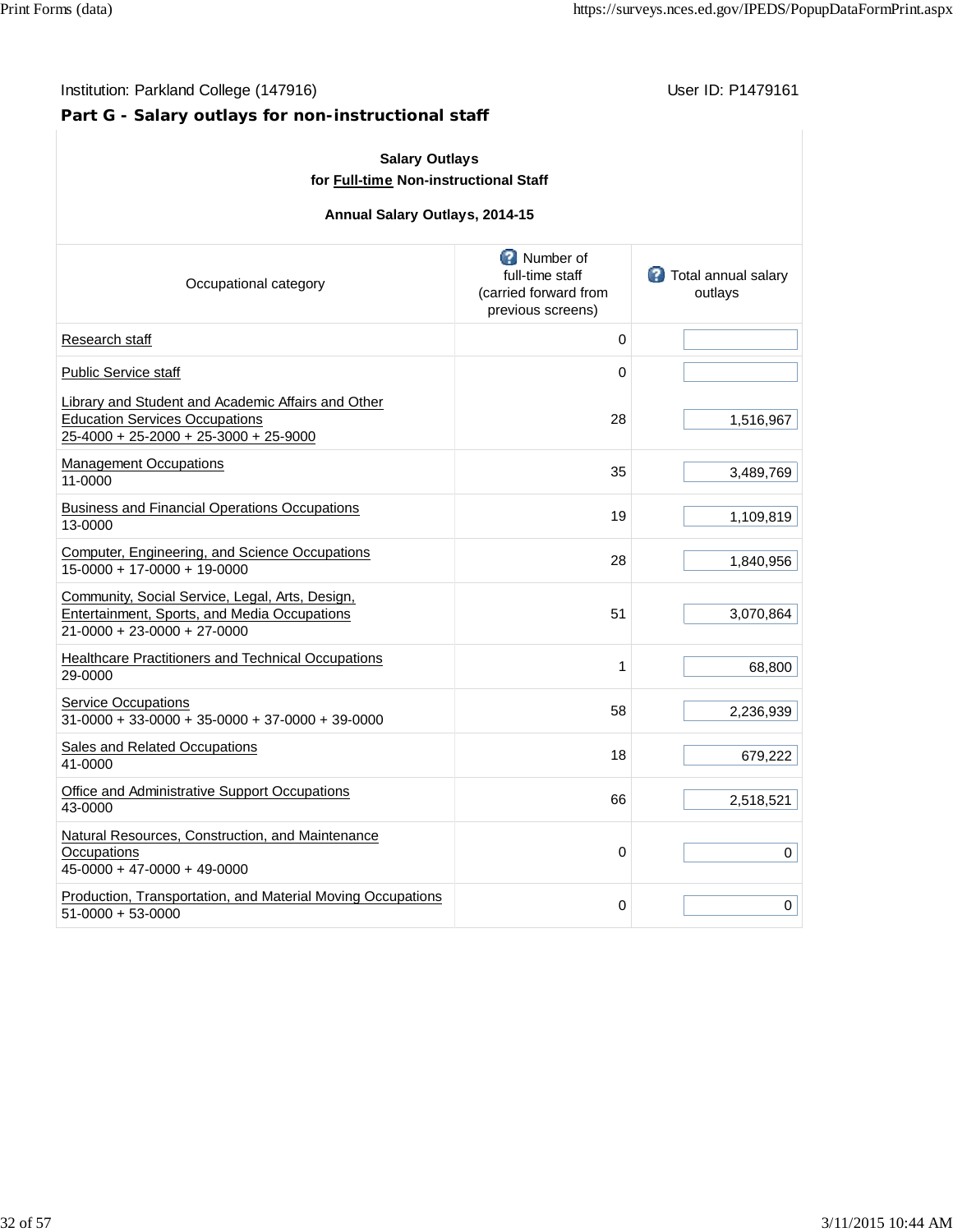Institution: Parkland College (147916)

User ID: P1479161

## Part G - Salary outlays for non-instructional staff

**Salary Outlays**
**for Full-time Non-instructional Staff**

**Annual Salary Outlays, 2014-15**

| Occupational category | Number of full-time staff (carried forward from previous screens) | Total annual salary outlays |
|---|---|---|
| Research staff | 0 | |
| Public Service staff | 0 | |
| Library and Student and Academic Affairs and Other Education Services Occupations 25-4000 + 25-2000 + 25-3000 + 25-9000 | 28 | 1,516,967 |
| Management Occupations 11-0000 | 35 | 3,489,769 |
| Business and Financial Operations Occupations 13-0000 | 19 | 1,109,819 |
| Computer, Engineering, and Science Occupations 15-0000 + 17-0000 + 19-0000 | 28 | 1,840,956 |
| Community, Social Service, Legal, Arts, Design, Entertainment, Sports, and Media Occupations 21-0000 + 23-0000 + 27-0000 | 51 | 3,070,864 |
| Healthcare Practitioners and Technical Occupations 29-0000 | 1 | 68,800 |
| Service Occupations 31-0000 + 33-0000 + 35-0000 + 37-0000 + 39-0000 | 58 | 2,236,939 |
| Sales and Related Occupations 41-0000 | 18 | 679,222 |
| Office and Administrative Support Occupations 43-0000 | 66 | 2,518,521 |
| Natural Resources, Construction, and Maintenance Occupations 45-0000 + 47-0000 + 49-0000 | 0 | 0 |
| Production, Transportation, and Material Moving Occupations 51-0000 + 53-0000 | 0 | 0 |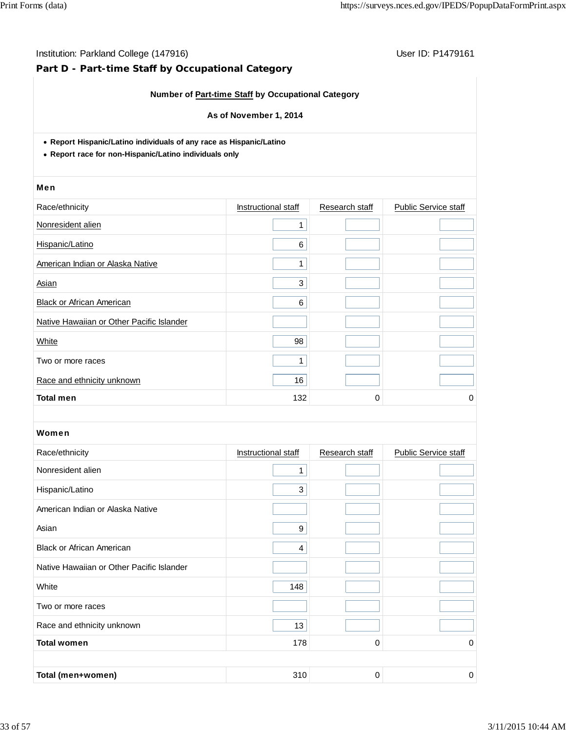Institution: Parkland College (147916) User ID: P1479161

## Part D - Part-time Staff by Occupational Category

**Number of Part-time Staff by Occupational Category**

**As of November 1, 2014**

- **Report Hispanic/Latino individuals of any race as Hispanic/Latino**
- **Report race for non-Hispanic/Latino individuals only**

**Men**

| Race/ethnicity | Instructional staff | Research staff | Public Service staff |
|---|---|---|---|
| Nonresident alien | 1 | | |
| Hispanic/Latino | 6 | | |
| American Indian or Alaska Native | 1 | | |
| Asian | 3 | | |
| Black or African American | 6 | | |
| Native Hawaiian or Other Pacific Islander | | | |
| White | 98 | | |
| Two or more races | 1 | | |
| Race and ethnicity unknown | 16 | | |
| **Total men** | 132 | 0 | 0 |

**Women**

| Race/ethnicity | Instructional staff | Research staff | Public Service staff |
|---|---|---|---|
| Nonresident alien | 1 | | |
| Hispanic/Latino | 3 | | |
| American Indian or Alaska Native | | | |
| Asian | 9 | | |
| Black or African American | 4 | | |
| Native Hawaiian or Other Pacific Islander | | | |
| White | 148 | | |
| Two or more races | | | |
| Race and ethnicity unknown | 13 | | |
| **Total women** | 178 | 0 | 0 |
| **Total (men+women)** | 310 | 0 | 0 |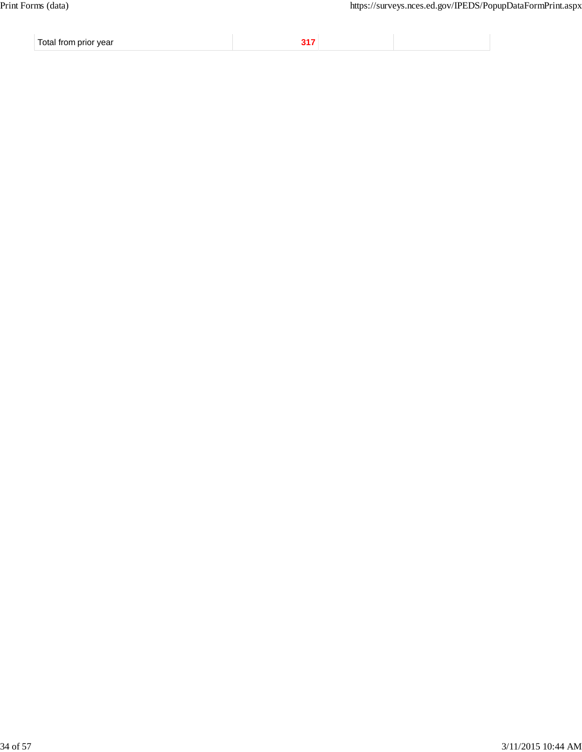| | | | |
|---|---|---|---|
| Total from prior year | **317** | | |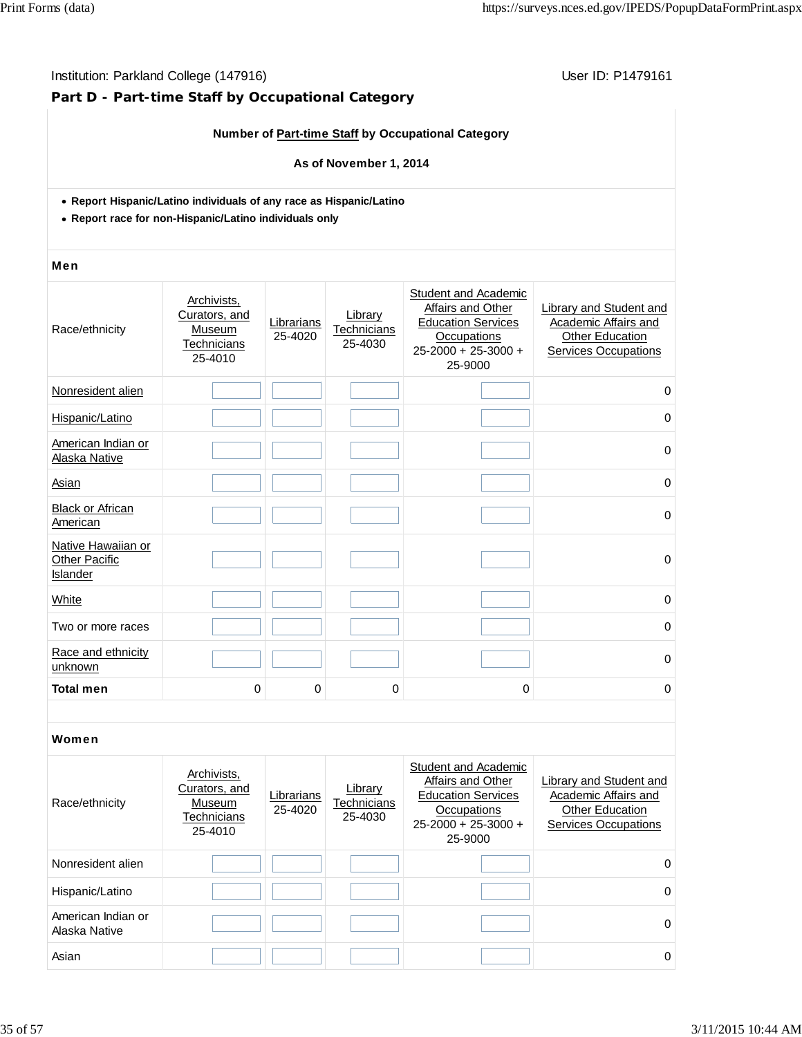Institution: Parkland College (147916) User ID: P1479161

## Part D - Part-time Staff by Occupational Category

**Number of Part-time Staff by Occupational Category**

**As of November 1, 2014**

- **Report Hispanic/Latino individuals of any race as Hispanic/Latino**
- **Report race for non-Hispanic/Latino individuals only**

### Men

| Race/ethnicity | Archivists, Curators, and Museum Technicians 25-4010 | Librarians 25-4020 | Library Technicians 25-4030 | Student and Academic Affairs and Other Education Services Occupations 25-2000 + 25-3000 + 25-9000 | Library and Student and Academic Affairs and Other Education Services Occupations |
|---|---|---|---|---|---|
| Nonresident alien | | | | | 0 |
| Hispanic/Latino | | | | | 0 |
| American Indian or Alaska Native | | | | | 0 |
| Asian | | | | | 0 |
| Black or African American | | | | | 0 |
| Native Hawaiian or Other Pacific Islander | | | | | 0 |
| White | | | | | 0 |
| Two or more races | | | | | 0 |
| Race and ethnicity unknown | | | | | 0 |
| **Total men** | 0 | 0 | 0 | 0 | 0 |

### Women

| Race/ethnicity | Archivists, Curators, and Museum Technicians 25-4010 | Librarians 25-4020 | Library Technicians 25-4030 | Student and Academic Affairs and Other Education Services Occupations 25-2000 + 25-3000 + 25-9000 | Library and Student and Academic Affairs and Other Education Services Occupations |
|---|---|---|---|---|---|
| Nonresident alien | | | | | 0 |
| Hispanic/Latino | | | | | 0 |
| American Indian or Alaska Native | | | | | 0 |
| Asian | | | | | 0 |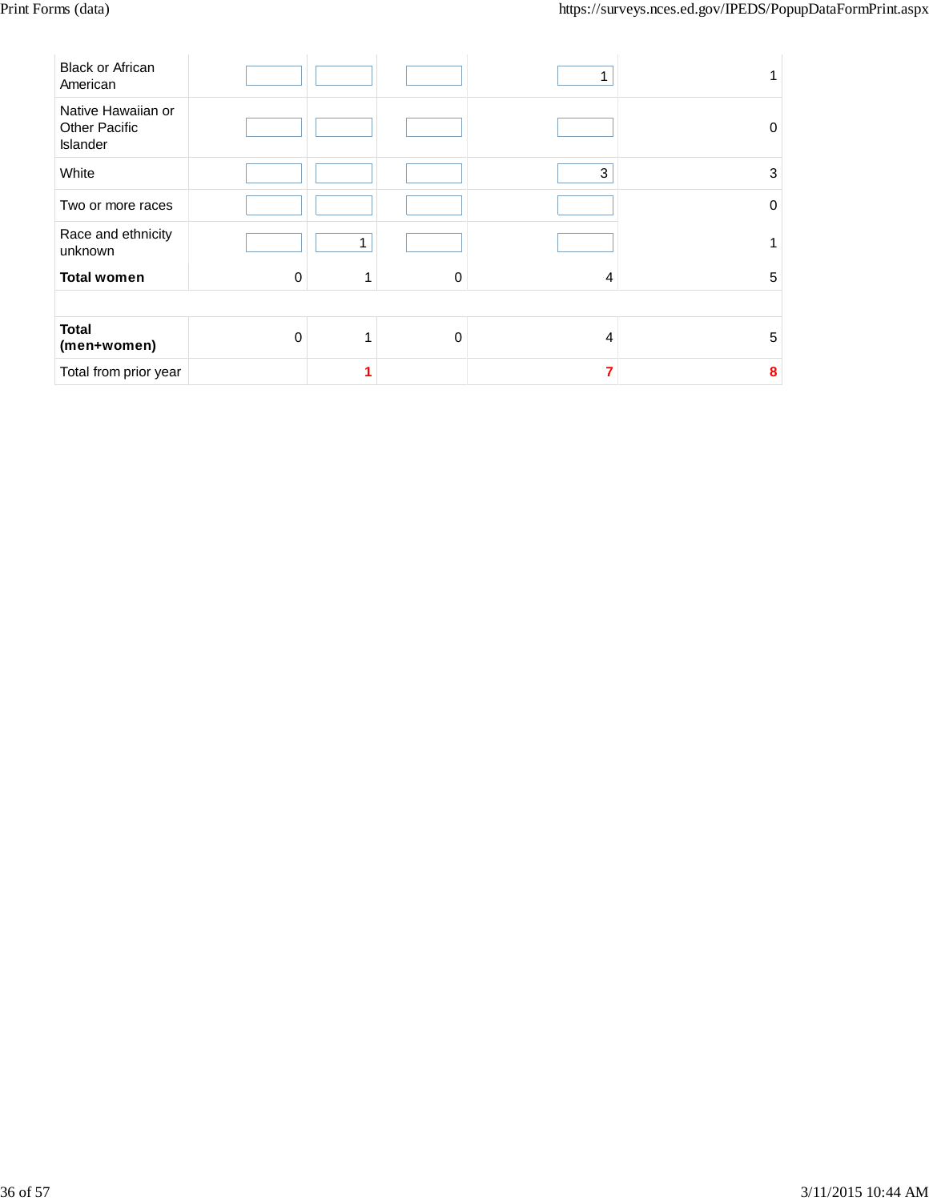| | | | | | |
|---|---|---|---|---|---|
| Black or African American | | | | 1 | 1 |
| Native Hawaiian or Other Pacific Islander | | | | | 0 |
| White | | | | 3 | 3 |
| Two or more races | | | | | 0 |
| Race and ethnicity unknown | | 1 | | | 1 |
| **Total women** | 0 | 1 | 0 | 4 | 5 |
| | | | | | |
| **Total (men+women)** | 0 | 1 | 0 | 4 | 5 |
| Total from prior year | | 1 | | 7 | 8 |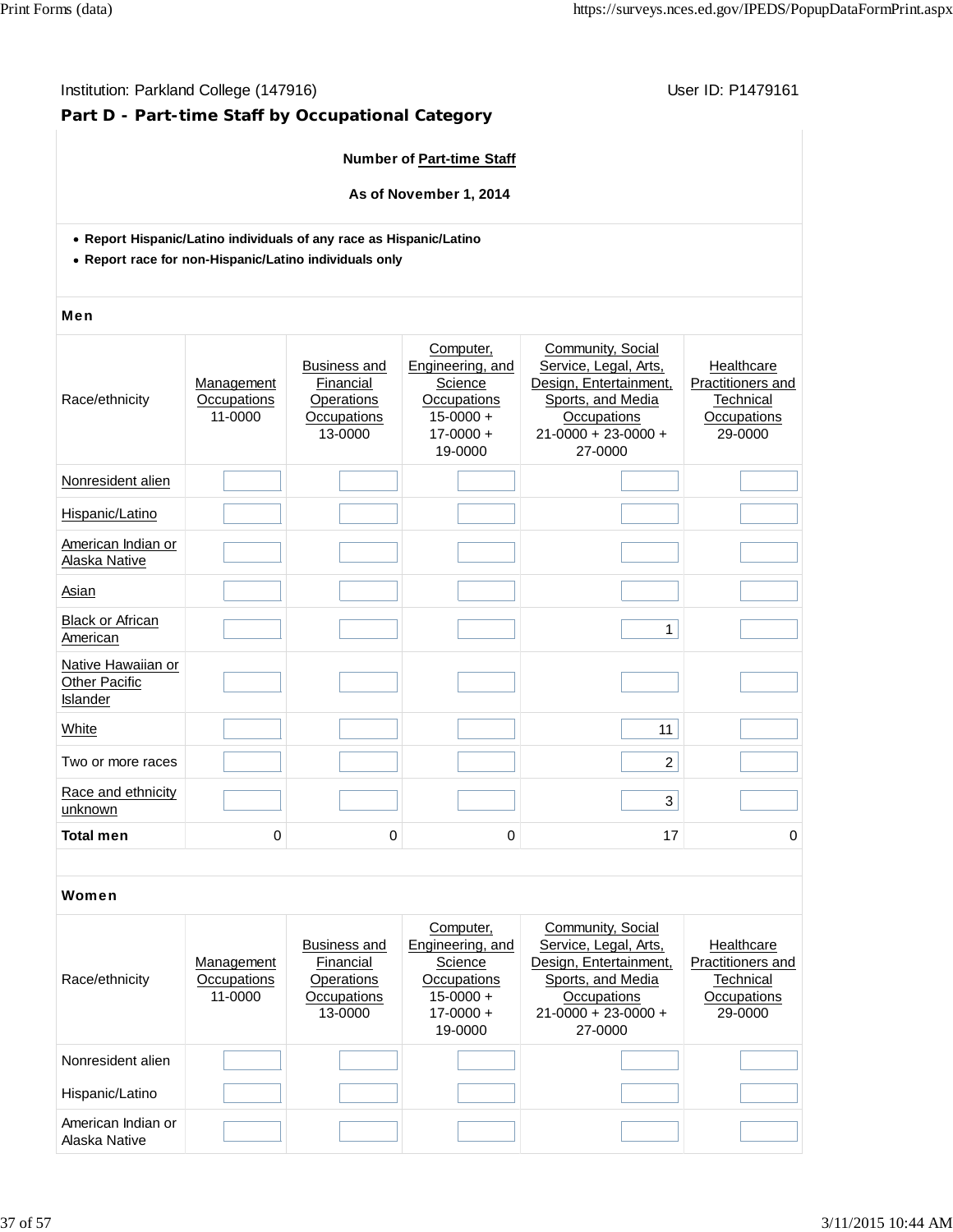Institution: Parkland College (147916)

User ID: P1479161

## Part D - Part-time Staff by Occupational Category

**Number of Part-time Staff**

**As of November 1, 2014**

- **Report Hispanic/Latino individuals of any race as Hispanic/Latino**
- **Report race for non-Hispanic/Latino individuals only**

**Men**

| Race/ethnicity | Management Occupations 11-0000 | Business and Financial Operations Occupations 13-0000 | Computer, Engineering, and Science Occupations 15-0000 + 17-0000 + 19-0000 | Community, Social Service, Legal, Arts, Design, Entertainment, Sports, and Media Occupations 21-0000 + 23-0000 + 27-0000 | Healthcare Practitioners and Technical Occupations 29-0000 |
|---|---|---|---|---|---|
| Nonresident alien | | | | | |
| Hispanic/Latino | | | | | |
| American Indian or Alaska Native | | | | | |
| Asian | | | | | |
| Black or African American | | | | 1 | |
| Native Hawaiian or Other Pacific Islander | | | | | |
| White | | | | 11 | |
| Two or more races | | | | 2 | |
| Race and ethnicity unknown | | | | 3 | |
| **Total men** | 0 | 0 | 0 | 17 | 0 |

**Women**

| Race/ethnicity | Management Occupations 11-0000 | Business and Financial Operations Occupations 13-0000 | Computer, Engineering, and Science Occupations 15-0000 + 17-0000 + 19-0000 | Community, Social Service, Legal, Arts, Design, Entertainment, Sports, and Media Occupations 21-0000 + 23-0000 + 27-0000 | Healthcare Practitioners and Technical Occupations 29-0000 |
|---|---|---|---|---|---|
| Nonresident alien | | | | | |
| Hispanic/Latino | | | | | |
| American Indian or Alaska Native | | | | | |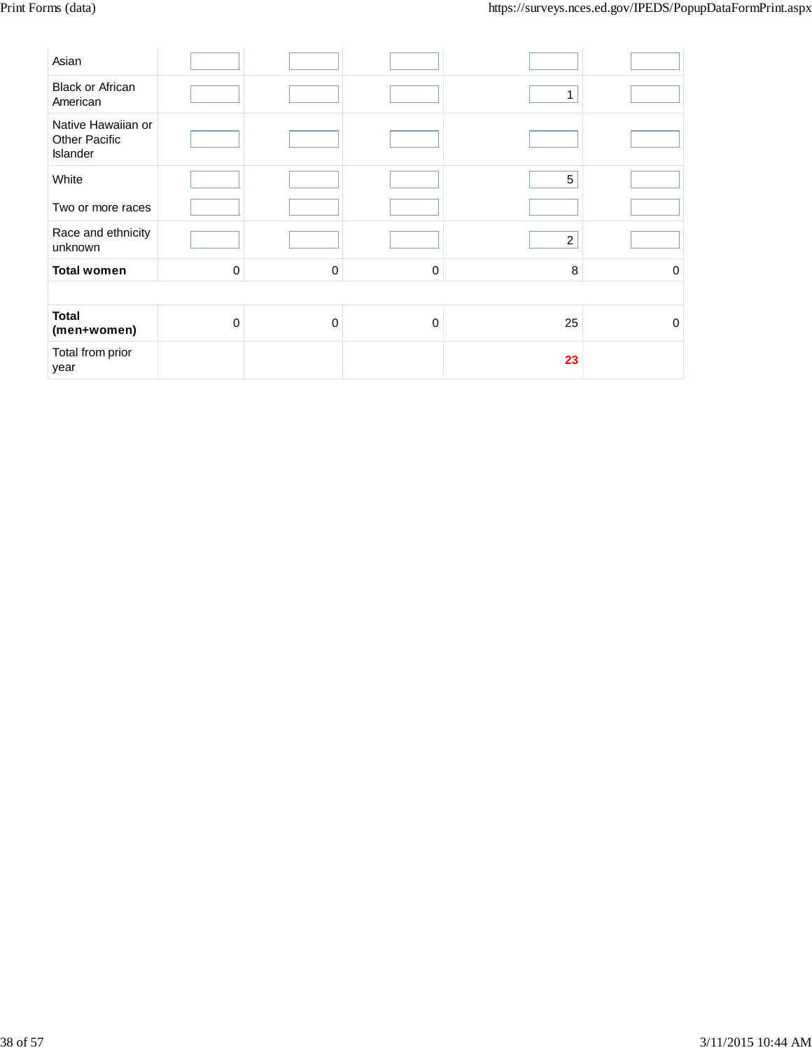| | | | | | |
|---|---|---|---|---|---|
| Asian | | | | | |
| Black or African American | | | | 1 | |
| Native Hawaiian or Other Pacific Islander | | | | | |
| White | | | | 5 | |
| Two or more races | | | | | |
| Race and ethnicity unknown | | | | 2 | |
| **Total women** | 0 | 0 | 0 | 8 | 0 |
| | | | | | |
| **Total (men+women)** | 0 | 0 | 0 | 25 | 0 |
| Total from prior year | | | | **23** | |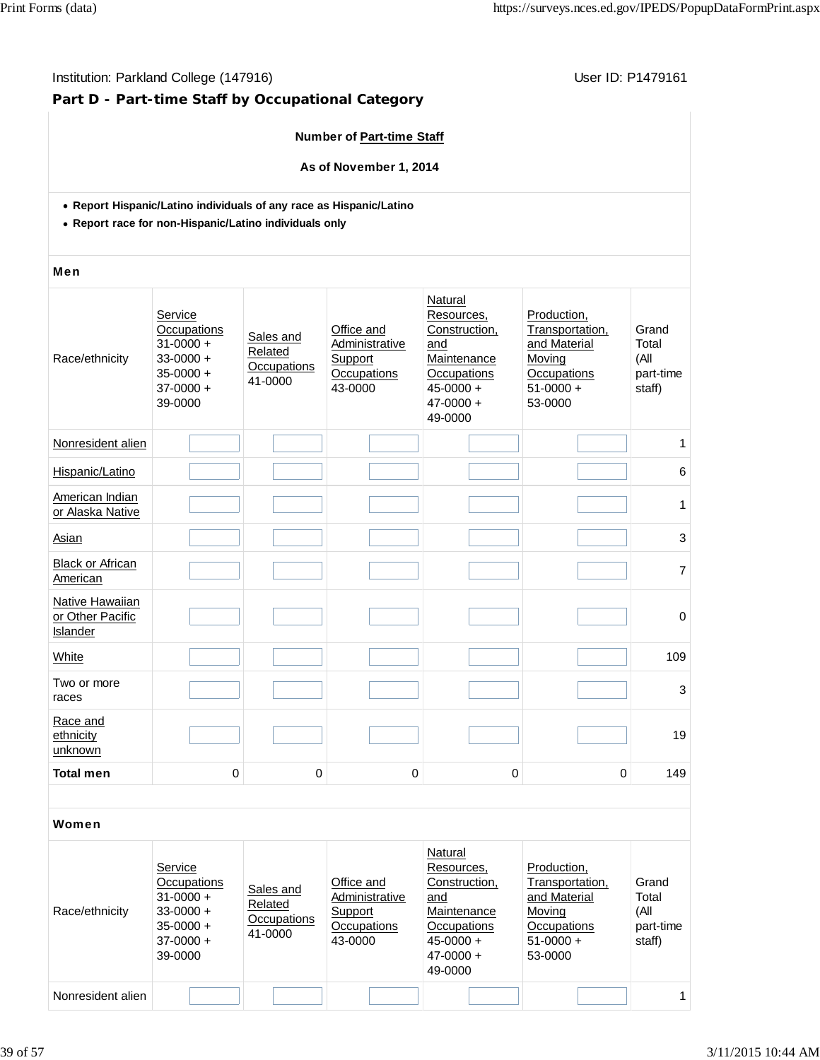Institution: Parkland College (147916)

User ID: P1479161

**Part D - Part-time Staff by Occupational Category**

**Number of Part-time Staff**

**As of November 1, 2014**

- **Report Hispanic/Latino individuals of any race as Hispanic/Latino**
- **Report race for non-Hispanic/Latino individuals only**

**Men**

| Race/ethnicity | Service Occupations 31-0000 + 33-0000 + 35-0000 + 37-0000 + 39-0000 | Sales and Related Occupations 41-0000 | Office and Administrative Support Occupations 43-0000 | Natural Resources, Construction, and Maintenance Occupations 45-0000 + 47-0000 + 49-0000 | Production, Transportation, and Material Moving Occupations 51-0000 + 53-0000 | Grand Total (All part-time staff) |
|---|---|---|---|---|---|---|
| Nonresident alien | | | | | | 1 |
| Hispanic/Latino | | | | | | 6 |
| American Indian or Alaska Native | | | | | | 1 |
| Asian | | | | | | 3 |
| Black or African American | | | | | | 7 |
| Native Hawaiian or Other Pacific Islander | | | | | | 0 |
| White | | | | | | 109 |
| Two or more races | | | | | | 3 |
| Race and ethnicity unknown | | | | | | 19 |
| **Total men** | 0 | 0 | 0 | 0 | 0 | 149 |

**Women**

| Race/ethnicity | Service Occupations 31-0000 + 33-0000 + 35-0000 + 37-0000 + 39-0000 | Sales and Related Occupations 41-0000 | Office and Administrative Support Occupations 43-0000 | Natural Resources, Construction, and Maintenance Occupations 45-0000 + 47-0000 + 49-0000 | Production, Transportation, and Material Moving Occupations 51-0000 + 53-0000 | Grand Total (All part-time staff) |
|---|---|---|---|---|---|---|
| Nonresident alien | | | | | | 1 |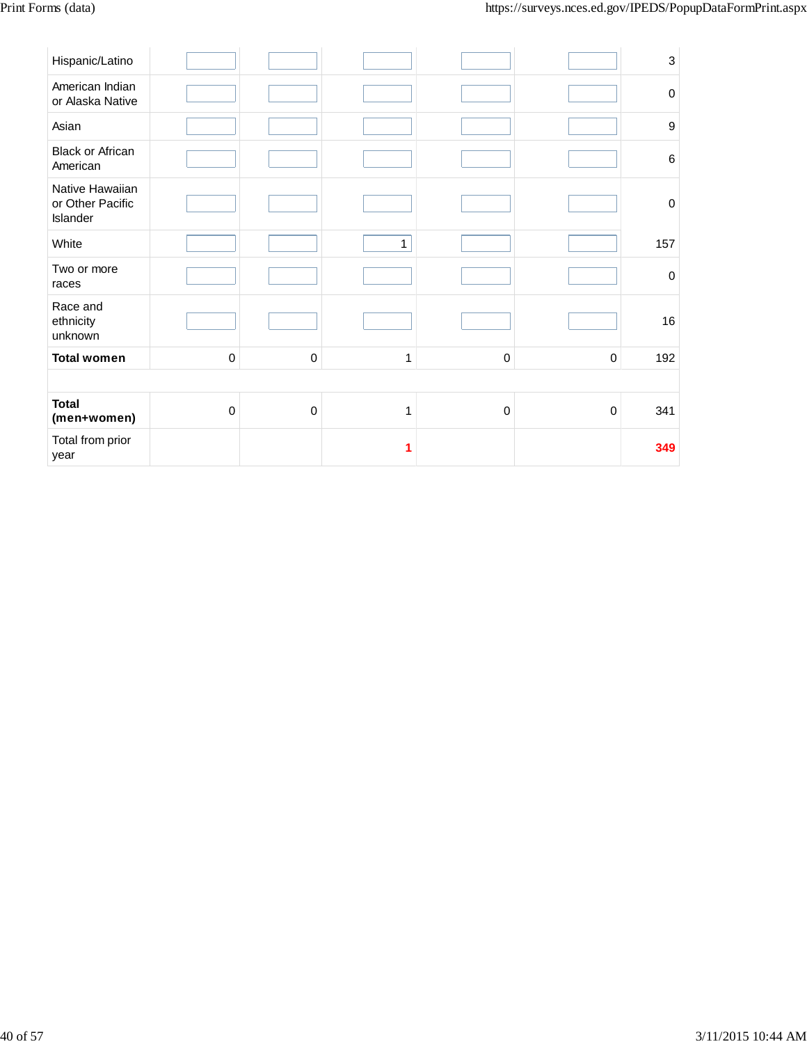| | | | | | | |
|---|---|---|---|---|---|---|
| Hispanic/Latino | | | | | | 3 |
| American Indian or Alaska Native | | | | | | 0 |
| Asian | | | | | | 9 |
| Black or African American | | | | | | 6 |
| Native Hawaiian or Other Pacific Islander | | | | | | 0 |
| White | | | 1 | | | 157 |
| Two or more races | | | | | | 0 |
| Race and ethnicity unknown | | | | | | 16 |
| **Total women** | 0 | 0 | 1 | 0 | 0 | 192 |
| | | | | | | |
| **Total (men+women)** | 0 | 0 | 1 | 0 | 0 | 341 |
| Total from prior year | | | **1** | | | **349** |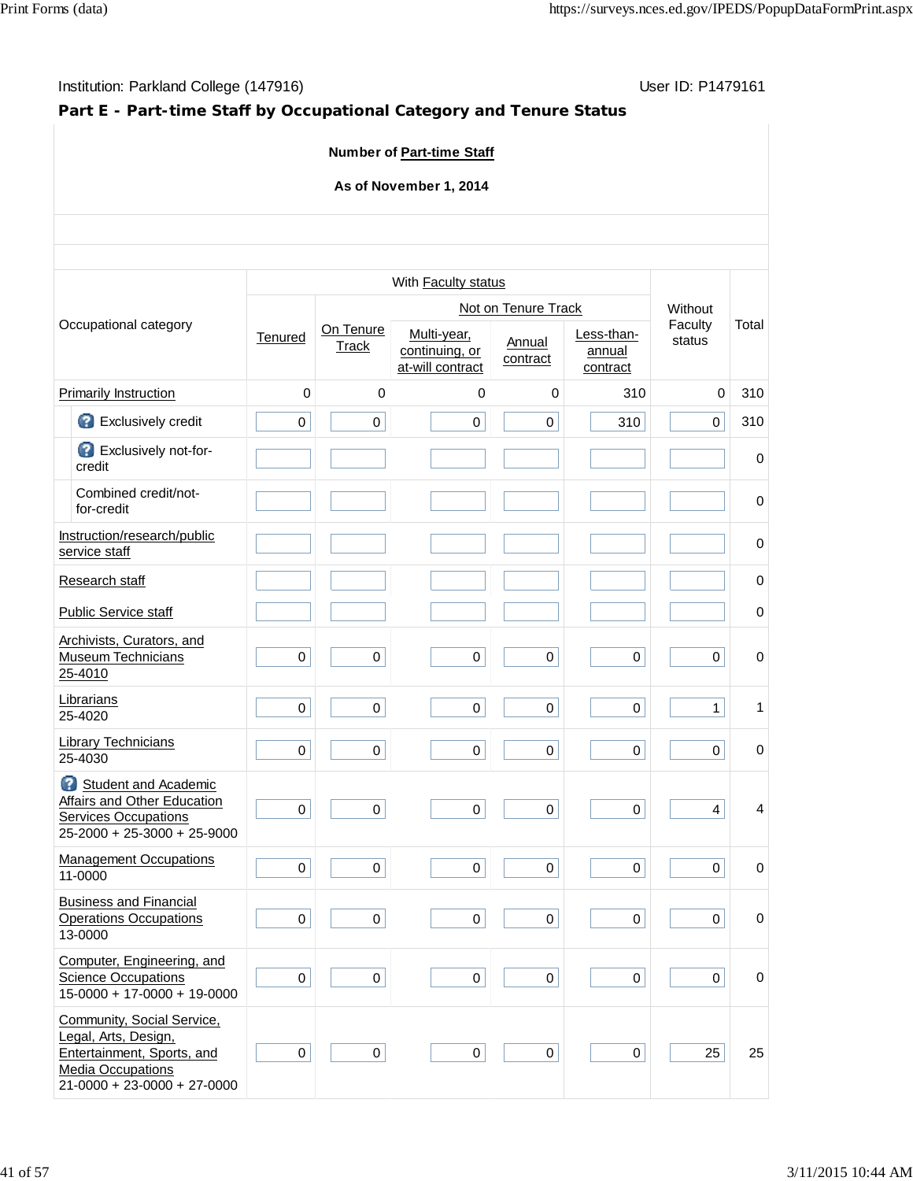Institution: Parkland College (147916)

User ID: P1479161

## Part E - Part-time Staff by Occupational Category and Tenure Status

**Number of Part-time Staff**

**As of November 1, 2014**

| Occupational category | With Faculty status | | | | | Without Faculty status | Total |
|---|---|---|---|---|---|---|---|
| | Tenured | On Tenure Track | Not on Tenure Track | | | | |
| | | | Multi-year, continuing, or at-will contract | Annual contract | Less-than-annual contract | | |
| Primarily Instruction | 0 | 0 | 0 | 0 | 310 | 0 | 310 |
| Exclusively credit | 0 | 0 | 0 | 0 | 310 | 0 | 310 |
| Exclusively not-for-credit | | | | | | | 0 |
| Combined credit/not-for-credit | | | | | | | 0 |
| Instruction/research/public service staff | | | | | | | 0 |
| Research staff | | | | | | | 0 |
| Public Service staff | | | | | | | 0 |
| Archivists, Curators, and Museum Technicians 25-4010 | 0 | 0 | 0 | 0 | 0 | 0 | 0 |
| Librarians 25-4020 | 0 | 0 | 0 | 0 | 0 | 1 | 1 |
| Library Technicians 25-4030 | 0 | 0 | 0 | 0 | 0 | 0 | 0 |
| Student and Academic Affairs and Other Education Services Occupations 25-2000 + 25-3000 + 25-9000 | 0 | 0 | 0 | 0 | 0 | 4 | 4 |
| Management Occupations 11-0000 | 0 | 0 | 0 | 0 | 0 | 0 | 0 |
| Business and Financial Operations Occupations 13-0000 | 0 | 0 | 0 | 0 | 0 | 0 | 0 |
| Computer, Engineering, and Science Occupations 15-0000 + 17-0000 + 19-0000 | 0 | 0 | 0 | 0 | 0 | 0 | 0 |
| Community, Social Service, Legal, Arts, Design, Entertainment, Sports, and Media Occupations 21-0000 + 23-0000 + 27-0000 | 0 | 0 | 0 | 0 | 0 | 25 | 25 |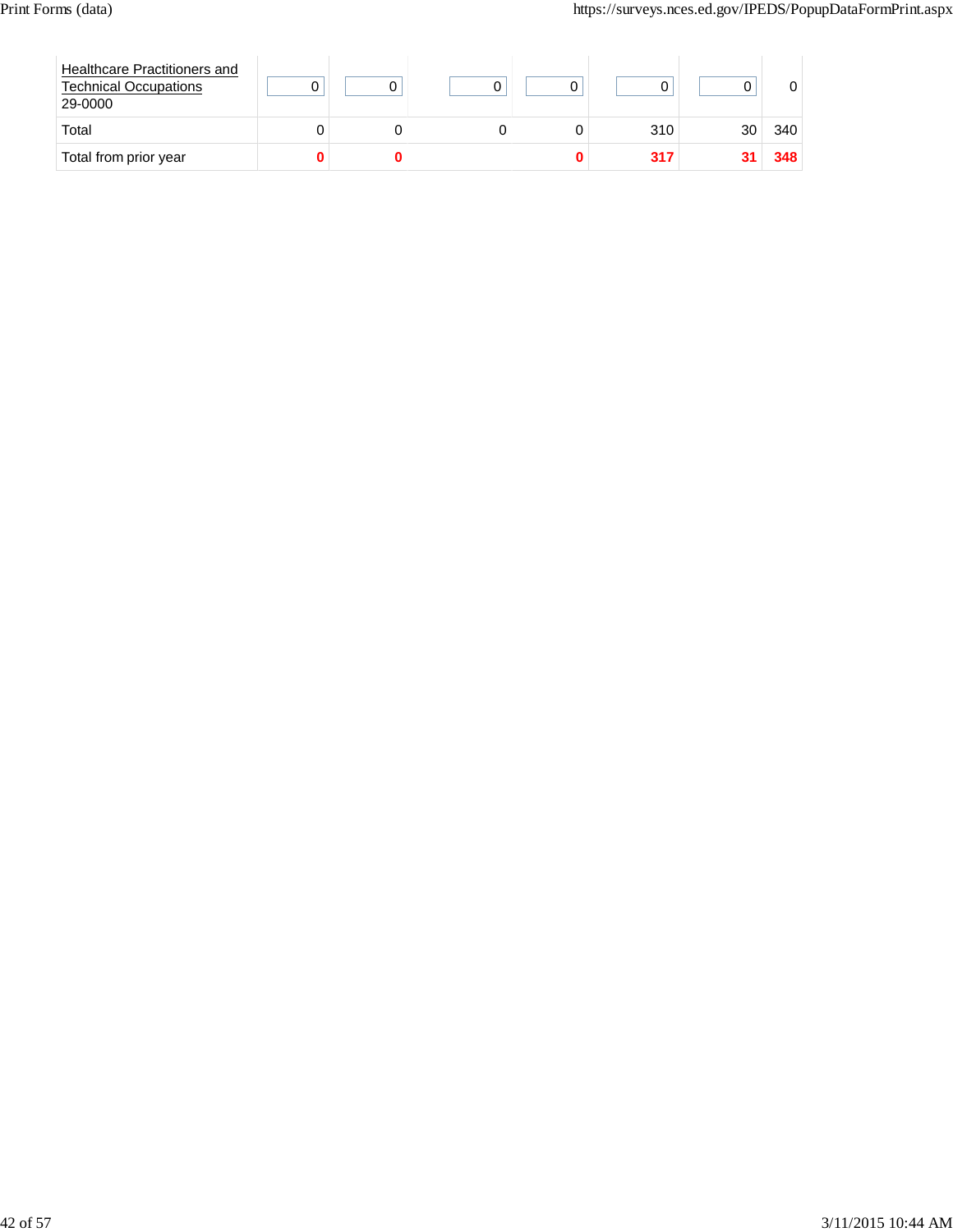| | | | | | | | |
|---|---|---|---|---|---|---|---|
| Healthcare Practitioners and Technical Occupations 29-0000 | 0 | 0 | 0 | 0 | 0 | 0 | 0 |
| Total | 0 | 0 | 0 | 0 | 310 | 30 | 340 |
| Total from prior year | **0** | **0** | | **0** | **317** | **31** | **348** |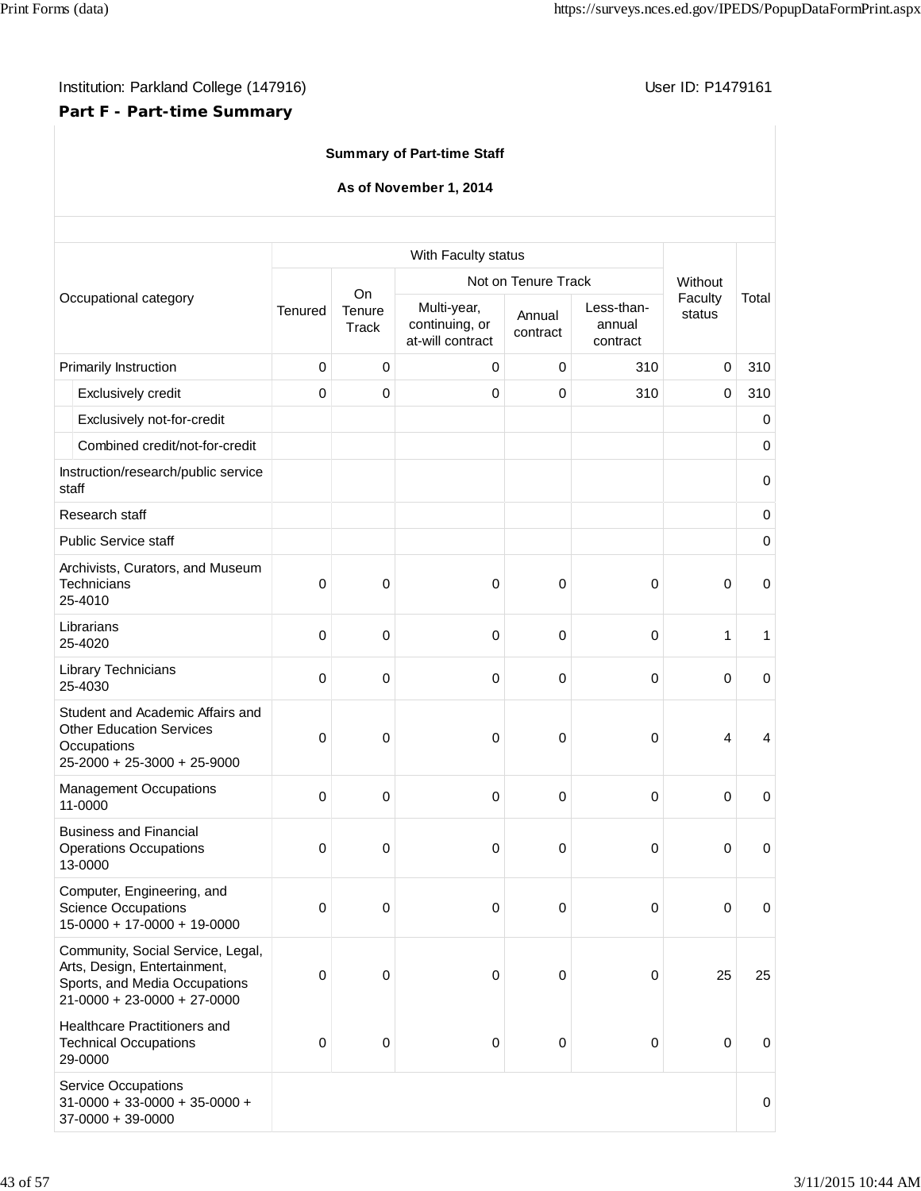Institution: Parkland College (147916) User ID: P1479161

**Part F - Part-time Summary**

**Summary of Part-time Staff**

**As of November 1, 2014**

| Occupational category | With Faculty status | | | | | Without Faculty status | Total |
|---|---|---|---|---|---|---|---|
| | Tenured | On Tenure Track | Not on Tenure Track | | | | |
| | | | Multi-year, continuing, or at-will contract | Annual contract | Less-than-annual contract | | |
| Primarily Instruction | 0 | 0 | 0 | 0 | 310 | 0 | 310 |
| Exclusively credit | 0 | 0 | 0 | 0 | 310 | 0 | 310 |
| Exclusively not-for-credit | | | | | | | 0 |
| Combined credit/not-for-credit | | | | | | | 0 |
| Instruction/research/public service staff | | | | | | | 0 |
| Research staff | | | | | | | 0 |
| Public Service staff | | | | | | | 0 |
| Archivists, Curators, and Museum Technicians 25-4010 | 0 | 0 | 0 | 0 | 0 | 0 | 0 |
| Librarians 25-4020 | 0 | 0 | 0 | 0 | 0 | 1 | 1 |
| Library Technicians 25-4030 | 0 | 0 | 0 | 0 | 0 | 0 | 0 |
| Student and Academic Affairs and Other Education Services Occupations 25-2000 + 25-3000 + 25-9000 | 0 | 0 | 0 | 0 | 0 | 4 | 4 |
| Management Occupations 11-0000 | 0 | 0 | 0 | 0 | 0 | 0 | 0 |
| Business and Financial Operations Occupations 13-0000 | 0 | 0 | 0 | 0 | 0 | 0 | 0 |
| Computer, Engineering, and Science Occupations 15-0000 + 17-0000 + 19-0000 | 0 | 0 | 0 | 0 | 0 | 0 | 0 |
| Community, Social Service, Legal, Arts, Design, Entertainment, Sports, and Media Occupations 21-0000 + 23-0000 + 27-0000 | 0 | 0 | 0 | 0 | 0 | 25 | 25 |
| Healthcare Practitioners and Technical Occupations 29-0000 | 0 | 0 | 0 | 0 | 0 | 0 | 0 |
| Service Occupations 31-0000 + 33-0000 + 35-0000 + 37-0000 + 39-0000 | | | | | | | 0 |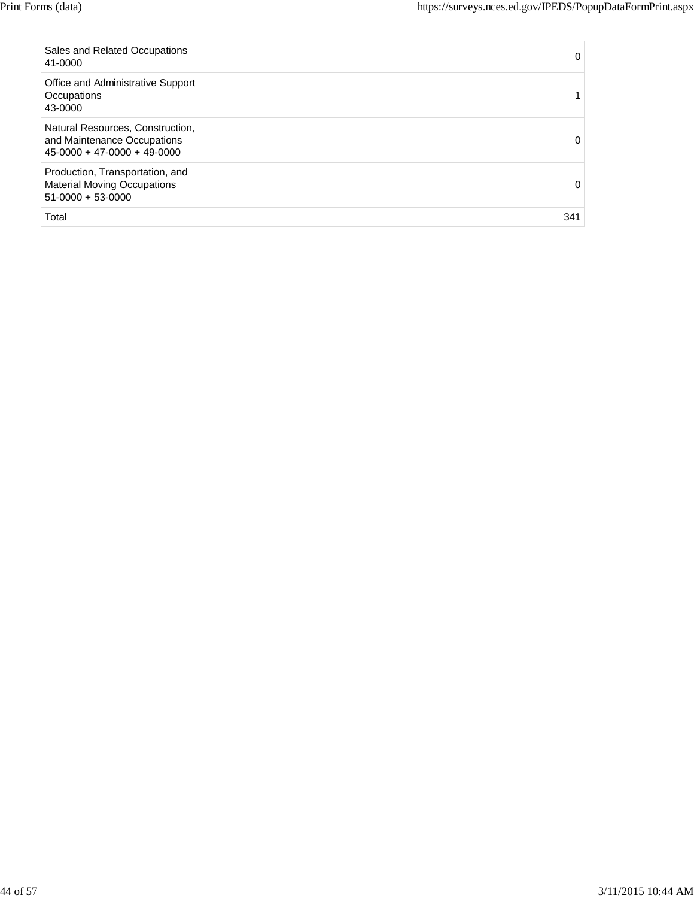| Occupation | | |
|---|---|---|
| Sales and Related Occupations<br>41-0000 | | 0 |
| Office and Administrative Support Occupations<br>43-0000 | | 1 |
| Natural Resources, Construction, and Maintenance Occupations<br>45-0000 + 47-0000 + 49-0000 | | 0 |
| Production, Transportation, and Material Moving Occupations<br>51-0000 + 53-0000 | | 0 |
| Total | | 341 |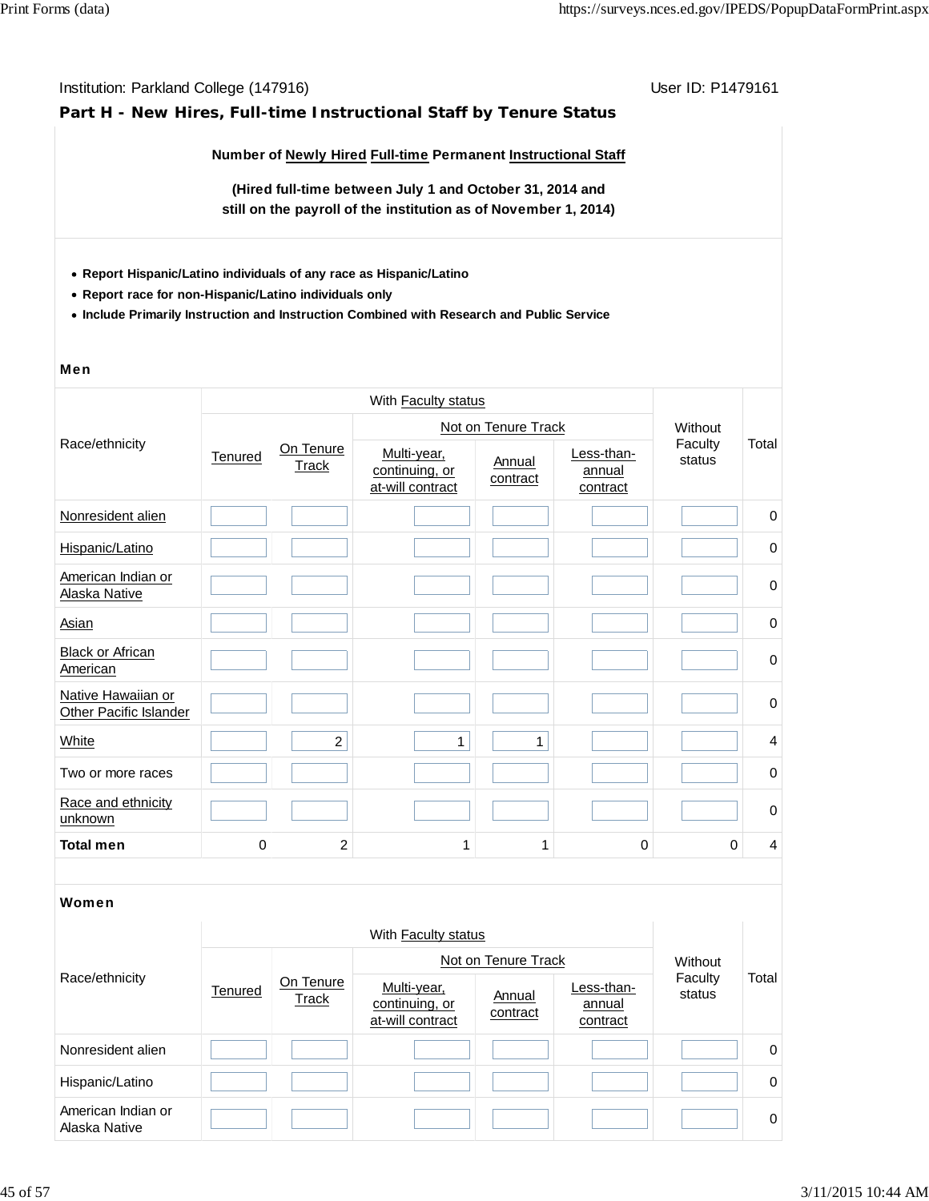Institution: Parkland College (147916) User ID: P1479161

## Part H - New Hires, Full-time Instructional Staff by Tenure Status

**Number of Newly Hired Full-time Permanent Instructional Staff**

**(Hired full-time between July 1 and October 31, 2014 and still on the payroll of the institution as of November 1, 2014)**

- **Report Hispanic/Latino individuals of any race as Hispanic/Latino**
- **Report race for non-Hispanic/Latino individuals only**
- **Include Primarily Instruction and Instruction Combined with Research and Public Service**

### Men

| Race/ethnicity | With Faculty status | | | | | Without Faculty status | Total |
|---|---|---|---|---|---|---|---|
| | | | Not on Tenure Track | | | | |
| | Tenured | On Tenure Track | Multi-year, continuing, or at-will contract | Annual contract | Less-than-annual contract | | |
| Nonresident alien | | | | | | | 0 |
| Hispanic/Latino | | | | | | | 0 |
| American Indian or Alaska Native | | | | | | | 0 |
| Asian | | | | | | | 0 |
| Black or African American | | | | | | | 0 |
| Native Hawaiian or Other Pacific Islander | | | | | | | 0 |
| White | | 2 | 1 | 1 | | | 4 |
| Two or more races | | | | | | | 0 |
| Race and ethnicity unknown | | | | | | | 0 |
| **Total men** | 0 | 2 | 1 | 1 | 0 | 0 | 4 |

### Women

| Race/ethnicity | With Faculty status | | | | | Without Faculty status | Total |
|---|---|---|---|---|---|---|---|
| | | | Not on Tenure Track | | | | |
| | Tenured | On Tenure Track | Multi-year, continuing, or at-will contract | Annual contract | Less-than-annual contract | | |
| Nonresident alien | | | | | | | 0 |
| Hispanic/Latino | | | | | | | 0 |
| American Indian or Alaska Native | | | | | | | 0 |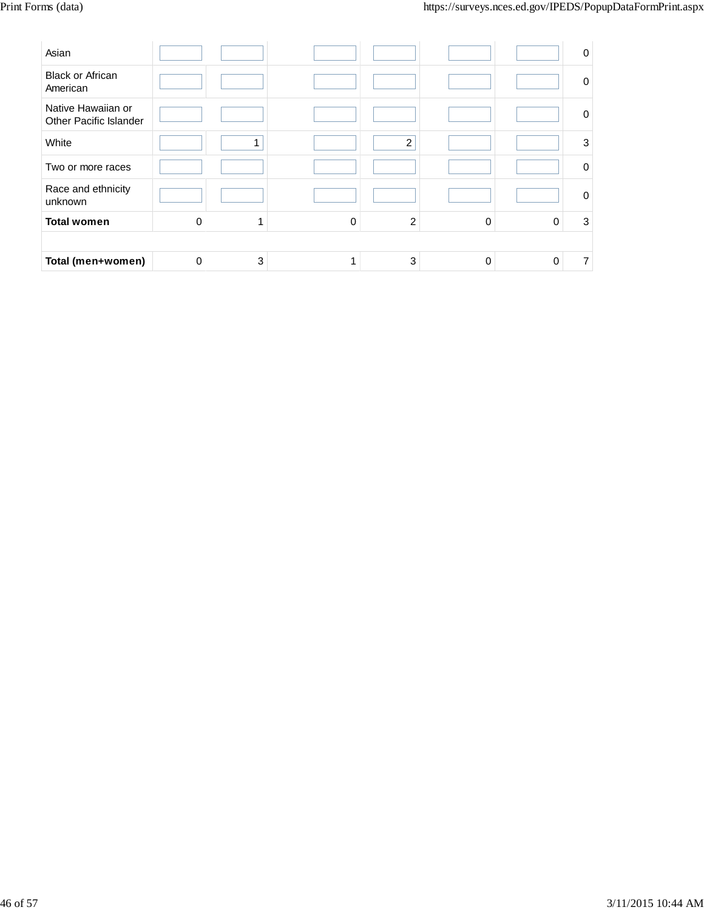| | | | | | | | |
|---|---|---|---|---|---|---|---|
| Asian | | | | | | | 0 |
| Black or African American | | | | | | | 0 |
| Native Hawaiian or Other Pacific Islander | | | | | | | 0 |
| White | | 1 | | 2 | | | 3 |
| Two or more races | | | | | | | 0 |
| Race and ethnicity unknown | | | | | | | 0 |
| **Total women** | 0 | 1 | 0 | 2 | 0 | 0 | 3 |
| | | | | | | | |
| **Total (men+women)** | 0 | 3 | 1 | 3 | 0 | 0 | 7 |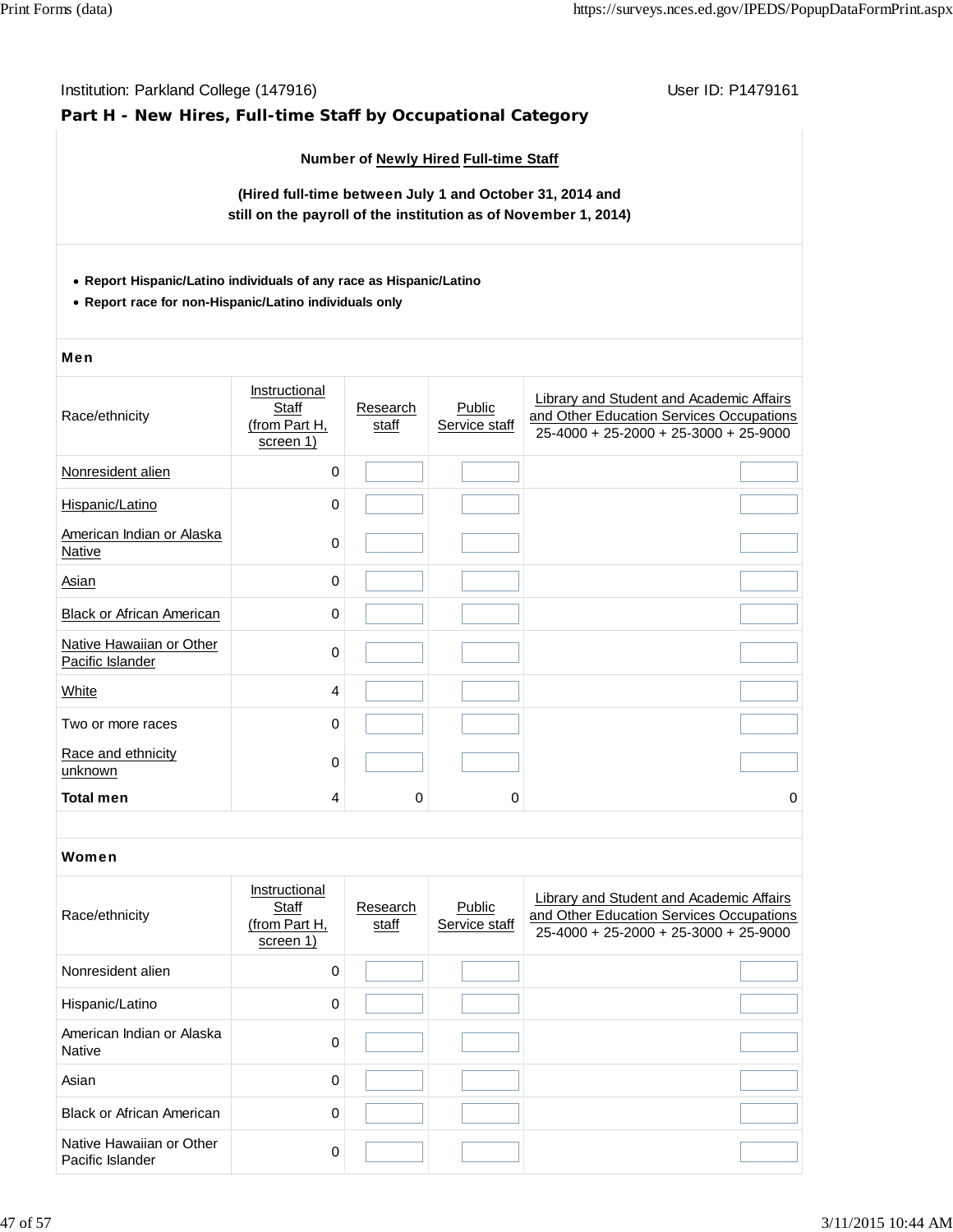Institution: Parkland College (147916) User ID: P1479161

## Part H - New Hires, Full-time Staff by Occupational Category

**Number of Newly Hired Full-time Staff**

**(Hired full-time between July 1 and October 31, 2014 and still on the payroll of the institution as of November 1, 2014)**

- **Report Hispanic/Latino individuals of any race as Hispanic/Latino**
- **Report race for non-Hispanic/Latino individuals only**

**Men**

| Race/ethnicity | Instructional Staff (from Part H, screen 1) | Research staff | Public Service staff | Library and Student and Academic Affairs and Other Education Services Occupations 25-4000 + 25-2000 + 25-3000 + 25-9000 |
|---|---|---|---|---|
| Nonresident alien | 0 | | | |
| Hispanic/Latino | 0 | | | |
| American Indian or Alaska Native | 0 | | | |
| Asian | 0 | | | |
| Black or African American | 0 | | | |
| Native Hawaiian or Other Pacific Islander | 0 | | | |
| White | 4 | | | |
| Two or more races | 0 | | | |
| Race and ethnicity unknown | 0 | | | |
| **Total men** | 4 | 0 | 0 | 0 |

**Women**

| Race/ethnicity | Instructional Staff (from Part H, screen 1) | Research staff | Public Service staff | Library and Student and Academic Affairs and Other Education Services Occupations 25-4000 + 25-2000 + 25-3000 + 25-9000 |
|---|---|---|---|---|
| Nonresident alien | 0 | | | |
| Hispanic/Latino | 0 | | | |
| American Indian or Alaska Native | 0 | | | |
| Asian | 0 | | | |
| Black or African American | 0 | | | |
| Native Hawaiian or Other Pacific Islander | 0 | | | |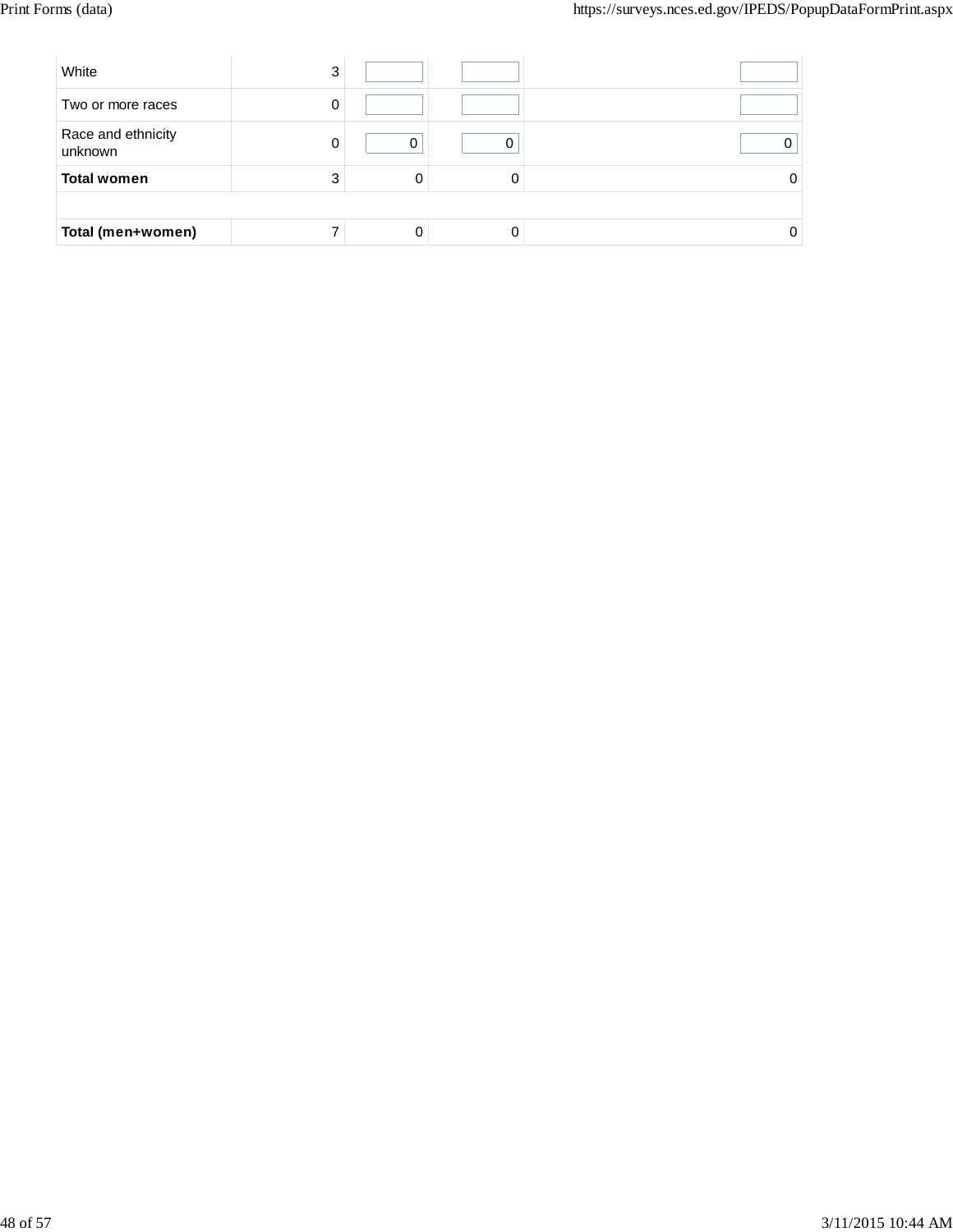| | | | | |
|---|---|---|---|---|
| White | 3 | | | |
| Two or more races | 0 | | | |
| Race and ethnicity unknown | 0 | 0 | 0 | 0 |
| **Total women** | 3 | 0 | 0 | 0 |
| | | | | |
| **Total (men+women)** | 7 | 0 | 0 | 0 |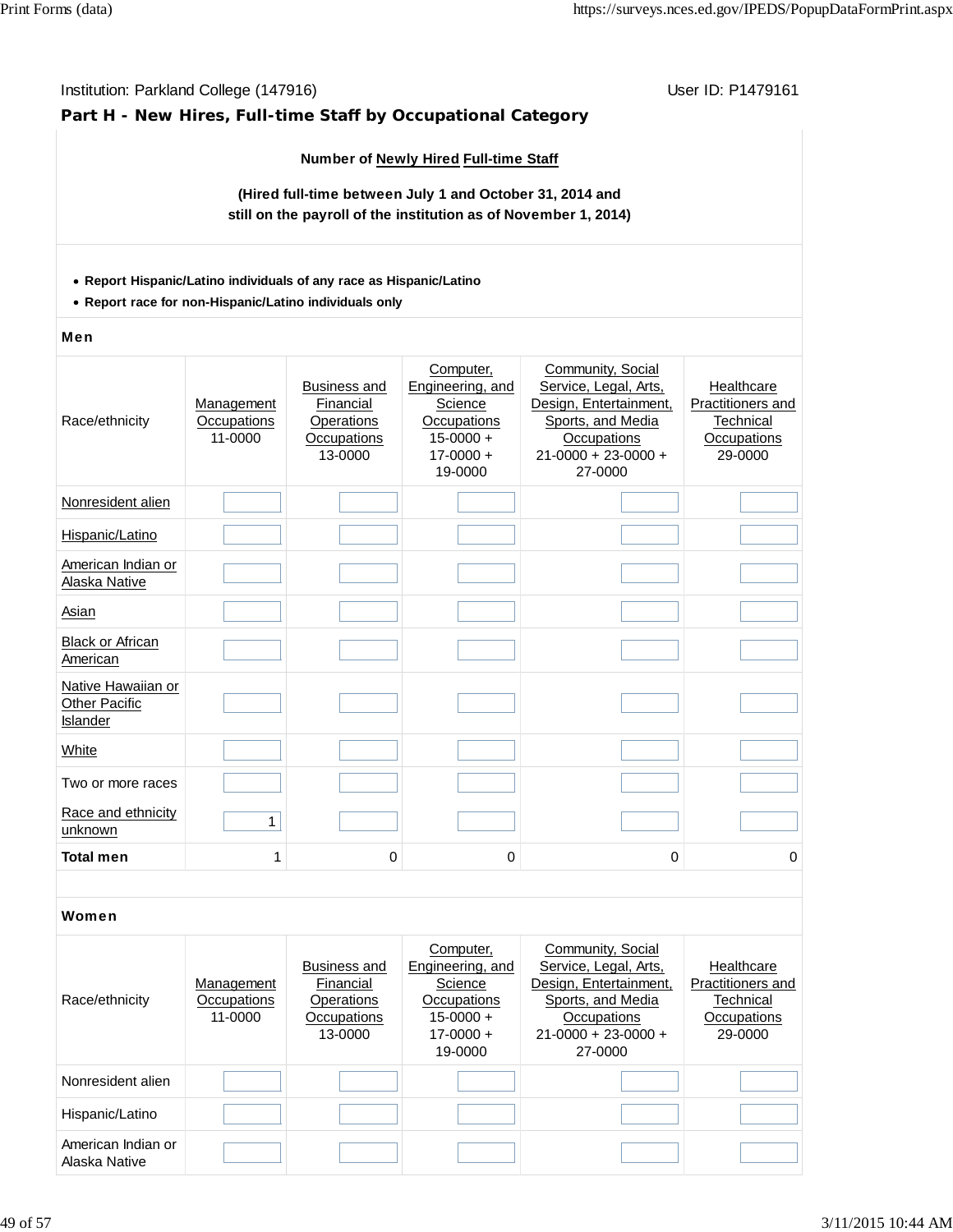Institution: Parkland College (147916) User ID: P1479161

## Part H - New Hires, Full-time Staff by Occupational Category

**Number of Newly Hired Full-time Staff**

**(Hired full-time between July 1 and October 31, 2014 and still on the payroll of the institution as of November 1, 2014)**

- **Report Hispanic/Latino individuals of any race as Hispanic/Latino**
- **Report race for non-Hispanic/Latino individuals only**

**Men**

| Race/ethnicity | Management Occupations 11-0000 | Business and Financial Operations Occupations 13-0000 | Computer, Engineering, and Science Occupations 15-0000 + 17-0000 + 19-0000 | Community, Social Service, Legal, Arts, Design, Entertainment, Sports, and Media Occupations 21-0000 + 23-0000 + 27-0000 | Healthcare Practitioners and Technical Occupations 29-0000 |
|---|---|---|---|---|---|
| Nonresident alien | | | | | |
| Hispanic/Latino | | | | | |
| American Indian or Alaska Native | | | | | |
| Asian | | | | | |
| Black or African American | | | | | |
| Native Hawaiian or Other Pacific Islander | | | | | |
| White | | | | | |
| Two or more races | | | | | |
| Race and ethnicity unknown | 1 | | | | |
| **Total men** | 1 | 0 | 0 | 0 | 0 |

**Women**

| Race/ethnicity | Management Occupations 11-0000 | Business and Financial Operations Occupations 13-0000 | Computer, Engineering, and Science Occupations 15-0000 + 17-0000 + 19-0000 | Community, Social Service, Legal, Arts, Design, Entertainment, Sports, and Media Occupations 21-0000 + 23-0000 + 27-0000 | Healthcare Practitioners and Technical Occupations 29-0000 |
|---|---|---|---|---|---|
| Nonresident alien | | | | | |
| Hispanic/Latino | | | | | |
| American Indian or Alaska Native | | | | | |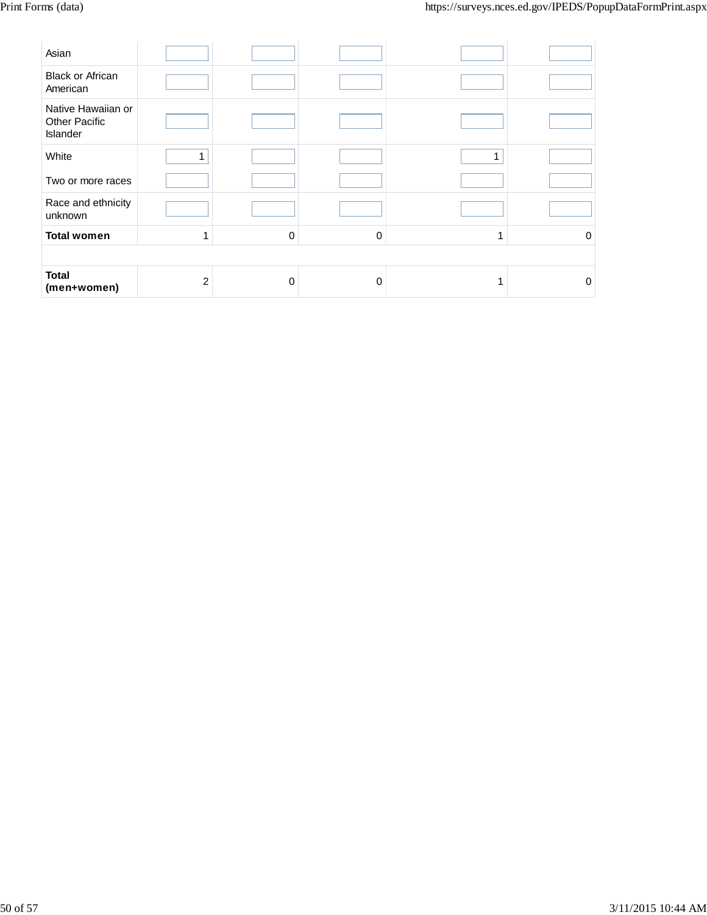| | | | | | |
|---|---|---|---|---|---|
| Asian | | | | | |
| Black or African American | | | | | |
| Native Hawaiian or Other Pacific Islander | | | | | |
| White | 1 | | | 1 | |
| Two or more races | | | | | |
| Race and ethnicity unknown | | | | | |
| **Total women** | 1 | 0 | 0 | 1 | 0 |
| | | | | | |
| **Total (men+women)** | 2 | 0 | 0 | 1 | 0 |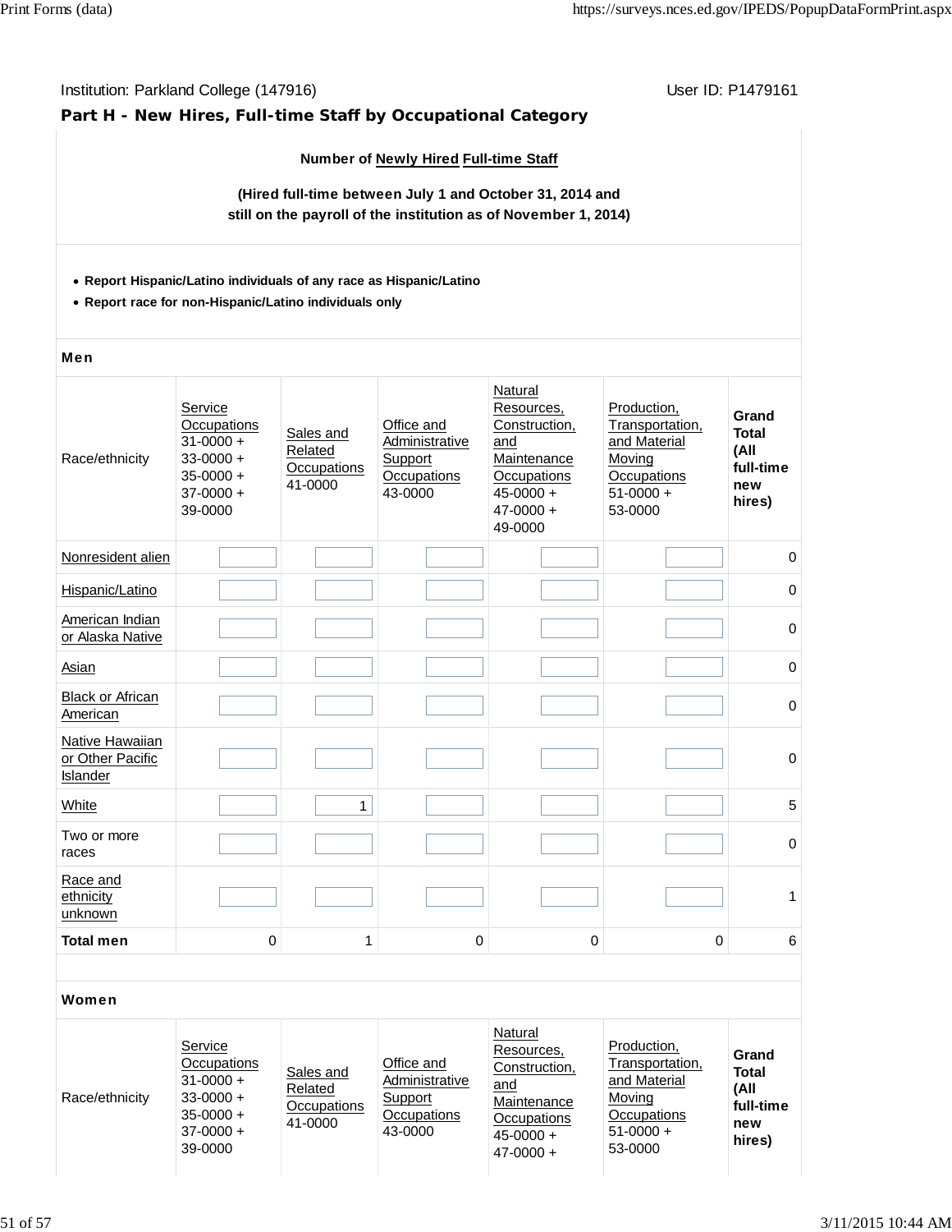Institution: Parkland College (147916) User ID: P1479161

**Part H - New Hires, Full-time Staff by Occupational Category**

**Number of Newly Hired Full-time Staff**

**(Hired full-time between July 1 and October 31, 2014 and still on the payroll of the institution as of November 1, 2014)**

- **Report Hispanic/Latino individuals of any race as Hispanic/Latino**
- **Report race for non-Hispanic/Latino individuals only**

**Men**

| Race/ethnicity | Service Occupations 31-0000 + 33-0000 + 35-0000 + 37-0000 + 39-0000 | Sales and Related Occupations 41-0000 | Office and Administrative Support Occupations 43-0000 | Natural Resources, Construction, and Maintenance Occupations 45-0000 + 47-0000 + 49-0000 | Production, Transportation, and Material Moving Occupations 51-0000 + 53-0000 | Grand Total (All full-time new hires) |
|---|---|---|---|---|---|---|
| Nonresident alien | | | | | | 0 |
| Hispanic/Latino | | | | | | 0 |
| American Indian or Alaska Native | | | | | | 0 |
| Asian | | | | | | 0 |
| Black or African American | | | | | | 0 |
| Native Hawaiian or Other Pacific Islander | | | | | | 0 |
| White | | 1 | | | | 5 |
| Two or more races | | | | | | 0 |
| Race and ethnicity unknown | | | | | | 1 |
| **Total men** | 0 | 1 | 0 | 0 | 0 | 6 |

**Women**

| Race/ethnicity | Service Occupations 31-0000 + 33-0000 + 35-0000 + 37-0000 + 39-0000 | Sales and Related Occupations 41-0000 | Office and Administrative Support Occupations 43-0000 | Natural Resources, Construction, and Maintenance Occupations 45-0000 + 47-0000 + | Production, Transportation, and Material Moving Occupations 51-0000 + 53-0000 | Grand Total (All full-time new hires) |
|---|---|---|---|---|---|---|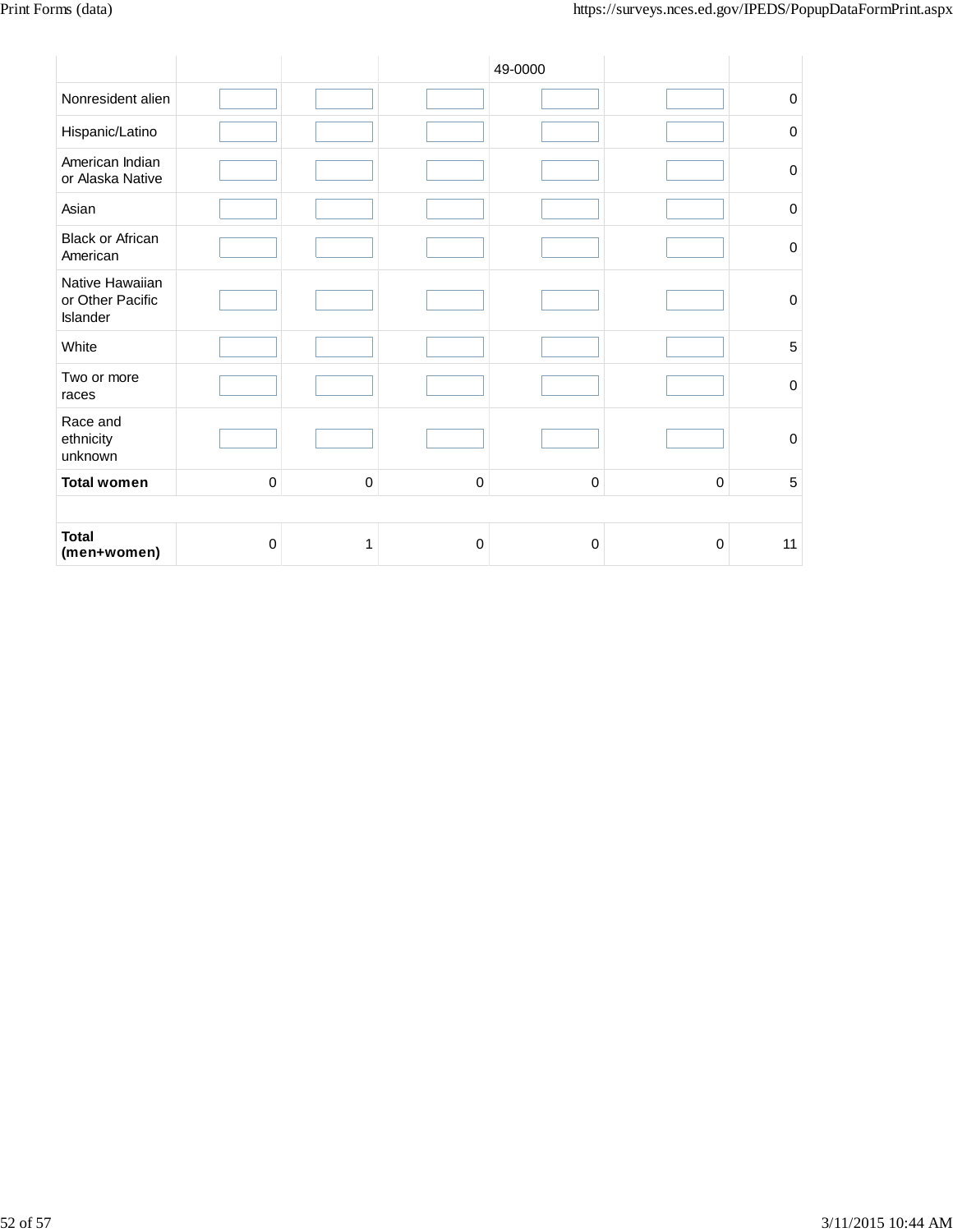|  |  |  |  | 49-0000 |  |  |
|---|---|---|---|---|---|---|
| Nonresident alien |  |  |  |  |  | 0 |
| Hispanic/Latino |  |  |  |  |  | 0 |
| American Indian or Alaska Native |  |  |  |  |  | 0 |
| Asian |  |  |  |  |  | 0 |
| Black or African American |  |  |  |  |  | 0 |
| Native Hawaiian or Other Pacific Islander |  |  |  |  |  | 0 |
| White |  |  |  |  |  | 5 |
| Two or more races |  |  |  |  |  | 0 |
| Race and ethnicity unknown |  |  |  |  |  | 0 |
| **Total women** | 0 | 0 | 0 | 0 | 0 | 5 |
|  |  |  |  |  |  |  |
| **Total (men+women)** | 0 | 1 | 0 | 0 | 0 | 11 |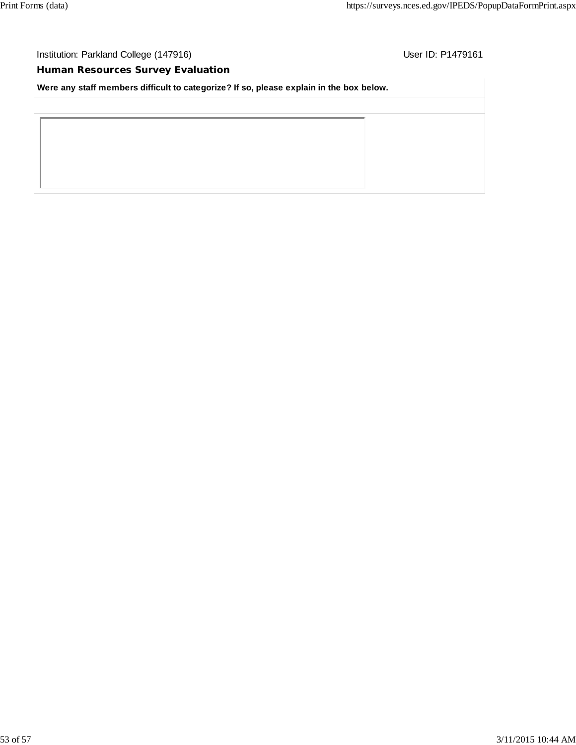Institution: Parkland College (147916) User ID: P1479161

### Human Resources Survey Evaluation

**Were any staff members difficult to categorize? If so, please explain in the box below.**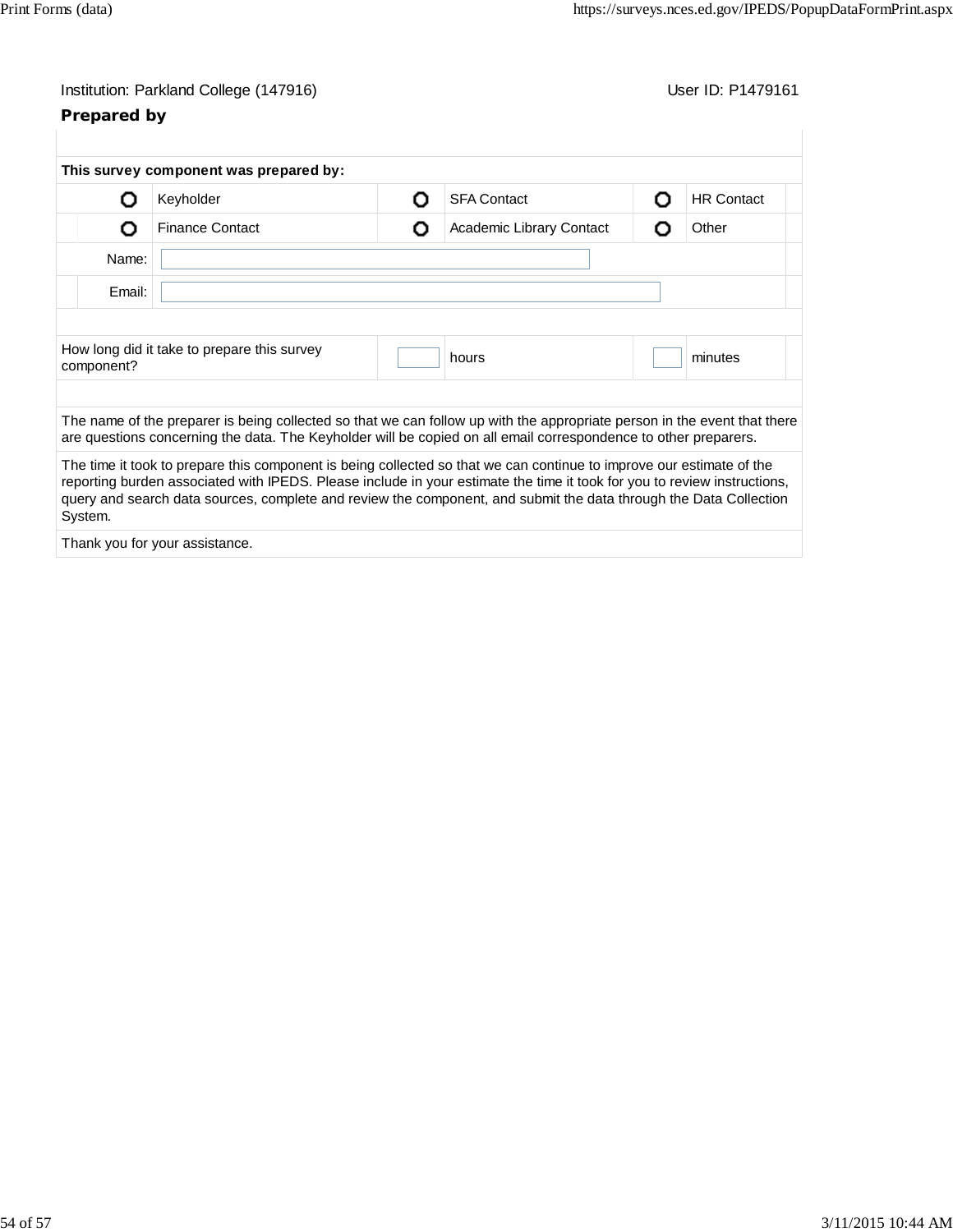Institution: Parkland College (147916)

User ID: P1479161

**Prepared by**

**This survey component was prepared by:**

| | | | | | |
|---|---|---|---|---|---|
| ○ | Keyholder | ○ | SFA Contact | ○ | HR Contact |
| ○ | Finance Contact | ○ | Academic Library Contact | ○ | Other |

Name: 

Email: 

How long did it take to prepare this survey component? ____ hours ____ minutes

The name of the preparer is being collected so that we can follow up with the appropriate person in the event that there are questions concerning the data. The Keyholder will be copied on all email correspondence to other preparers.

The time it took to prepare this component is being collected so that we can continue to improve our estimate of the reporting burden associated with IPEDS. Please include in your estimate the time it took for you to review instructions, query and search data sources, complete and review the component, and submit the data through the Data Collection System.

Thank you for your assistance.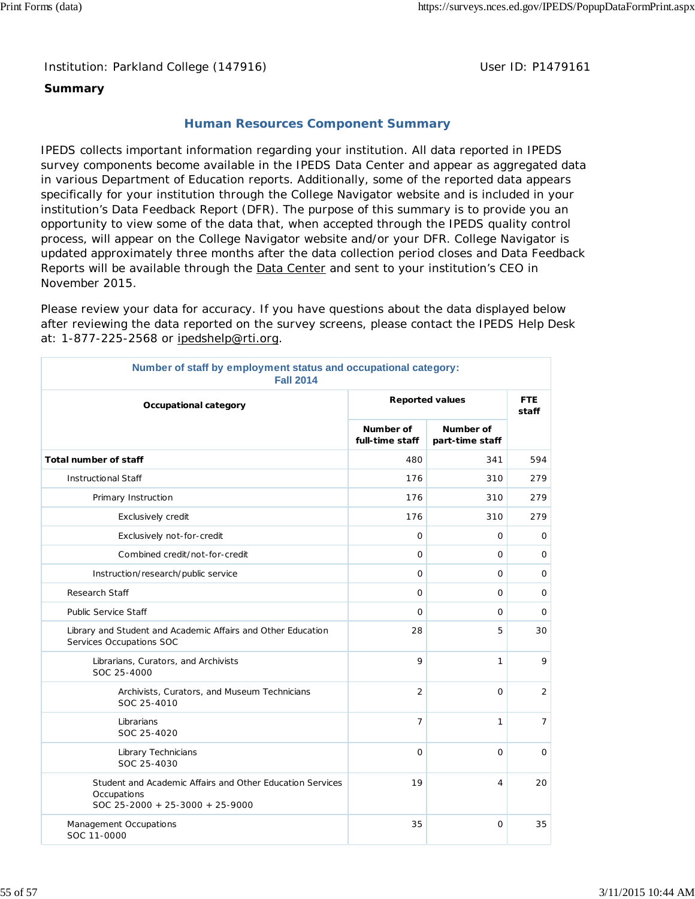Institution: Parkland College (147916)

User ID: P1479161

**Summary**

## Human Resources Component Summary

IPEDS collects important information regarding your institution. All data reported in IPEDS survey components become available in the IPEDS Data Center and appear as aggregated data in various Department of Education reports. Additionally, some of the reported data appears specifically for your institution through the College Navigator website and is included in your institution's Data Feedback Report (DFR). The purpose of this summary is to provide you an opportunity to view some of the data that, when accepted through the IPEDS quality control process, will appear on the College Navigator website and/or your DFR. College Navigator is updated approximately three months after the data collection period closes and Data Feedback Reports will be available through the Data Center and sent to your institution's CEO in November 2015.

Please review your data for accuracy. If you have questions about the data displayed below after reviewing the data reported on the survey screens, please contact the IPEDS Help Desk at: 1-877-225-2568 or ipedshelp@rti.org.

**Number of staff by employment status and occupational category: Fall 2014**

| Occupational category | Reported values | | FTE staff |
|---|---|---|---|
| | Number of full-time staff | Number of part-time staff | |
| **Total number of staff** | 480 | 341 | 594 |
| Instructional Staff | 176 | 310 | 279 |
| Primary Instruction | 176 | 310 | 279 |
| Exclusively credit | 176 | 310 | 279 |
| Exclusively not-for-credit | 0 | 0 | 0 |
| Combined credit/not-for-credit | 0 | 0 | 0 |
| Instruction/research/public service | 0 | 0 | 0 |
| Research Staff | 0 | 0 | 0 |
| Public Service Staff | 0 | 0 | 0 |
| Library and Student and Academic Affairs and Other Education Services Occupations SOC | 28 | 5 | 30 |
| Librarians, Curators, and Archivists SOC 25-4000 | 9 | 1 | 9 |
| Archivists, Curators, and Museum Technicians SOC 25-4010 | 2 | 0 | 2 |
| Librarians SOC 25-4020 | 7 | 1 | 7 |
| Library Technicians SOC 25-4030 | 0 | 0 | 0 |
| Student and Academic Affairs and Other Education Services Occupations SOC 25-2000 + 25-3000 + 25-9000 | 19 | 4 | 20 |
| Management Occupations SOC 11-0000 | 35 | 0 | 35 |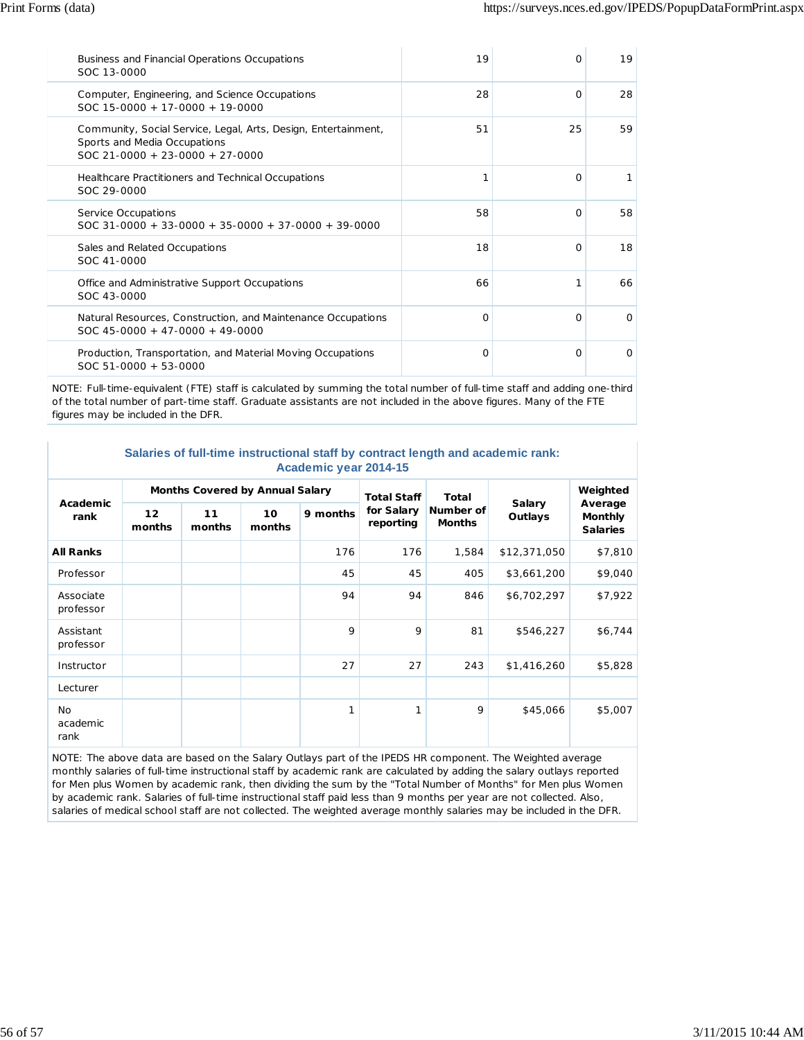| | | | |
|---|---|---|---|
| Business and Financial Operations Occupations<br>SOC 13-0000 | 19 | 0 | 19 |
| Computer, Engineering, and Science Occupations<br>SOC 15-0000 + 17-0000 + 19-0000 | 28 | 0 | 28 |
| Community, Social Service, Legal, Arts, Design, Entertainment, Sports and Media Occupations<br>SOC 21-0000 + 23-0000 + 27-0000 | 51 | 25 | 59 |
| Healthcare Practitioners and Technical Occupations<br>SOC 29-0000 | 1 | 0 | 1 |
| Service Occupations<br>SOC 31-0000 + 33-0000 + 35-0000 + 37-0000 + 39-0000 | 58 | 0 | 58 |
| Sales and Related Occupations<br>SOC 41-0000 | 18 | 0 | 18 |
| Office and Administrative Support Occupations<br>SOC 43-0000 | 66 | 1 | 66 |
| Natural Resources, Construction, and Maintenance Occupations<br>SOC 45-0000 + 47-0000 + 49-0000 | 0 | 0 | 0 |
| Production, Transportation, and Material Moving Occupations<br>SOC 51-0000 + 53-0000 | 0 | 0 | 0 |

NOTE: Full-time-equivalent (FTE) staff is calculated by summing the total number of full-time staff and adding one-third of the total number of part-time staff. Graduate assistants are not included in the above figures. Many of the FTE figures may be included in the DFR.

### Salaries of full-time instructional staff by contract length and academic rank: Academic year 2014-15

| Academic rank | Months Covered by Annual Salary | | | | Total Staff for Salary reporting | Total Number of Months | Salary Outlays | Weighted Average Monthly Salaries |
|---|---|---|---|---|---|---|---|---|
| | 12 months | 11 months | 10 months | 9 months | | | | |
| **All Ranks** | | | | 176 | 176 | 1,584 | $12,371,050 | $7,810 |
| Professor | | | | 45 | 45 | 405 | $3,661,200 | $9,040 |
| Associate professor | | | | 94 | 94 | 846 | $6,702,297 | $7,922 |
| Assistant professor | | | | 9 | 9 | 81 | $546,227 | $6,744 |
| Instructor | | | | 27 | 27 | 243 | $1,416,260 | $5,828 |
| Lecturer | | | | | | | | |
| No academic rank | | | | 1 | 1 | 9 | $45,066 | $5,007 |

NOTE: The above data are based on the Salary Outlays part of the IPEDS HR component. The Weighted average monthly salaries of full-time instructional staff by academic rank are calculated by adding the salary outlays reported for Men plus Women by academic rank, then dividing the sum by the "Total Number of Months" for Men plus Women by academic rank. Salaries of full-time instructional staff paid less than 9 months per year are not collected. Also, salaries of medical school staff are not collected. The weighted average monthly salaries may be included in the DFR.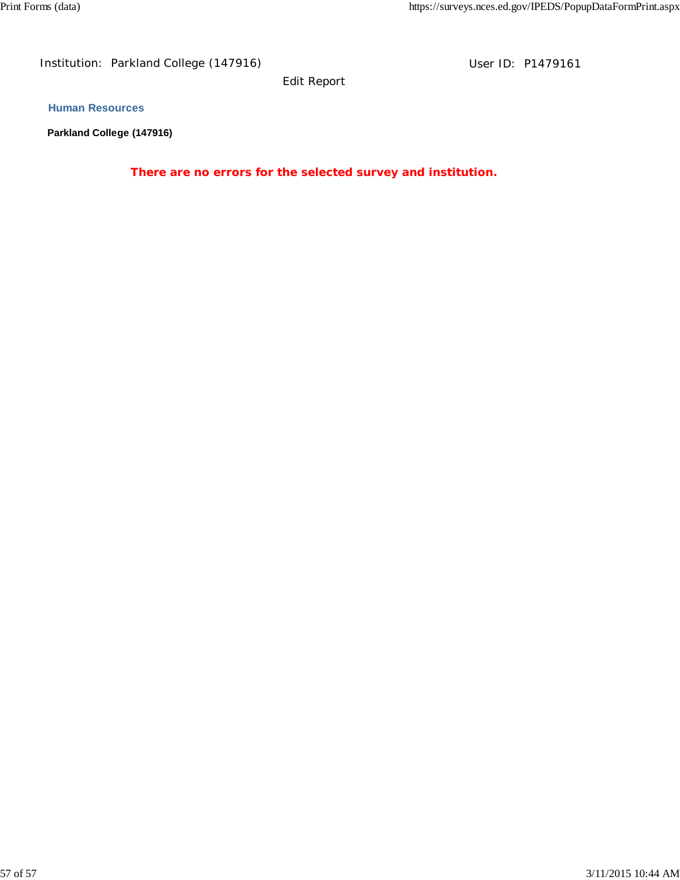Institution: Parkland College (147916) User ID: P1479161

Edit Report

### Human Resources

**Parkland College (147916)**

**There are no errors for the selected survey and institution.**